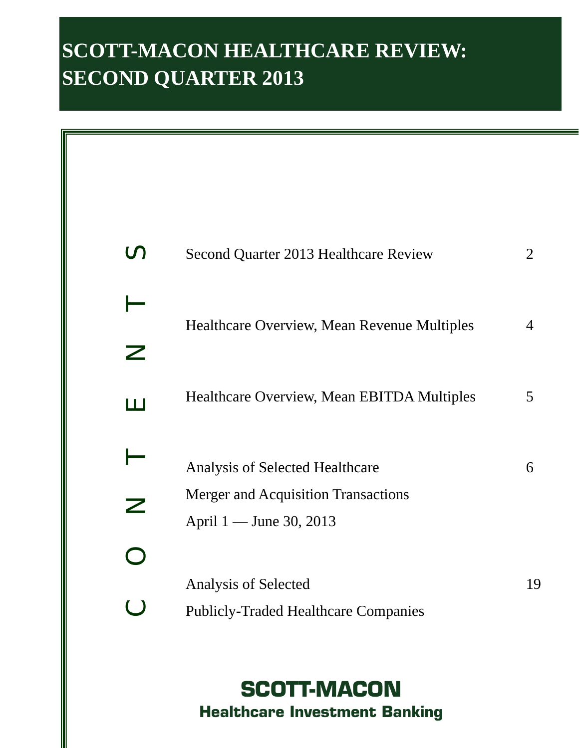# SCOTT-MACON HEALTHCARE REVIEW: SECOND QUARTER 2013

## CONTENTS

| | |
|---|---|
| Second Quarter 2013 Healthcare Review | 2 |
| Healthcare Overview, Mean Revenue Multiples | 4 |
| Healthcare Overview, Mean EBITDA Multiples | 5 |
| Analysis of Selected Healthcare Merger and Acquisition Transactions April 1 — June 30, 2013 | 6 |
| Analysis of Selected Publicly-Traded Healthcare Companies | 19 |

**SCOTT-MACON**
**Healthcare Investment Banking**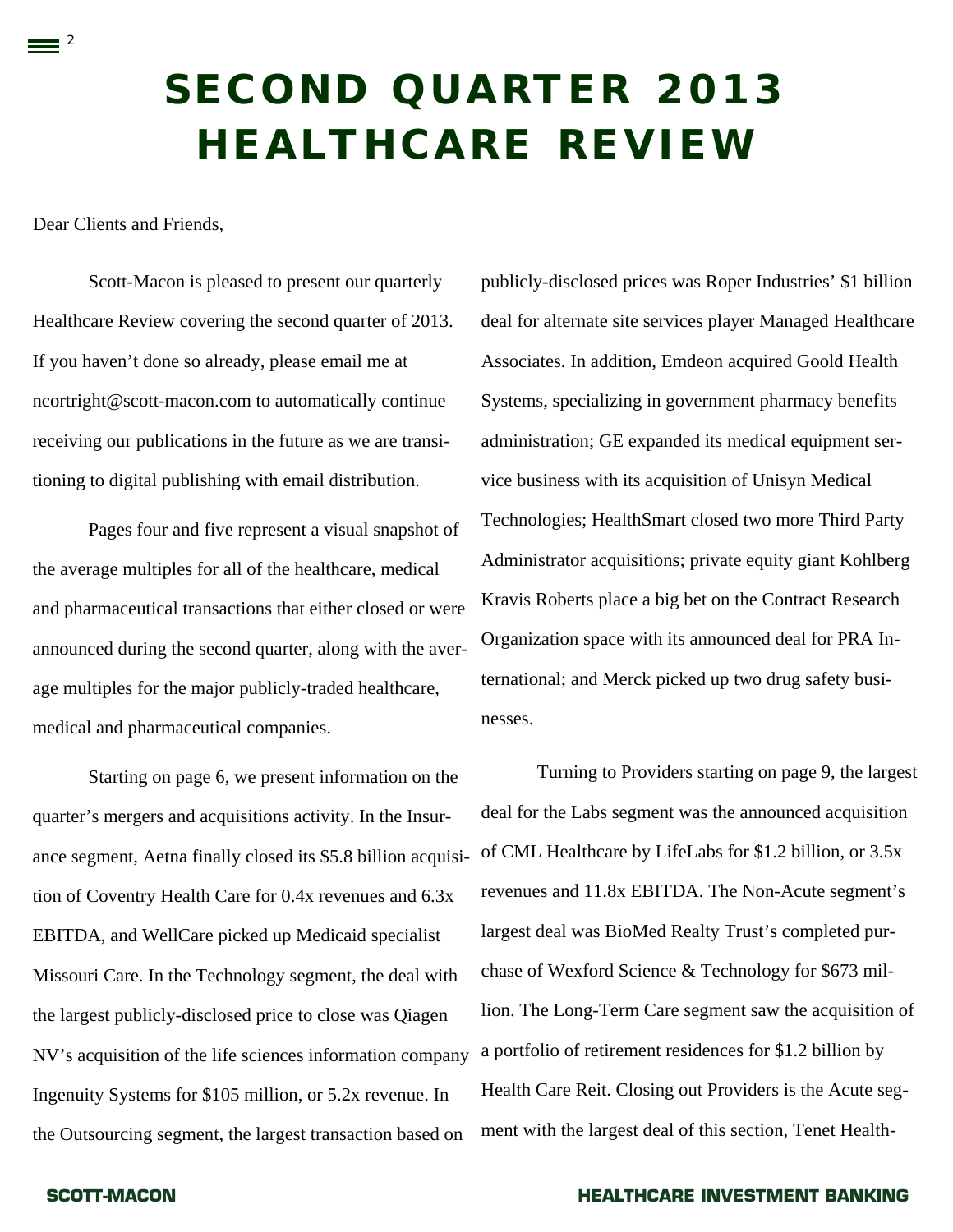# SECOND QUARTER 2013 HEALTHCARE REVIEW

Dear Clients and Friends,

Scott-Macon is pleased to present our quarterly Healthcare Review covering the second quarter of 2013. If you haven't done so already, please email me at ncortright@scott-macon.com to automatically continue receiving our publications in the future as we are transitioning to digital publishing with email distribution.

Pages four and five represent a visual snapshot of the average multiples for all of the healthcare, medical and pharmaceutical transactions that either closed or were announced during the second quarter, along with the average multiples for the major publicly-traded healthcare, medical and pharmaceutical companies.

Starting on page 6, we present information on the quarter's mergers and acquisitions activity. In the Insurance segment, Aetna finally closed its $5.8 billion acquisition of Coventry Health Care for 0.4x revenues and 6.3x EBITDA, and WellCare picked up Medicaid specialist Missouri Care. In the Technology segment, the deal with the largest publicly-disclosed price to close was Qiagen NV's acquisition of the life sciences information company Ingenuity Systems for $105 million, or 5.2x revenue. In the Outsourcing segment, the largest transaction based on publicly-disclosed prices was Roper Industries' $1 billion deal for alternate site services player Managed Healthcare Associates. In addition, Emdeon acquired Goold Health Systems, specializing in government pharmacy benefits administration; GE expanded its medical equipment service business with its acquisition of Unisyn Medical Technologies; HealthSmart closed two more Third Party Administrator acquisitions; private equity giant Kohlberg Kravis Roberts place a big bet on the Contract Research Organization space with its announced deal for PRA International; and Merck picked up two drug safety businesses.

Turning to Providers starting on page 9, the largest deal for the Labs segment was the announced acquisition of CML Healthcare by LifeLabs for $1.2 billion, or 3.5x revenues and 11.8x EBITDA. The Non-Acute segment's largest deal was BioMed Realty Trust's completed purchase of Wexford Science & Technology for $673 million. The Long-Term Care segment saw the acquisition of a portfolio of retirement residences for $1.2 billion by Health Care Reit. Closing out Providers is the Acute segment with the largest deal of this section, Tenet Health-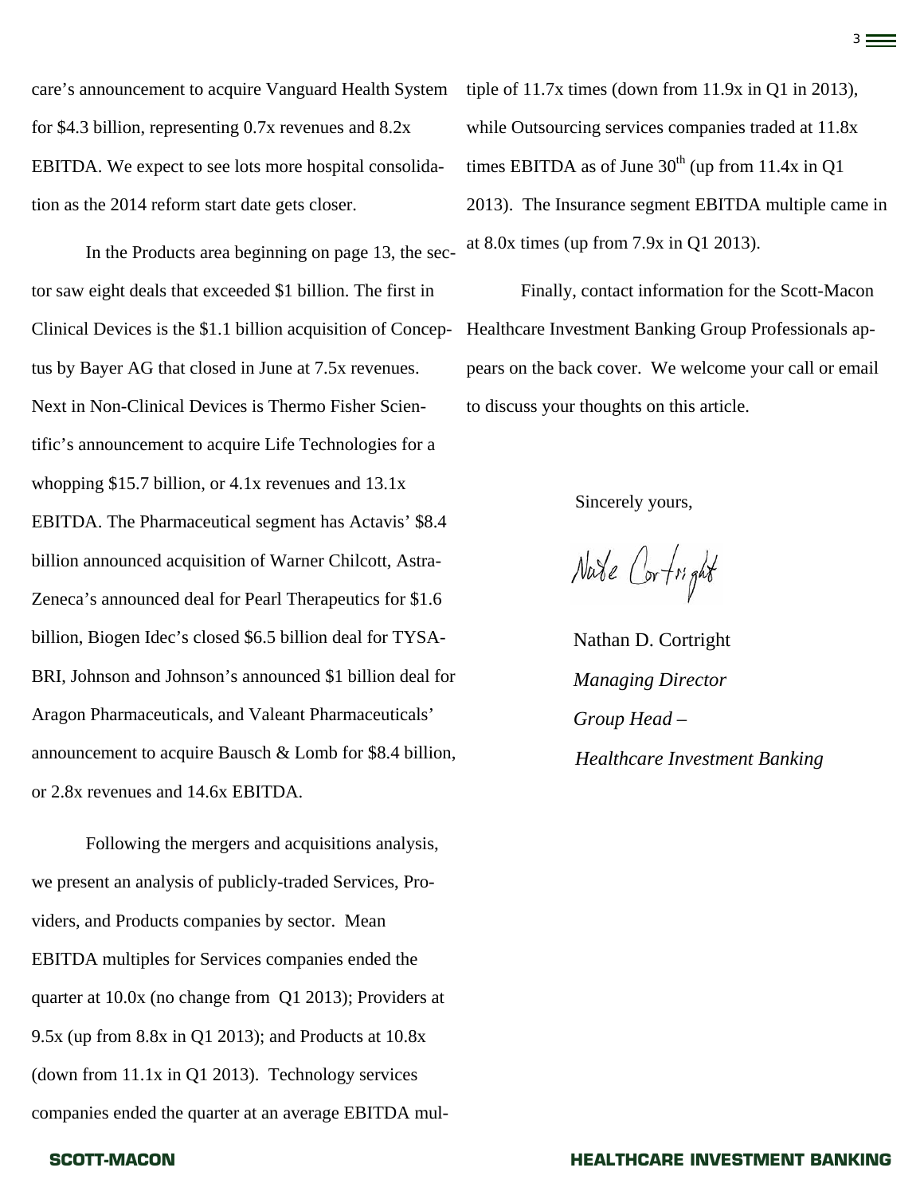care's announcement to acquire Vanguard Health System for $4.3 billion, representing 0.7x revenues and 8.2x EBITDA. We expect to see lots more hospital consolidation as the 2014 reform start date gets closer.

In the Products area beginning on page 13, the sector saw eight deals that exceeded $1 billion. The first in Clinical Devices is the $1.1 billion acquisition of Conceptus by Bayer AG that closed in June at 7.5x revenues. Next in Non-Clinical Devices is Thermo Fisher Scientific's announcement to acquire Life Technologies for a whopping $15.7 billion, or 4.1x revenues and 13.1x EBITDA. The Pharmaceutical segment has Actavis' $8.4 billion announced acquisition of Warner Chilcott, AstraZeneca's announced deal for Pearl Therapeutics for $1.6 billion, Biogen Idec's closed $6.5 billion deal for TYSABRI, Johnson and Johnson's announced $1 billion deal for Aragon Pharmaceuticals, and Valeant Pharmaceuticals' announcement to acquire Bausch & Lomb for $8.4 billion, or 2.8x revenues and 14.6x EBITDA.

Following the mergers and acquisitions analysis, we present an analysis of publicly-traded Services, Providers, and Products companies by sector. Mean EBITDA multiples for Services companies ended the quarter at 10.0x (no change from Q1 2013); Providers at 9.5x (up from 8.8x in Q1 2013); and Products at 10.8x (down from 11.1x in Q1 2013). Technology services companies ended the quarter at an average EBITDA multiple of 11.7x times (down from 11.9x in Q1 in 2013), while Outsourcing services companies traded at 11.8x times EBITDA as of June 30th (up from 11.4x in Q1 2013). The Insurance segment EBITDA multiple came in at 8.0x times (up from 7.9x in Q1 2013).

Finally, contact information for the Scott-Macon Healthcare Investment Banking Group Professionals appears on the back cover. We welcome your call or email to discuss your thoughts on this article.

Sincerely yours,

Nate Cortright

Nathan D. Cortright
*Managing Director*
*Group Head –*
*Healthcare Investment Banking*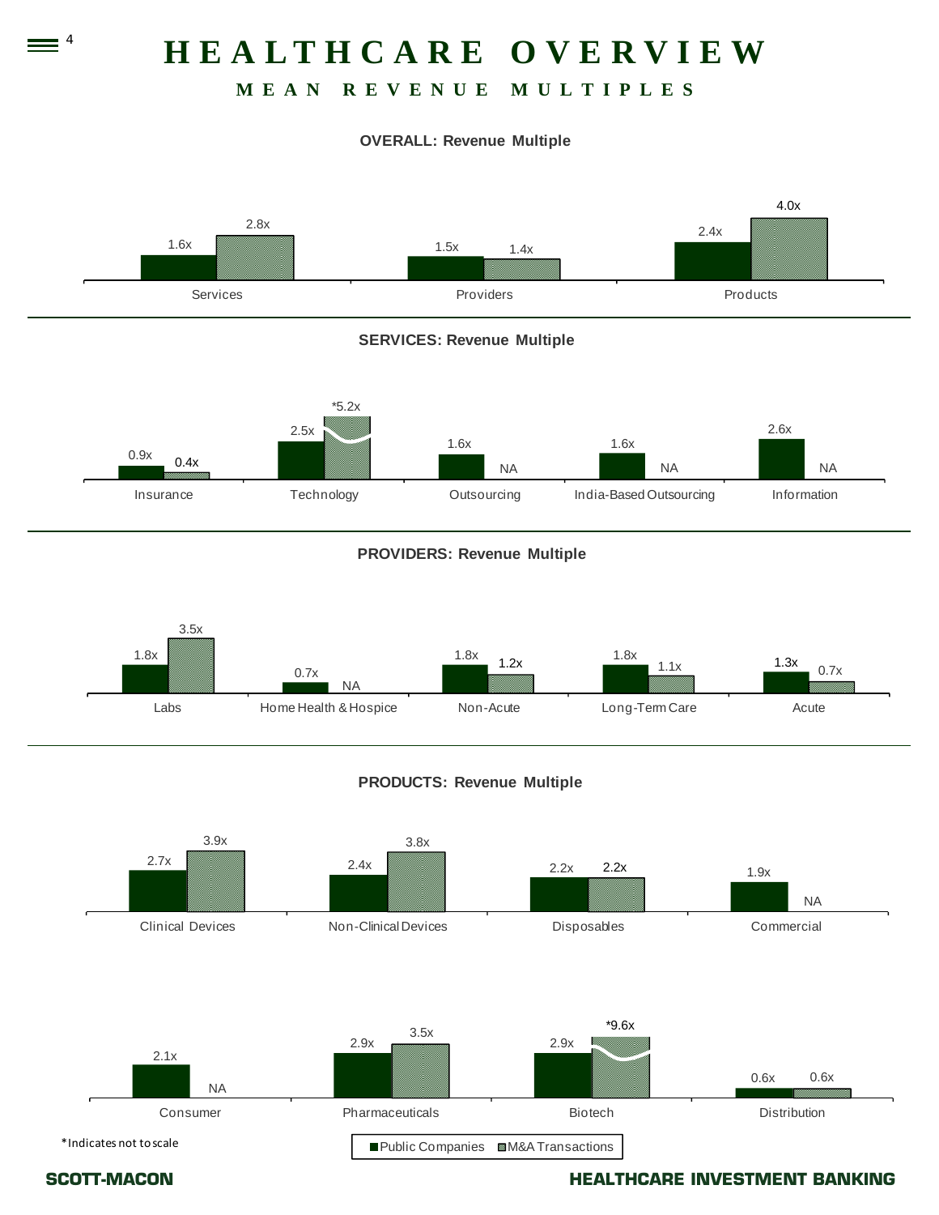# HEALTHCARE OVERVIEW

## MEAN REVENUE MULTIPLES

### OVERALL: Revenue Multiple

| | Public Companies | M&A Transactions |
|---|---|---|
| Services | 1.6x | 2.8x |
| Providers | 1.5x | 1.4x |
| Products | 2.4x | 4.0x |

### SERVICES: Revenue Multiple

| | Public Companies | M&A Transactions |
|---|---|---|
| Insurance | 0.9x | 0.4x |
| Technology | 2.5x | *5.2x |
| Outsourcing | 1.6x | NA |
| India-Based Outsourcing | 1.6x | NA |
| Information | 2.6x | NA |

### PROVIDERS: Revenue Multiple

| | Public Companies | M&A Transactions |
|---|---|---|
| Labs | 1.8x | 3.5x |
| Home Health & Hospice | 0.7x | NA |
| Non-Acute | 1.8x | 1.2x |
| Long-Term Care | 1.8x | 1.1x |
| Acute | 1.3x | 0.7x |

### PRODUCTS: Revenue Multiple

| | Public Companies | M&A Transactions |
|---|---|---|
| Clinical Devices | 2.7x | 3.9x |
| Non-Clinical Devices | 2.4x | 3.8x |
| Disposables | 2.2x | 2.2x |
| Commercial | 1.9x | NA |
| Consumer | 2.1x | NA |
| Pharmaceuticals | 2.9x | 3.5x |
| Biotech | 2.9x | *9.6x |
| Distribution | 0.6x | 0.6x |

*Indicates not to scale

■ Public Companies ■ M&A Transactions

SCOTT-MACON HEALTHCARE INVESTMENT BANKING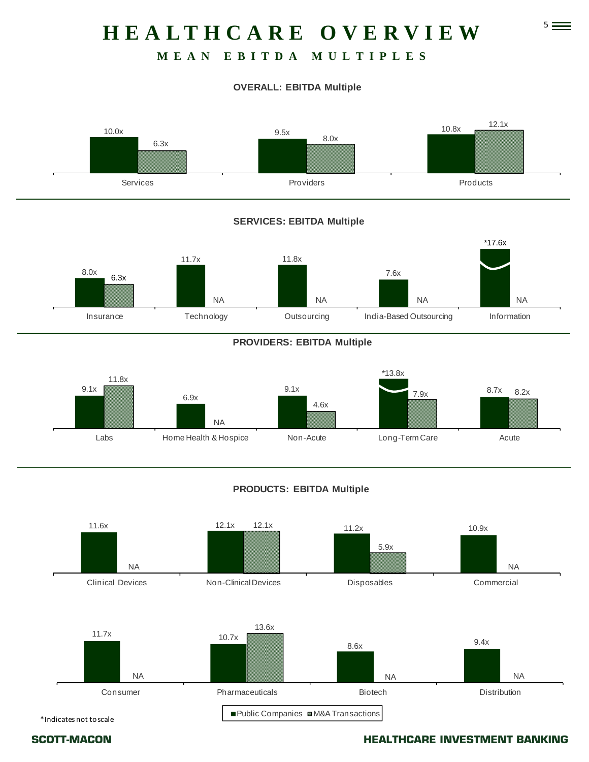# HEALTHCARE OVERVIEW

## MEAN EBITDA MULTIPLES

**OVERALL: EBITDA Multiple**

| | Public Companies | M&A Transactions |
|---|---|---|
| Services | 10.0x | 6.3x |
| Providers | 9.5x | 8.0x |
| Products | 10.8x | 12.1x |

**SERVICES: EBITDA Multiple**

| | Public Companies | M&A Transactions |
|---|---|---|
| Insurance | 8.0x | 6.3x |
| Technology | 11.7x | NA |
| Outsourcing | 11.8x | NA |
| India-Based Outsourcing | 7.6x | NA |
| Information | *17.6x | NA |

**PROVIDERS: EBITDA Multiple**

| | Public Companies | M&A Transactions |
|---|---|---|
| Labs | 9.1x | 11.8x |
| Home Health & Hospice | 6.9x | NA |
| Non-Acute | 9.1x | 4.6x |
| Long-Term Care | *13.8x | 7.9x |
| Acute | 8.7x | 8.2x |

**PRODUCTS: EBITDA Multiple**

| | Public Companies | M&A Transactions |
|---|---|---|
| Clinical Devices | 11.6x | NA |
| Non-Clinical Devices | 12.1x | 12.1x |
| Disposables | 11.2x | 5.9x |
| Commercial | 10.9x | NA |
| Consumer | 11.7x | NA |
| Pharmaceuticals | 10.7x | 13.6x |
| Biotech | 8.6x | NA |
| Distribution | 9.4x | NA |

*Indicates not to scale

SCOTT-MACON

HEALTHCARE INVESTMENT BANKING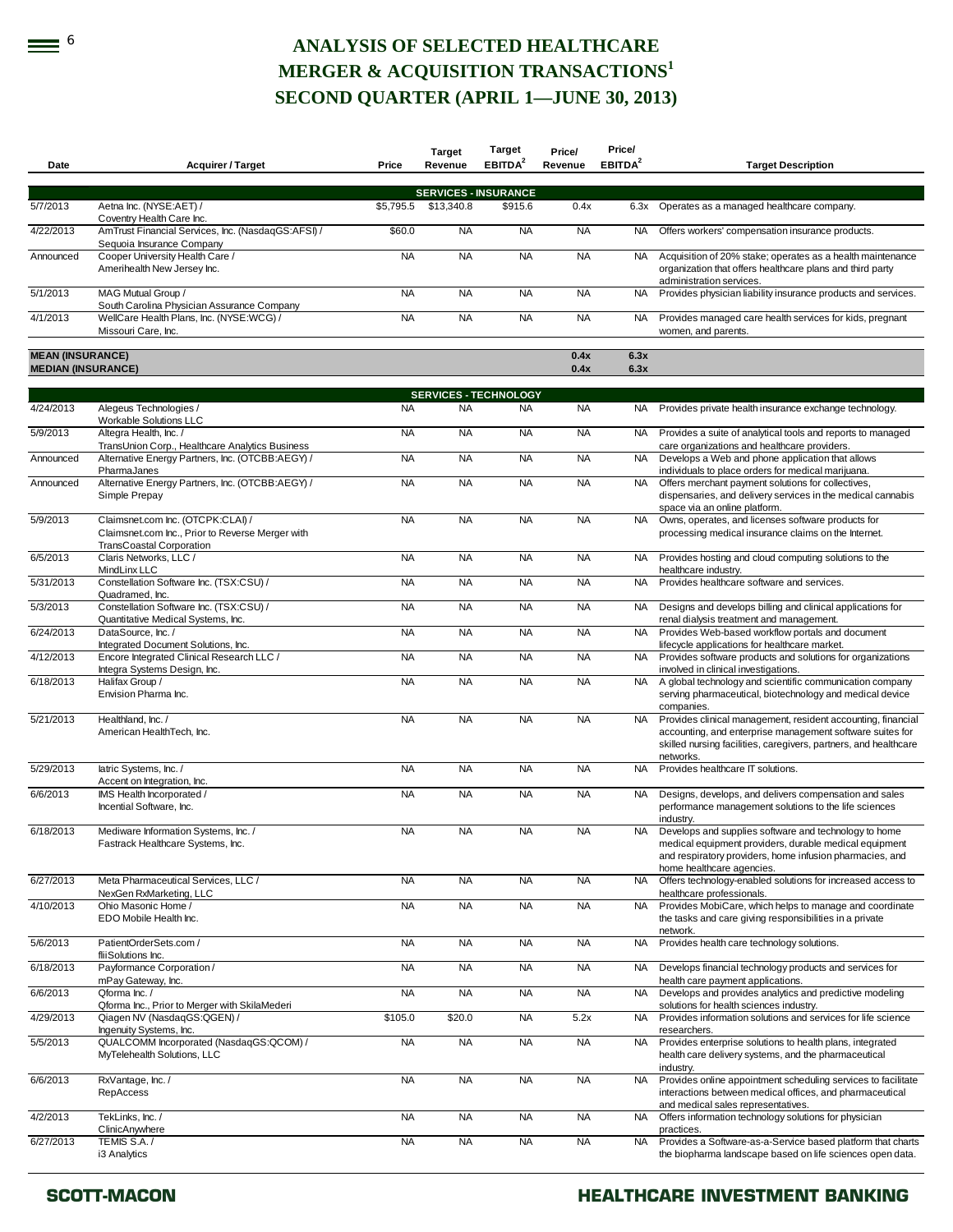# ANALYSIS OF SELECTED HEALTHCARE MERGER & ACQUISITION TRANSACTIONS[1]

## SECOND QUARTER (APRIL 1—JUNE 30, 2013)

| Date | Acquirer / Target | Price | Target Revenue | Target EBITDA[2] | Price/ Revenue | Price/ EBITDA[2] | Target Description |
|---|---|---|---|---|---|---|---|
| | | | **SERVICES - INSURANCE** | | | | |
| 5/7/2013 | Aetna Inc. (NYSE:AET) / Coventry Health Care Inc. | $5,795.5 | $13,340.8 | $915.6 | 0.4x | 6.3x | Operates as a managed healthcare company. |
| 4/22/2013 | AmTrust Financial Services, Inc. (NasdaqGS:AFSI) / Sequoia Insurance Company | $60.0 | NA | NA | NA | NA | Offers workers' compensation insurance products. |
| Announced | Cooper University Health Care / Amerihealth New Jersey Inc. | NA | NA | NA | NA | NA | Acquisition of 20% stake; operates as a health maintenance organization that offers healthcare plans and third party administration services. |
| 5/1/2013 | MAG Mutual Group / South Carolina Physician Assurance Company | NA | NA | NA | NA | NA | Provides physician liability insurance products and services. |
| 4/1/2013 | WellCare Health Plans, Inc. (NYSE:WCG) / Missouri Care, Inc. | NA | NA | NA | NA | NA | Provides managed care health services for kids, pregnant women, and parents. |
| **MEAN (INSURANCE)** | | | | | **0.4x** | **6.3x** | |
| **MEDIAN (INSURANCE)** | | | | | **0.4x** | **6.3x** | |
| | | | **SERVICES - TECHNOLOGY** | | | | |
| 4/24/2013 | Alegeus Technologies / Workable Solutions LLC | NA | NA | NA | NA | NA | Provides private health insurance exchange technology. |
| 5/9/2013 | Altegra Health, Inc. / TransUnion Corp., Healthcare Analytics Business | NA | NA | NA | NA | NA | Provides a suite of analytical tools and reports to managed care organizations and healthcare providers. |
| Announced | Alternative Energy Partners, Inc. (OTCBB:AEGY) / PharmaJanes | NA | NA | NA | NA | NA | Develops a Web and phone application that allows individuals to place orders for medical marijuana. |
| Announced | Alternative Energy Partners, Inc. (OTCBB:AEGY) / Simple Prepay | NA | NA | NA | NA | NA | Offers merchant payment solutions for collectives, dispensaries, and delivery services in the medical cannabis space via an online platform. |
| 5/9/2013 | Claimsnet.com Inc. (OTCPK:CLAI) / Claimsnet.com Inc., Prior to Reverse Merger with TransCoastal Corporation | NA | NA | NA | NA | NA | Owns, operates, and licenses software products for processing medical insurance claims on the Internet. |
| 6/5/2013 | Claris Networks, LLC / MindLinx LLC | NA | NA | NA | NA | NA | Provides hosting and cloud computing solutions to the healthcare industry. |
| 5/31/2013 | Constellation Software Inc. (TSX:CSU) / Quadramed, Inc. | NA | NA | NA | NA | NA | Provides healthcare software and services. |
| 5/3/2013 | Constellation Software Inc. (TSX:CSU) / Quantitative Medical Systems, Inc. | NA | NA | NA | NA | NA | Designs and develops billing and clinical applications for renal dialysis treatment and management. |
| 6/24/2013 | DataSource, Inc. / Integrated Document Solutions, Inc. | NA | NA | NA | NA | NA | Provides Web-based workflow portals and document lifecycle applications for healthcare market. |
| 4/12/2013 | Encore Integrated Clinical Research LLC / Integra Systems Design, Inc. | NA | NA | NA | NA | NA | Provides software products and solutions for organizations involved in clinical investigations. |
| 6/18/2013 | Halifax Group / Envision Pharma Inc. | NA | NA | NA | NA | NA | A global technology and scientific communication company serving pharmaceutical, biotechnology and medical device companies. |
| 5/21/2013 | Healthland, Inc. / American HealthTech, Inc. | NA | NA | NA | NA | NA | Provides clinical management, resident accounting, financial accounting, and enterprise management software suites for skilled nursing facilities, caregivers, partners, and healthcare networks. |
| 5/29/2013 | Iatric Systems, Inc. / Accent on Integration, Inc. | NA | NA | NA | NA | NA | Provides healthcare IT solutions. |
| 6/6/2013 | IMS Health Incorporated / Incential Software, Inc. | NA | NA | NA | NA | NA | Designs, develops, and delivers compensation and sales performance management solutions to the life sciences industry. |
| 6/18/2013 | Mediware Information Systems, Inc. / Fastrack Healthcare Systems, Inc. | NA | NA | NA | NA | NA | Develops and supplies software and technology to home medical equipment providers, durable medical equipment and respiratory providers, home infusion pharmacies, and home healthcare agencies. |
| 6/27/2013 | Meta Pharmaceutical Services, LLC / NexGen RxMarketing, LLC | NA | NA | NA | NA | NA | Offers technology-enabled solutions for increased access to healthcare professionals. |
| 4/10/2013 | Ohio Masonic Home / EDO Mobile Health Inc. | NA | NA | NA | NA | NA | Provides MobiCare, which helps to manage and coordinate the tasks and care giving responsibilities in a private network. |
| 5/6/2013 | PatientOrderSets.com / fliiSolutions Inc. | NA | NA | NA | NA | NA | Provides health care technology solutions. |
| 6/18/2013 | Payformance Corporation / mPay Gateway, Inc. | NA | NA | NA | NA | NA | Develops financial technology products and services for health care payment applications. |
| 6/6/2013 | Qforma Inc. / Qforma Inc., Prior to Merger with SkilaMederi | NA | NA | NA | NA | NA | Develops and provides analytics and predictive modeling solutions for health sciences industry. |
| 4/29/2013 | Qiagen NV (NasdaqGS:QGEN) / Ingenuity Systems, Inc. | $105.0 | $20.0 | NA | 5.2x | NA | Provides information solutions and services for life science researchers. |
| 5/5/2013 | QUALCOMM Incorporated (NasdaqGS:QCOM) / MyTelehealth Solutions, LLC | NA | NA | NA | NA | NA | Provides enterprise solutions to health plans, integrated health care delivery systems, and the pharmaceutical industry. |
| 6/6/2013 | RxVantage, Inc. / RepAccess | NA | NA | NA | NA | NA | Provides online appointment scheduling services to facilitate interactions between medical offices, and pharmaceutical and medical sales representatives. |
| 4/2/2013 | TekLinks, Inc. / ClinicAnywhere | NA | NA | NA | NA | NA | Offers information technology solutions for physician practices. |
| 6/27/2013 | TEMIS S.A. / i3 Analytics | NA | NA | NA | NA | NA | Provides a Software-as-a-Service based platform that charts the biopharma landscape based on life sciences open data. |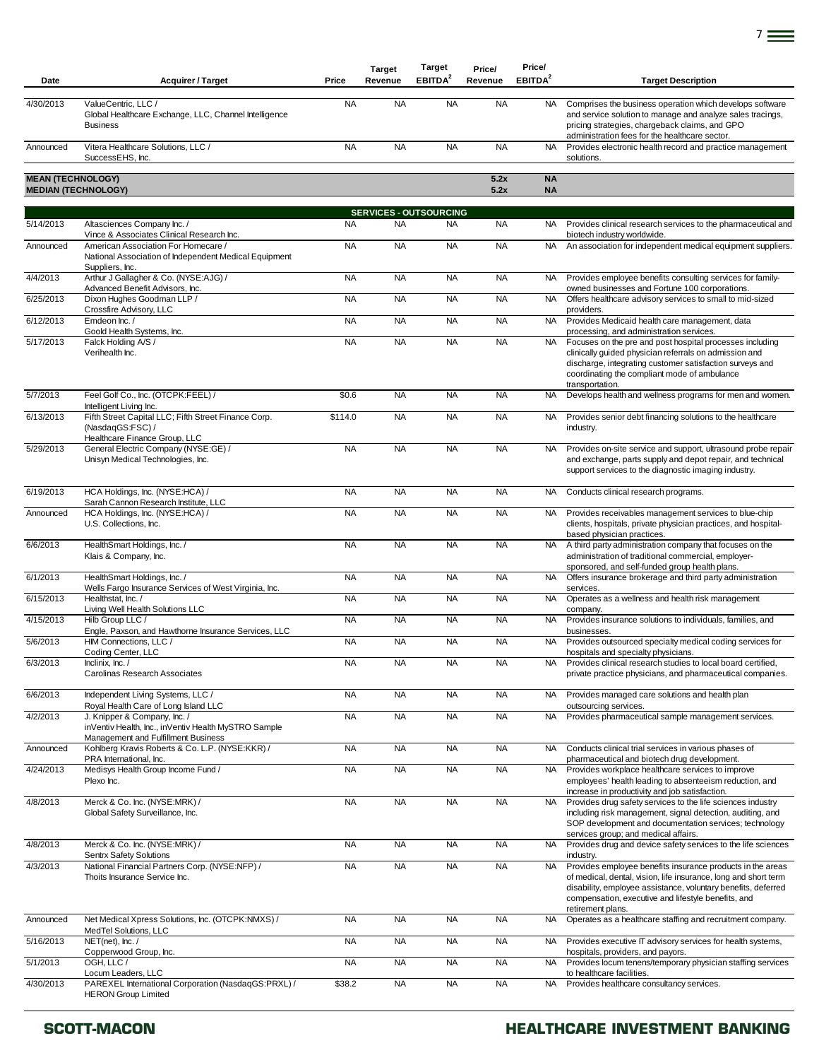| Date | Acquirer / Target | Price | Target Revenue | Target EBITDA[2] | Price/ Revenue | Price/ EBITDA[2] | Target Description |
|---|---|---|---|---|---|---|---|
| 4/30/2013 | ValueCentric, LLC / Global Healthcare Exchange, LLC, Channel Intelligence Business | NA | NA | NA | NA | NA | Comprises the business operation which develops software and service solution to manage and analyze sales tracings, pricing strategies, chargeback claims, and GPO administration fees for the healthcare sector. |
| Announced | Vitera Healthcare Solutions, LLC / SuccessEHS, Inc. | NA | NA | NA | NA | NA | Provides electronic health record and practice management solutions. |
| **MEAN (TECHNOLOGY)** | | | | | **5.2x** | **NA** | |
| **MEDIAN (TECHNOLOGY)** | | | | | **5.2x** | **NA** | |
| | | | **SERVICES - OUTSOURCING** | | | | |
| 5/14/2013 | Altasciences Company Inc. / Vince & Associates Clinical Research Inc. | NA | NA | NA | NA | NA | Provides clinical research services to the pharmaceutical and biotech industry worldwide. |
| Announced | American Association For Homecare / National Association of Independent Medical Equipment Suppliers, Inc. | NA | NA | NA | NA | NA | An association for independent medical equipment suppliers. |
| 4/4/2013 | Arthur J Gallagher & Co. (NYSE:AJG) / Advanced Benefit Advisors, Inc. | NA | NA | NA | NA | NA | Provides employee benefits consulting services for family-owned businesses and Fortune 100 corporations. |
| 6/25/2013 | Dixon Hughes Goodman LLP / Crossfire Advisory, LLC | NA | NA | NA | NA | NA | Offers healthcare advisory services to small to mid-sized providers. |
| 6/12/2013 | Emdeon Inc. / Goold Health Systems, Inc. | NA | NA | NA | NA | NA | Provides Medicaid health care management, data processing, and administration services. |
| 5/17/2013 | Falck Holding A/S / Verihealth Inc. | NA | NA | NA | NA | NA | Focuses on the pre and post hospital processes including clinically guided physician referrals on admission and discharge, integrating customer satisfaction surveys and coordinating the compliant mode of ambulance transportation. |
| 5/7/2013 | Feel Golf Co., Inc. (OTCPK:FEEL) / Intelligent Living Inc. | $0.6 | NA | NA | NA | NA | Develops health and wellness programs for men and women. |
| 6/13/2013 | Fifth Street Capital LLC; Fifth Street Finance Corp. (NasdaqGS:FSC) / Healthcare Finance Group, LLC | $114.0 | NA | NA | NA | NA | Provides senior debt financing solutions to the healthcare industry. |
| 5/29/2013 | General Electric Company (NYSE:GE) / Unisyn Medical Technologies, Inc. | NA | NA | NA | NA | NA | Provides on-site service and support, ultrasound probe repair and exchange, parts supply and depot repair, and technical support services to the diagnostic imaging industry. |
| 6/19/2013 | HCA Holdings, Inc. (NYSE:HCA) / Sarah Cannon Research Institute, LLC | NA | NA | NA | NA | NA | Conducts clinical research programs. |
| Announced | HCA Holdings, Inc. (NYSE:HCA) / U.S. Collections, Inc. | NA | NA | NA | NA | NA | Provides receivables management services to blue-chip clients, hospitals, private physician practices, and hospital-based physician practices. |
| 6/6/2013 | HealthSmart Holdings, Inc. / Klais & Company, Inc. | NA | NA | NA | NA | NA | A third party administration company that focuses on the administration of traditional commercial, employer-sponsored, and self-funded group health plans. |
| 6/1/2013 | HealthSmart Holdings, Inc. / Wells Fargo Insurance Services of West Virginia, Inc. | NA | NA | NA | NA | NA | Offers insurance brokerage and third party administration services. |
| 6/15/2013 | Healthstat, Inc. / Living Well Health Solutions LLC | NA | NA | NA | NA | NA | Operates as a wellness and health risk management company. |
| 4/15/2013 | Hilb Group LLC / Engle, Paxson, and Hawthorne Insurance Services, LLC | NA | NA | NA | NA | NA | Provides insurance solutions to individuals, families, and businesses. |
| 5/6/2013 | HIM Connections, LLC / Coding Center, LLC | NA | NA | NA | NA | NA | Provides outsourced specialty medical coding services for hospitals and specialty physicians. |
| 6/3/2013 | Inclinix, Inc. / Carolinas Research Associates | NA | NA | NA | NA | NA | Provides clinical research studies to local board certified, private practice physicians, and pharmaceutical companies. |
| 6/6/2013 | Independent Living Systems, LLC / Royal Health Care of Long Island LLC | NA | NA | NA | NA | NA | Provides managed care solutions and health plan outsourcing services. |
| 4/2/2013 | J. Knipper & Company, Inc. / inVentiv Health, Inc., inVentiv Health MySTRO Sample Management and Fulfillment Business | NA | NA | NA | NA | NA | Provides pharmaceutical sample management services. |
| Announced | Kohlberg Kravis Roberts & Co. L.P. (NYSE:KKR) / PRA International, Inc. | NA | NA | NA | NA | NA | Conducts clinical trial services in various phases of pharmaceutical and biotech drug development. |
| 4/24/2013 | Medisys Health Group Income Fund / Plexo Inc. | NA | NA | NA | NA | NA | Provides workplace healthcare services to improve employees' health leading to absenteeism reduction, and increase in productivity and job satisfaction. |
| 4/8/2013 | Merck & Co. Inc. (NYSE:MRK) / Global Safety Surveillance, Inc. | NA | NA | NA | NA | NA | Provides drug safety services to the life sciences industry including risk management, signal detection, auditing, and SOP development and documentation services; technology services group; and medical affairs. |
| 4/8/2013 | Merck & Co. Inc. (NYSE:MRK) / Sentrx Safety Solutions | NA | NA | NA | NA | NA | Provides drug and device safety services to the life sciences industry. |
| 4/3/2013 | National Financial Partners Corp. (NYSE:NFP) / Thoits Insurance Service Inc. | NA | NA | NA | NA | NA | Provides employee benefits insurance products in the areas of medical, dental, vision, life insurance, long and short term disability, employee assistance, voluntary benefits, deferred compensation, executive and lifestyle benefits, and retirement plans. |
| Announced | Net Medical Xpress Solutions, Inc. (OTCPK:NMXS) / MedTel Solutions, LLC | NA | NA | NA | NA | NA | Operates as a healthcare staffing and recruitment company. |
| 5/16/2013 | NET(net), Inc. / Copperwood Group, Inc. | NA | NA | NA | NA | NA | Provides executive IT advisory services for health systems, hospitals, providers, and payors. |
| 5/1/2013 | OGH, LLC / Locum Leaders, LLC | NA | NA | NA | NA | NA | Provides locum tenens/temporary physician staffing services to healthcare facilities. |
| 4/30/2013 | PAREXEL International Corporation (NasdaqGS:PRXL) / HERON Group Limited | $38.2 | NA | NA | NA | NA | Provides healthcare consultancy services. |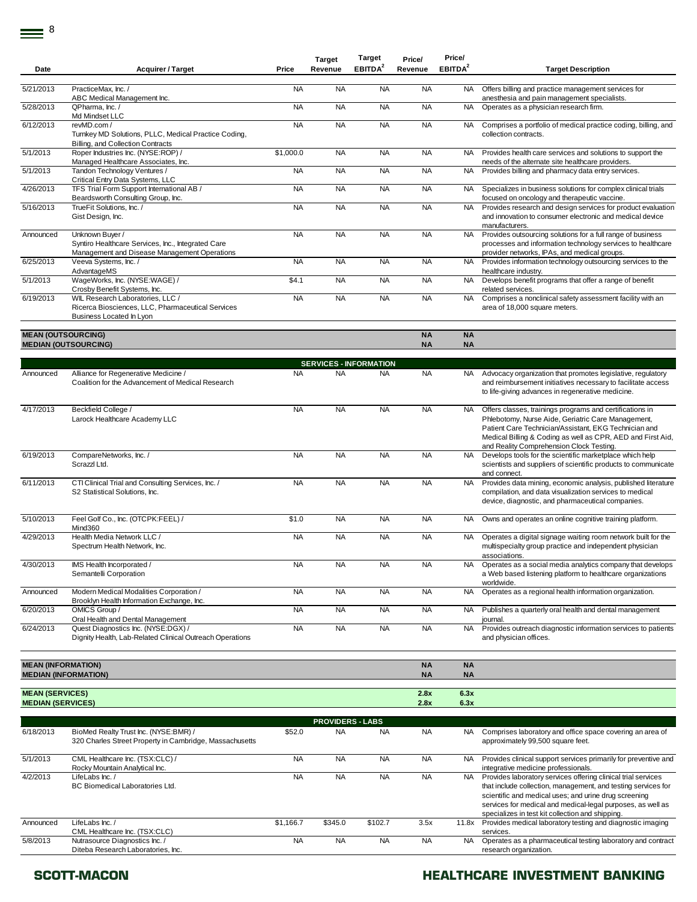| Date | Acquirer / Target | Price | Target Revenue | Target EBITDA[2] | Price/ Revenue | Price/ EBITDA[2] | Target Description |
|---|---|---|---|---|---|---|---|
| 5/21/2013 | PracticeMax, Inc. / ABC Medical Management Inc. | NA | NA | NA | NA | NA | Offers billing and practice management services for anesthesia and pain management specialists. |
| 5/28/2013 | QPharma, Inc. / Md Mindset LLC | NA | NA | NA | NA | NA | Operates as a physician research firm. |
| 6/12/2013 | revMD.com / Turnkey MD Solutions, PLLC, Medical Practice Coding, Billing, and Collection Contracts | NA | NA | NA | NA | NA | Comprises a portfolio of medical practice coding, billing, and collection contracts. |
| 5/1/2013 | Roper Industries Inc. (NYSE:ROP) / Managed Healthcare Associates, Inc. | $1,000.0 | NA | NA | NA | NA | Provides health care services and solutions to support the needs of the alternate site healthcare providers. |
| 5/1/2013 | Tandon Technology Ventures / Critical Entry Data Systems, LLC | NA | NA | NA | NA | NA | Provides billing and pharmacy data entry services. |
| 4/26/2013 | TFS Trial Form Support International AB / Beardsworth Consulting Group, Inc. | NA | NA | NA | NA | NA | Specializes in business solutions for complex clinical trials focused on oncology and therapeutic vaccine. |
| 5/16/2013 | TrueFit Solutions, Inc. / Gist Design, Inc. | NA | NA | NA | NA | NA | Provides research and design services for product evaluation and innovation to consumer electronic and medical device manufacturers. |
| Announced | Unknown Buyer / Syntiro Healthcare Services, Inc., Integrated Care Management and Disease Management Operations | NA | NA | NA | NA | NA | Provides outsourcing solutions for a full range of business processes and information technology services to healthcare provider networks, IPAs, and medical groups. |
| 6/25/2013 | Veeva Systems, Inc. / AdvantageMS | NA | NA | NA | NA | NA | Provides information technology outsourcing services to the healthcare industry. |
| 5/1/2013 | WageWorks, Inc. (NYSE:WAGE) / Crosby Benefit Systems, Inc. | $4.1 | NA | NA | NA | NA | Develops benefit programs that offer a range of benefit related services. |
| 6/19/2013 | WIL Research Laboratories, LLC / Ricerca Biosciences, LLC, Pharmaceutical Services Business Located In Lyon | NA | NA | NA | NA | NA | Comprises a nonclinical safety assessment facility with an area of 18,000 square meters. |
| **MEAN (OUTSOURCING)** | | | | | **NA** | **NA** | |
| **MEDIAN (OUTSOURCING)** | | | | | **NA** | **NA** | |
| | | | **SERVICES - INFORMATION** | | | | |
| Announced | Alliance for Regenerative Medicine / Coalition for the Advancement of Medical Research | NA | NA | NA | NA | NA | Advocacy organization that promotes legislative, regulatory and reimbursement initiatives necessary to facilitate access to life-giving advances in regenerative medicine. |
| 4/17/2013 | Beckfield College / Larock Healthcare Academy LLC | NA | NA | NA | NA | NA | Offers classes, trainings programs and certifications in Phlebotomy, Nurse Aide, Geriatric Care Management, Patient Care Technician/Assistant, EKG Technician and Medical Billing & Coding as well as CPR, AED and First Aid, and Reality Comprehension Clock Testing. |
| 6/19/2013 | CompareNetworks, Inc. / Scrazzl Ltd. | NA | NA | NA | NA | NA | Develops tools for the scientific marketplace which help scientists and suppliers of scientific products to communicate and connect. |
| 6/11/2013 | CTI Clinical Trial and Consulting Services, Inc. / S2 Statistical Solutions, Inc. | NA | NA | NA | NA | NA | Provides data mining, economic analysis, published literature compilation, and data visualization services to medical device, diagnostic, and pharmaceutical companies. |
| 5/10/2013 | Feel Golf Co., Inc. (OTCPK:FEEL) / Mind360 | $1.0 | NA | NA | NA | NA | Owns and operates an online cognitive training platform. |
| 4/29/2013 | Health Media Network LLC / Spectrum Health Network, Inc. | NA | NA | NA | NA | NA | Operates a digital signage waiting room network built for the multispecialty group practice and independent physician associations. |
| 4/30/2013 | IMS Health Incorporated / Semantelli Corporation | NA | NA | NA | NA | NA | Operates as a social media analytics company that develops a Web based listening platform to healthcare organizations worldwide. |
| Announced | Modern Medical Modalities Corporation / Brooklyn Health Information Exchange, Inc. | NA | NA | NA | NA | NA | Operates as a regional health information organization. |
| 6/20/2013 | OMICS Group / Oral Health and Dental Management | NA | NA | NA | NA | NA | Publishes a quarterly oral health and dental management journal. |
| 6/24/2013 | Quest Diagnostics Inc. (NYSE:DGX) / Dignity Health, Lab-Related Clinical Outreach Operations | NA | NA | NA | NA | NA | Provides outreach diagnostic information services to patients and physician offices. |
| **MEAN (INFORMATION)** | | | | | **NA** | **NA** | |
| **MEDIAN (INFORMATION)** | | | | | **NA** | **NA** | |
| **MEAN (SERVICES)** | | | | | **2.8x** | **6.3x** | |
| **MEDIAN (SERVICES)** | | | | | **2.8x** | **6.3x** | |
| | | | **PROVIDERS - LABS** | | | | |
| 6/18/2013 | BioMed Realty Trust Inc. (NYSE:BMR) / 320 Charles Street Property in Cambridge, Massachusetts | $52.0 | NA | NA | NA | NA | Comprises laboratory and office space covering an area of approximately 99,500 square feet. |
| 5/1/2013 | CML Healthcare Inc. (TSX:CLC) / Rocky Mountain Analytical Inc. | NA | NA | NA | NA | NA | Provides clinical support services primarily for preventive and integrative medicine professionals. |
| 4/2/2013 | LifeLabs Inc. / BC Biomedical Laboratories Ltd. | NA | NA | NA | NA | NA | Provides laboratory services offering clinical trial services that include collection, management, and testing services for scientific and medical uses; and urine drug screening services for medical and medical-legal purposes, as well as specializes in test kit collection and shipping. |
| Announced | LifeLabs Inc. / CML Healthcare Inc. (TSX:CLC) | $1,166.7 | $345.0 | $102.7 | 3.5x | 11.8x | Provides medical laboratory testing and diagnostic imaging services. |
| 5/8/2013 | Nutrasource Diagnostics Inc. / Diteba Research Laboratories, Inc. | NA | NA | NA | NA | NA | Operates as a pharmaceutical testing laboratory and contract research organization. |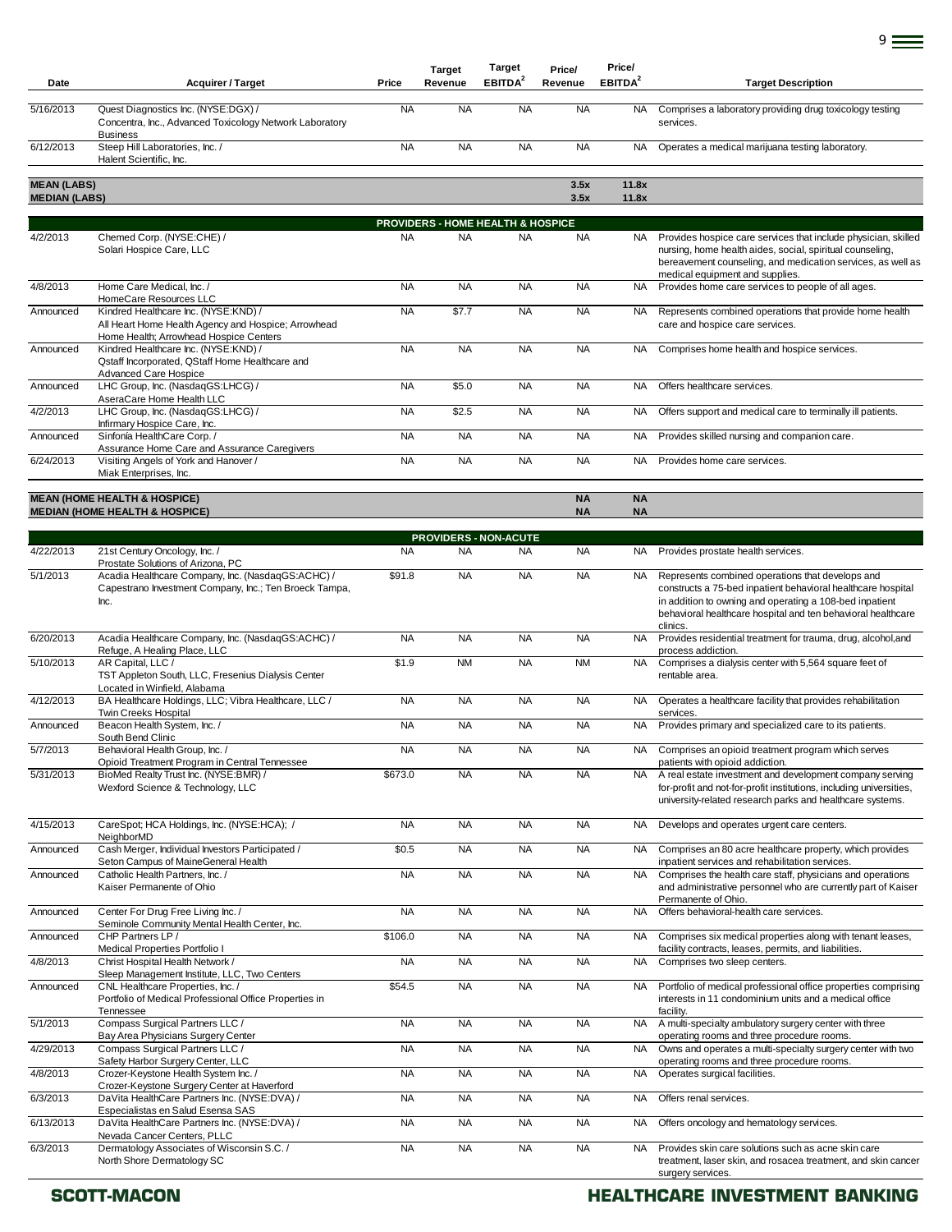| Date | Acquirer / Target | Price | Target Revenue | Target EBITDA[2] | Price/ Revenue | Price/ EBITDA[2] | Target Description |
|---|---|---|---|---|---|---|---|
| 5/16/2013 | Quest Diagnostics Inc. (NYSE:DGX) / Concentra, Inc., Advanced Toxicology Network Laboratory Business | NA | NA | NA | NA | NA | Comprises a laboratory providing drug toxicology testing services. |
| 6/12/2013 | Steep Hill Laboratories, Inc. / Halent Scientific, Inc. | NA | NA | NA | NA | NA | Operates a medical marijuana testing laboratory. |
| **MEAN (LABS)** | | | | | **3.5x** | **11.8x** | |
| **MEDIAN (LABS)** | | | | | **3.5x** | **11.8x** | |
| | | **PROVIDERS - HOME HEALTH & HOSPICE** | | | | | |
| 4/2/2013 | Chemed Corp. (NYSE:CHE) / Solari Hospice Care, LLC | NA | NA | NA | NA | NA | Provides hospice care services that include physician, skilled nursing, home health aides, social, spiritual counseling, bereavement counseling, and medication services, as well as medical equipment and supplies. |
| 4/8/2013 | Home Care Medical, Inc. / HomeCare Resources LLC | NA | NA | NA | NA | NA | Provides home care services to people of all ages. |
| Announced | Kindred Healthcare Inc. (NYSE:KND) / All Heart Home Health Agency and Hospice; Arrowhead Home Health; Arrowhead Hospice Centers | NA | $7.7 | NA | NA | NA | Represents combined operations that provide home health care and hospice care services. |
| Announced | Kindred Healthcare Inc. (NYSE:KND) / Qstaff Incorporated, QStaff Home Healthcare and Advanced Care Hospice | NA | NA | NA | NA | NA | Comprises home health and hospice services. |
| Announced | LHC Group, Inc. (NasdaqGS:LHCG) / AseraCare Home Health LLC | NA | $5.0 | NA | NA | NA | Offers healthcare services. |
| 4/2/2013 | LHC Group, Inc. (NasdaqGS:LHCG) / Infirmary Hospice Care, Inc. | NA | $2.5 | NA | NA | NA | Offers support and medical care to terminally ill patients. |
| Announced | Sinfonia HealthCare Corp. / Assurance Home Care and Assurance Caregivers | NA | NA | NA | NA | NA | Provides skilled nursing and companion care. |
| 6/24/2013 | Visiting Angels of York and Hanover / Miak Enterprises, Inc. | NA | NA | NA | NA | NA | Provides home care services. |
| **MEAN (HOME HEALTH & HOSPICE)** | | | | | **NA** | **NA** | |
| **MEDIAN (HOME HEALTH & HOSPICE)** | | | | | **NA** | **NA** | |
| | | **PROVIDERS - NON-ACUTE** | | | | | |
| 4/22/2013 | 21st Century Oncology, Inc. / Prostate Solutions of Arizona, PC | NA | NA | NA | NA | NA | Provides prostate health services. |
| 5/1/2013 | Acadia Healthcare Company, Inc. (NasdaqGS:ACHC) / Capestrano Investment Company, Inc.; Ten Broeck Tampa, Inc. | $91.8 | NA | NA | NA | NA | Represents combined operations that develops and constructs a 75-bed inpatient behavioral healthcare hospital in addition to owning and operating a 108-bed inpatient behavioral healthcare hospital and ten behavioral healthcare clinics. |
| 6/20/2013 | Acadia Healthcare Company, Inc. (NasdaqGS:ACHC) / Refuge, A Healing Place, LLC | NA | NA | NA | NA | NA | Provides residential treatment for trauma, drug, alcohol,and process addiction. |
| 5/10/2013 | AR Capital, LLC / TST Appleton South, LLC, Fresenius Dialysis Center Located in Winfield, Alabama | $1.9 | NM | NA | NM | NA | Comprises a dialysis center with 5,564 square feet of rentable area. |
| 4/12/2013 | BA Healthcare Holdings, LLC; Vibra Healthcare, LLC / Twin Creeks Hospital | NA | NA | NA | NA | NA | Operates a healthcare facility that provides rehabilitation services. |
| Announced | Beacon Health System, Inc. / South Bend Clinic | NA | NA | NA | NA | NA | Provides primary and specialized care to its patients. |
| 5/7/2013 | Behavioral Health Group, Inc. / Opioid Treatment Program in Central Tennessee | NA | NA | NA | NA | NA | Comprises an opioid treatment program which serves patients with opioid addiction. |
| 5/31/2013 | BioMed Realty Trust Inc. (NYSE:BMR) / Wexford Science & Technology, LLC | $673.0 | NA | NA | NA | NA | A real estate investment and development company serving for-profit and not-for-profit institutions, including universities, university-related research parks and healthcare systems. |
| 4/15/2013 | CareSpot; HCA Holdings, Inc. (NYSE:HCA); / NeighborMD | NA | NA | NA | NA | NA | Develops and operates urgent care centers. |
| Announced | Cash Merger, Individual Investors Participated / Seton Campus of MaineGeneral Health | $0.5 | NA | NA | NA | NA | Comprises an 80 acre healthcare property, which provides inpatient services and rehabilitation services. |
| Announced | Catholic Health Partners, Inc. / Kaiser Permanente of Ohio | NA | NA | NA | NA | NA | Comprises the health care staff, physicians and operations and administrative personnel who are currently part of Kaiser Permanente of Ohio. |
| Announced | Center For Drug Free Living Inc. / Seminole Community Mental Health Center, Inc. | NA | NA | NA | NA | NA | Offers behavioral-health care services. |
| Announced | CHP Partners LP / Medical Properties Portfolio I | $106.0 | NA | NA | NA | NA | Comprises six medical properties along with tenant leases, facility contracts, leases, permits, and liabilities. |
| 4/8/2013 | Christ Hospital Health Network / Sleep Management Institute, LLC, Two Centers | NA | NA | NA | NA | NA | Comprises two sleep centers. |
| Announced | CNL Healthcare Properties, Inc. / Portfolio of Medical Professional Office Properties in Tennessee | $54.5 | NA | NA | NA | NA | Portfolio of medical professional office properties comprising interests in 11 condominium units and a medical office facility. |
| 5/1/2013 | Compass Surgical Partners LLC / Bay Area Physicians Surgery Center | NA | NA | NA | NA | NA | A multi-specialty ambulatory surgery center with three operating rooms and three procedure rooms. |
| 4/29/2013 | Compass Surgical Partners LLC / Safety Harbor Surgery Center, LLC | NA | NA | NA | NA | NA | Owns and operates a multi-specialty surgery center with two operating rooms and three procedure rooms. |
| 4/8/2013 | Crozer-Keystone Health System Inc. / Crozer-Keystone Surgery Center at Haverford | NA | NA | NA | NA | NA | Operates surgical facilities. |
| 6/3/2013 | DaVita HealthCare Partners Inc. (NYSE:DVA) / Especialistas en Salud Esensa SAS | NA | NA | NA | NA | NA | Offers renal services. |
| 6/13/2013 | DaVita HealthCare Partners Inc. (NYSE:DVA) / Nevada Cancer Centers, PLLC | NA | NA | NA | NA | NA | Offers oncology and hematology services. |
| 6/3/2013 | Dermatology Associates of Wisconsin S.C. / North Shore Dermatology SC | NA | NA | NA | NA | NA | Provides skin care solutions such as acne skin care treatment, laser skin, and rosacea treatment, and skin cancer surgery services. |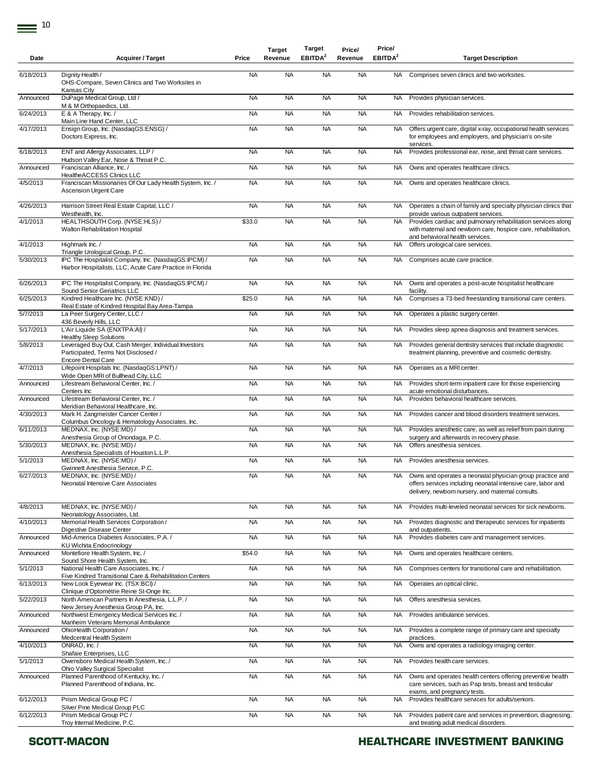| Date | Acquirer / Target | Price | Target Revenue | Target EBITDA[2] | Price/ Revenue | Price/ EBITDA[2] | Target Description |
|---|---|---|---|---|---|---|---|
| 6/18/2013 | Dignity Health / OHS-Compare, Seven Clinics and Two Worksites in Kansas City | NA | NA | NA | NA | NA | Comprises seven clinics and two worksites. |
| Announced | DuPage Medical Group, Ltd / M & M Orthopaedics, Ltd. | NA | NA | NA | NA | NA | Provides physician services. |
| 6/24/2013 | E & A Therapy, Inc. / Main Line Hand Center, LLC | NA | NA | NA | NA | NA | Provides rehabilitation services. |
| 4/17/2013 | Ensign Group, Inc. (NasdaqGS:ENSG) / Doctors Express, Inc. | NA | NA | NA | NA | NA | Offers urgent care, digital x-ray, occupational health services for employees and employers, and physician's on-site services. |
| 6/18/2013 | ENT and Allergy Associates, LLP / Hudson Valley Ear, Nose & Throat P.C. | NA | NA | NA | NA | NA | Provides professional ear, nose, and throat care services. |
| Announced | Franciscan Alliance, Inc. / HealtheACCESS Clinics LLC | NA | NA | NA | NA | NA | Owns and operates healthcare clinics. |
| 4/5/2013 | Franciscan Missionaries Of Our Lady Health System, Inc. / Ascension Urgent Care | NA | NA | NA | NA | NA | Owns and operates healthcare clinics. |
| 4/26/2013 | Harrison Street Real Estate Capital, LLC / Westhealth, Inc. | NA | NA | NA | NA | NA | Operates a chain of family and specialty physician clinics that provide various outpatient services. |
| 4/1/2013 | HEALTHSOUTH Corp. (NYSE:HLS) / Walton Rehabilitation Hospital | $33.0 | NA | NA | NA | NA | Provides cardiac and pulmonary rehabilitation services along with maternal and newborn care, hospice care, rehabilitation, and behavioral health services. |
| 4/1/2013 | Highmark Inc. / Triangle Urological Group, P.C. | NA | NA | NA | NA | NA | Offers urological care services. |
| 5/30/2013 | IPC The Hospitalist Company, Inc. (NasdaqGS:IPCM) / Harbor Hospitalists, LLC, Acute Care Practice in Florida | NA | NA | NA | NA | NA | Comprises acute care practice. |
| 6/26/2013 | IPC The Hospitalist Company, Inc. (NasdaqGS:IPCM) / Sound Senior Geriatrics LLC | NA | NA | NA | NA | NA | Owns and operates a post-acute hospitalist healthcare facility. |
| 6/25/2013 | Kindred Healthcare Inc. (NYSE:KND) / Real Estate of Kindred Hospital Bay Area-Tampa | $25.0 | NA | NA | NA | NA | Comprises a 73-bed freestanding transitional care centers. |
| 5/7/2013 | La Peer Surgery Center, LLC / 436 Beverly Hills, LLC | NA | NA | NA | NA | NA | Operates a plastic surgery center. |
| 5/17/2013 | L'Air Liquide SA (ENXTPA:AI) / Healthy Sleep Solutions | NA | NA | NA | NA | NA | Provides sleep apnea diagnosis and treatment services. |
| 5/8/2013 | Leveraged Buy Out, Cash Merger, Individual Investors Participated, Terms Not Disclosed / Encore Dental Care | NA | NA | NA | NA | NA | Provides general dentistry services that include diagnostic treatment planning, preventive and cosmetic dentistry. |
| 4/7/2013 | Lifepoint Hospitals Inc. (NasdaqGS:LPNT) / Wide Open MRI of Bullhead City, LLC | NA | NA | NA | NA | NA | Operates as a MRI center. |
| Announced | Lifestream Behavioral Center, Inc. / Centers Inc | NA | NA | NA | NA | NA | Provides short-term inpatient care for those experiencing acute emotional disturbances. |
| Announced | Lifestream Behavioral Center, Inc. / Meridian Behavioral Healthcare, Inc. | NA | NA | NA | NA | NA | Provides behavioral healthcare services. |
| 4/30/2013 | Mark H. Zangmeister Cancer Center / Columbus Oncology & Hematology Associates, Inc. | NA | NA | NA | NA | NA | Provides cancer and blood disorders treatment services. |
| 6/11/2013 | MEDNAX, Inc. (NYSE:MD) / Anesthesia Group of Onondaga, P.C. | NA | NA | NA | NA | NA | Provides anesthetic care, as well as relief from pain during surgery and afterwards in recovery phase. |
| 5/30/2013 | MEDNAX, Inc. (NYSE:MD) / Anesthesia Specialists of Houston L.L.P. | NA | NA | NA | NA | NA | Offers anesthesia services. |
| 5/1/2013 | MEDNAX, Inc. (NYSE:MD) / Gwinnett Anesthesia Service, P.C. | NA | NA | NA | NA | NA | Provides anesthesia services. |
| 6/27/2013 | MEDNAX, Inc. (NYSE:MD) / Neonatal Intensive Care Associates | NA | NA | NA | NA | NA | Owns and operates a neonatal physician group practice and offers services including neonatal intensive care, labor and delivery, newborn nursery, and maternal consults. |
| 4/8/2013 | MEDNAX, Inc. (NYSE:MD) / Neonatology Associates, Ltd. | NA | NA | NA | NA | NA | Provides multi-leveled neonatal services for sick newborns. |
| 4/10/2013 | Memorial Health Services Corporation / Digestive Disease Center | NA | NA | NA | NA | NA | Provides diagnostic and therapeutic services for inpatients and outpatients. |
| Announced | Mid-America Diabetes Associates, P.A. / KU Wichita Endocrinology | NA | NA | NA | NA | NA | Provides diabetes care and management services. |
| Announced | Montefiore Health System, Inc. / Sound Shore Health System, Inc. | $54.0 | NA | NA | NA | NA | Owns and operates healthcare centers. |
| 5/1/2013 | National Health Care Associates, Inc. / Five Kindred Transitional Care & Rehabilitation Centers | NA | NA | NA | NA | NA | Comprises centers for transitional care and rehabilitation. |
| 6/13/2013 | New Look Eyewear Inc. (TSX:BCI) / Clinique d'Optométrie Reine St-Onge Inc. | NA | NA | NA | NA | NA | Operates an optical clinic. |
| 5/22/2013 | North American Partners In Anesthesia, L.L.P. / New Jersey Anesthesia Group PA, Inc. | NA | NA | NA | NA | NA | Offers anesthesia services. |
| Announced | Northwest Emergency Medical Services Inc. / Manheim Veterans Memorial Ambulance | NA | NA | NA | NA | NA | Provides ambulance services. |
| Announced | OhioHealth Corporation / Medcentral Health System | NA | NA | NA | NA | NA | Provides a complete range of primary care and specialty practices. |
| 4/10/2013 | ONRAD, Inc. / Shafaie Enterprises, LLC | NA | NA | NA | NA | NA | Owns and operates a radiology imaging center. |
| 5/1/2013 | Owensboro Medical Health System, Inc. / Ohio Valley Surgical Specialist | NA | NA | NA | NA | NA | Provides health care services. |
| Announced | Planned Parenthood of Kentucky, Inc. / Planned Parenthood of Indiana, Inc. | NA | NA | NA | NA | NA | Owns and operates health centers offering preventive health care services, such as Pap tests, breast and testicular exams, and pregnancy tests. |
| 6/12/2013 | Prism Medical Group PC / Silver Pine Medical Group PLC | NA | NA | NA | NA | NA | Provides healthcare services for adults/seniors. |
| 6/12/2013 | Prism Medical Group PC / Troy Internal Medicine, P.C. | NA | NA | NA | NA | NA | Provides patient care and services in prevention, diagnosing, and treating adult medical disorders. |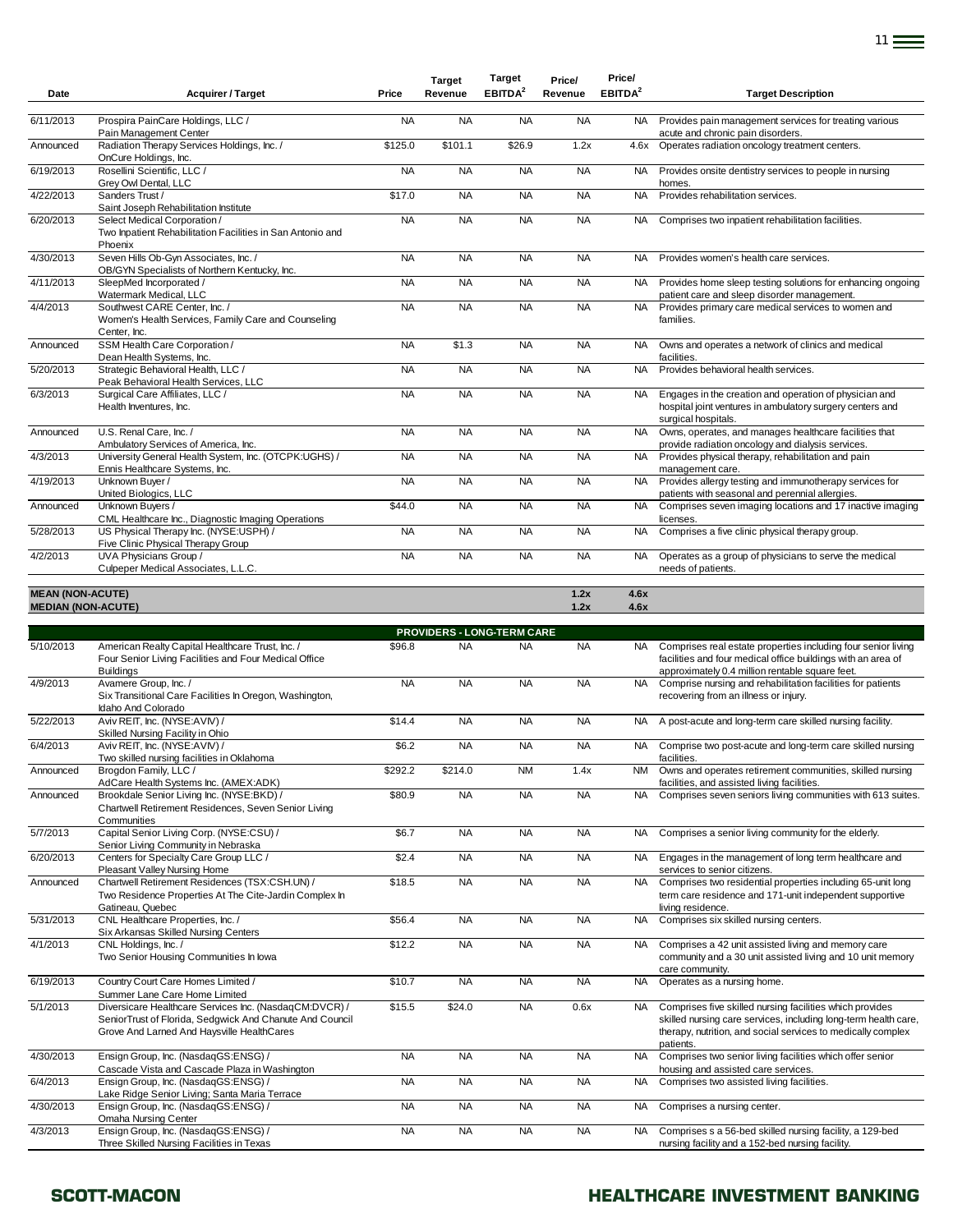| Date | Acquirer / Target | Price | Target Revenue | Target EBITDA[2] | Price/ Revenue | Price/ EBITDA[2] | Target Description |
|---|---|---|---|---|---|---|---|
| 6/11/2013 | Prospira PainCare Holdings, LLC / Pain Management Center | NA | NA | NA | NA | NA | Provides pain management services for treating various acute and chronic pain disorders. |
| Announced | Radiation Therapy Services Holdings, Inc. / OnCure Holdings, Inc. | $125.0 | $101.1 | $26.9 | 1.2x | 4.6x | Operates radiation oncology treatment centers. |
| 6/19/2013 | Rosellini Scientific, LLC / Grey Owl Dental, LLC | NA | NA | NA | NA | NA | Provides onsite dentistry services to people in nursing homes. |
| 4/22/2013 | Sanders Trust / Saint Joseph Rehabilitation Institute | $17.0 | NA | NA | NA | NA | Provides rehabilitation services. |
| 6/20/2013 | Select Medical Corporation / Two Inpatient Rehabilitation Facilities in San Antonio and Phoenix | NA | NA | NA | NA | NA | Comprises two inpatient rehabilitation facilities. |
| 4/30/2013 | Seven Hills Ob-Gyn Associates, Inc. / OB/GYN Specialists of Northern Kentucky, Inc. | NA | NA | NA | NA | NA | Provides women's health care services. |
| 4/11/2013 | SleepMed Incorporated / Watermark Medical, LLC | NA | NA | NA | NA | NA | Provides home sleep testing solutions for enhancing ongoing patient care and sleep disorder management. |
| 4/4/2013 | Southwest CARE Center, Inc. / Women's Health Services, Family Care and Counseling Center, Inc. | NA | NA | NA | NA | NA | Provides primary care medical services to women and families. |
| Announced | SSM Health Care Corporation / Dean Health Systems, Inc. | NA | $1.3 | NA | NA | NA | Owns and operates a network of clinics and medical facilities. |
| 5/20/2013 | Strategic Behavioral Health, LLC / Peak Behavioral Health Services, LLC | NA | NA | NA | NA | NA | Provides behavioral health services. |
| 6/3/2013 | Surgical Care Affiliates, LLC / Health Inventures, Inc. | NA | NA | NA | NA | NA | Engages in the creation and operation of physician and hospital joint ventures in ambulatory surgery centers and surgical hospitals. |
| Announced | U.S. Renal Care, Inc. / Ambulatory Services of America, Inc. | NA | NA | NA | NA | NA | Owns, operates, and manages healthcare facilities that provide radiation oncology and dialysis services. |
| 4/3/2013 | University General Health System, Inc. (OTCPK:UGHS) / Ennis Healthcare Systems, Inc. | NA | NA | NA | NA | NA | Provides physical therapy, rehabilitation and pain management care. |
| 4/19/2013 | Unknown Buyer / United Biologics, LLC | NA | NA | NA | NA | NA | Provides allergy testing and immunotherapy services for patients with seasonal and perennial allergies. |
| Announced | Unknown Buyers / CML Healthcare Inc., Diagnostic Imaging Operations | $44.0 | NA | NA | NA | NA | Comprises seven imaging locations and 17 inactive imaging licenses. |
| 5/28/2013 | US Physical Therapy Inc. (NYSE:USPH) / Five Clinic Physical Therapy Group | NA | NA | NA | NA | NA | Comprises a five clinic physical therapy group. |
| 4/2/2013 | UVA Physicians Group / Culpeper Medical Associates, L.L.C. | NA | NA | NA | NA | NA | Operates as a group of physicians to serve the medical needs of patients. |
| **MEAN (NON-ACUTE)** | | | | | 1.2x | 4.6x | |
| **MEDIAN (NON-ACUTE)** | | | | | 1.2x | 4.6x | |
| | **PROVIDERS - LONG-TERM CARE** | | | | | | |
| 5/10/2013 | American Realty Capital Healthcare Trust, Inc. / Four Senior Living Facilities and Four Medical Office Buildings | $96.8 | NA | NA | NA | NA | Comprises real estate properties including four senior living facilities and four medical office buildings with an area of approximately 0.4 million rentable square feet. |
| 4/9/2013 | Avamere Group, Inc. / Six Transitional Care Facilities In Oregon, Washington, Idaho And Colorado | NA | NA | NA | NA | NA | Comprise nursing and rehabilitation facilities for patients recovering from an illness or injury. |
| 5/22/2013 | Aviv REIT, Inc. (NYSE:AVIV) / Skilled Nursing Facility in Ohio | $14.4 | NA | NA | NA | NA | A post-acute and long-term care skilled nursing facility. |
| 6/4/2013 | Aviv REIT, Inc. (NYSE:AVIV) / Two skilled nursing facilities in Oklahoma | $6.2 | NA | NA | NA | NA | Comprise two post-acute and long-term care skilled nursing facilities. |
| Announced | Brogdon Family, LLC / AdCare Health Systems Inc. (AMEX:ADK) | $292.2 | $214.0 | NM | 1.4x | NM | Owns and operates retirement communities, skilled nursing facilities, and assisted living facilities. |
| Announced | Brookdale Senior Living Inc. (NYSE:BKD) / Chartwell Retirement Residences, Seven Senior Living Communities | $80.9 | NA | NA | NA | NA | Comprises seven seniors living communities with 613 suites. |
| 5/7/2013 | Capital Senior Living Corp. (NYSE:CSU) / Senior Living Community in Nebraska | $6.7 | NA | NA | NA | NA | Comprises a senior living community for the elderly. |
| 6/20/2013 | Centers for Specialty Care Group LLC / Pleasant Valley Nursing Home | $2.4 | NA | NA | NA | NA | Engages in the management of long term healthcare and services to senior citizens. |
| Announced | Chartwell Retirement Residences (TSX:CSH.UN) / Two Residence Properties At The Cite-Jardin Complex In Gatineau, Quebec | $18.5 | NA | NA | NA | NA | Comprises two residential properties including 65-unit long term care residence and 171-unit independent supportive living residence. |
| 5/31/2013 | CNL Healthcare Properties, Inc. / Six Arkansas Skilled Nursing Centers | $56.4 | NA | NA | NA | NA | Comprises six skilled nursing centers. |
| 4/1/2013 | CNL Holdings, Inc. / Two Senior Housing Communities In Iowa | $12.2 | NA | NA | NA | NA | Comprises a 42 unit assisted living and memory care community and a 30 unit assisted living and 10 unit memory care community. |
| 6/19/2013 | Country Court Care Homes Limited / Summer Lane Care Home Limited | $10.7 | NA | NA | NA | NA | Operates as a nursing home. |
| 5/1/2013 | Diversicare Healthcare Services Inc. (NasdaqCM:DVCR) / SeniorTrust of Florida, Sedgwick And Chanute And Council Grove And Larned And Haysville HealthCares | $15.5 | $24.0 | NA | 0.6x | NA | Comprises five skilled nursing facilities which provides skilled nursing care services, including long-term health care, therapy, nutrition, and social services to medically complex patients. |
| 4/30/2013 | Ensign Group, Inc. (NasdaqGS:ENSG) / Cascade Vista and Cascade Plaza in Washington | NA | NA | NA | NA | NA | Comprises two senior living facilities which offer senior housing and assisted care services. |
| 6/4/2013 | Ensign Group, Inc. (NasdaqGS:ENSG) / Lake Ridge Senior Living; Santa Maria Terrace | NA | NA | NA | NA | NA | Comprises two assisted living facilities. |
| 4/30/2013 | Ensign Group, Inc. (NasdaqGS:ENSG) / Omaha Nursing Center | NA | NA | NA | NA | NA | Comprises a nursing center. |
| 4/3/2013 | Ensign Group, Inc. (NasdaqGS:ENSG) / Three Skilled Nursing Facilities in Texas | NA | NA | NA | NA | NA | Comprises s a 56-bed skilled nursing facility, a 129-bed nursing facility and a 152-bed nursing facility. |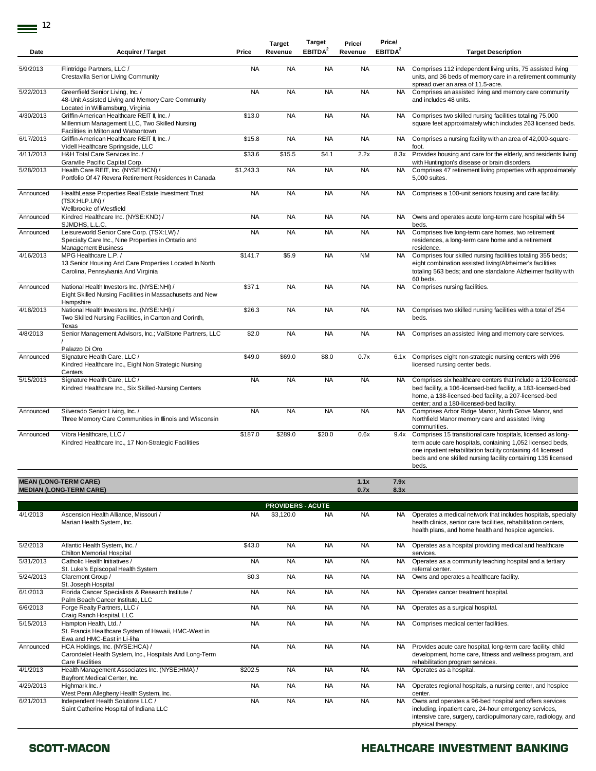| Date | Acquirer / Target | Price | Target Revenue | Target EBITDA[2] | Price/ Revenue | Price/ EBITDA[2] | Target Description |
|---|---|---|---|---|---|---|---|
| 5/9/2013 | Flintridge Partners, LLC / Crestavilla Senior Living Community | NA | NA | NA | NA | NA | Comprises 112 independent living units, 75 assisted living units, and 36 beds of memory care in a retirement community spread over an area of 11.5-acre. |
| 5/22/2013 | Greenfield Senior Living, Inc. / 48-Unit Assisted Living and Memory Care Community Located in Williamsburg, Virginia | NA | NA | NA | NA | NA | Comprises an assisted living and memory care community and includes 48 units. |
| 4/30/2013 | Griffin-American Healthcare REIT II, Inc. / Millennium Management LLC, Two Skilled Nursing Facilities in Milton and Watsontown | $13.0 | NA | NA | NA | NA | Comprises two skilled nursing facilities totaling 75,000 square feet approximately which includes 263 licensed beds. |
| 6/17/2013 | Griffin-American Healthcare REIT II, Inc. / Videll Healthcare Springside, LLC | $15.8 | NA | NA | NA | NA | Comprises a nursing facility with an area of 42,000-square-foot. |
| 4/11/2013 | H&H Total Care Services Inc. / Granville Pacific Capital Corp. | $33.6 | $15.5 | $4.1 | 2.2x | 8.3x | Provides housing and care for the elderly, and residents living with Huntington's disease or brain disorders. |
| 5/28/2013 | Health Care REIT, Inc. (NYSE:HCN) / Portfolio Of 47 Revera Retirement Residences In Canada | $1,243.3 | NA | NA | NA | NA | Comprises 47 retirement living properties with approximately 5,000 suites. |
| Announced | HealthLease Properties Real Estate Investment Trust (TSX:HLP.UN) / Wellbrooke of Westfield | NA | NA | NA | NA | NA | Comprises a 100-unit seniors housing and care facility. |
| Announced | Kindred Healthcare Inc. (NYSE:KND) / SJMDHS, L.L.C. | NA | NA | NA | NA | NA | Owns and operates acute long-term care hospital with 54 beds. |
| Announced | Leisureworld Senior Care Corp. (TSX:LW) / Specialty Care Inc., Nine Properties in Ontario and Management Business | NA | NA | NA | NA | NA | Comprises five long-term care homes, two retirement residences, a long-term care home and a retirement residence. |
| 4/16/2013 | MPG Healthcare L.P. / 13 Senior Housing And Care Properties Located In North Carolina, Pennsylvania And Virginia | $141.7 | $5.9 | NA | NM | NA | Comprises four skilled nursing facilities totaling 355 beds; eight combination assisted living/Alzheimer's facilities totaling 563 beds; and one standalone Alzheimer facility with 60 beds. |
| Announced | National Health Investors Inc. (NYSE:NHI) / Eight Skilled Nursing Facilities in Massachusetts and New Hampshire | $37.1 | NA | NA | NA | NA | Comprises nursing facilities. |
| 4/18/2013 | National Health Investors Inc. (NYSE:NHI) / Two Skilled Nursing Facilities, in Canton and Corinth, Texas | $26.3 | NA | NA | NA | NA | Comprises two skilled nursing facilities with a total of 254 beds. |
| 4/8/2013 | Senior Management Advisors, Inc.; ValStone Partners, LLC / Palazzo Di Oro | $2.0 | NA | NA | NA | NA | Comprises an assisted living and memory care services. |
| Announced | Signature Health Care, LLC / Kindred Healthcare Inc., Eight Non Strategic Nursing Centers | $49.0 | $69.0 | $8.0 | 0.7x | 6.1x | Comprises eight non-strategic nursing centers with 996 licensed nursing center beds. |
| 5/15/2013 | Signature Health Care, LLC / Kindred Healthcare Inc., Six Skilled-Nursing Centers | NA | NA | NA | NA | NA | Comprises six healthcare centers that include a 120-licensed-bed facility, a 106-licensed-bed facility, a 183-licensed-bed home, a 138-licensed-bed facility, a 207-licensed-bed center; and a 180-licensed-bed facility. |
| Announced | Silverado Senior Living, Inc. / Three Memory Care Communities in Illinois and Wisconsin | NA | NA | NA | NA | NA | Comprises Arbor Ridge Manor, North Grove Manor, and Northfield Manor memory care and assisted living communities. |
| Announced | Vibra Healthcare, LLC / Kindred Healthcare Inc., 17 Non-Strategic Facilities | $187.0 | $289.0 | $20.0 | 0.6x | 9.4x | Comprises 15 transitional care hospitals, licensed as long-term acute care hospitals, containing 1,052 licensed beds, one inpatient rehabilitation facility containing 44 licensed beds and one skilled nursing facility containing 135 licensed beds. |
| **MEAN (LONG-TERM CARE)** | | | | | 1.1x | 7.9x | |
| **MEDIAN (LONG-TERM CARE)** | | | | | 0.7x | 8.3x | |
| | | | **PROVIDERS - ACUTE** | | | | |
| 4/1/2013 | Ascension Health Alliance, Missouri / Marian Health System, Inc. | NA | $3,120.0 | NA | NA | NA | Operates a medical network that includes hospitals, specialty health clinics, senior care facilities, rehabilitation centers, health plans, and home health and hospice agencies. |
| 5/2/2013 | Atlantic Health System, Inc. / Chilton Memorial Hospital | $43.0 | NA | NA | NA | NA | Operates as a hospital providing medical and healthcare services. |
| 5/31/2013 | Catholic Health Initiatives / St. Luke's Episcopal Health System | NA | NA | NA | NA | NA | Operates as a community teaching hospital and a tertiary referral center. |
| 5/24/2013 | Claremont Group / St. Joseph Hospital | $0.3 | NA | NA | NA | NA | Owns and operates a healthcare facility. |
| 6/1/2013 | Florida Cancer Specialists & Research Institute / Palm Beach Cancer Institute, LLC | NA | NA | NA | NA | NA | Operates cancer treatment hospital. |
| 6/6/2013 | Forge Realty Partners, LLC / Craig Ranch Hospital, LLC | NA | NA | NA | NA | NA | Operates as a surgical hospital. |
| 5/15/2013 | Hampton Health, Ltd. / St. Francis Healthcare System of Hawaii, HMC-West in Ewa and HMC-East in Li-liha | NA | NA | NA | NA | NA | Comprises medical center facilities. |
| Announced | HCA Holdings, Inc. (NYSE:HCA) / Carondelet Health System, Inc., Hospitals And Long-Term Care Facilities | NA | NA | NA | NA | NA | Provides acute care hospital, long-term care facility, child development, home care, fitness and wellness program, and rehabilitation program services. |
| 4/1/2013 | Health Management Associates Inc. (NYSE:HMA) / Bayfront Medical Center, Inc. | $202.5 | NA | NA | NA | NA | Operates as a hospital. |
| 4/29/2013 | Highmark Inc. / West Penn Allegheny Health System, Inc. | NA | NA | NA | NA | NA | Operates regional hospitals, a nursing center, and hospice center. |
| 6/21/2013 | Independent Health Solutions LLC / Saint Catherine Hospital of Indiana LLC | NA | NA | NA | NA | NA | Owns and operates a 96-bed hospital and offers services including, inpatient care, 24-hour emergency services, intensive care, surgery, cardiopulmonary care, radiology, and physical therapy. |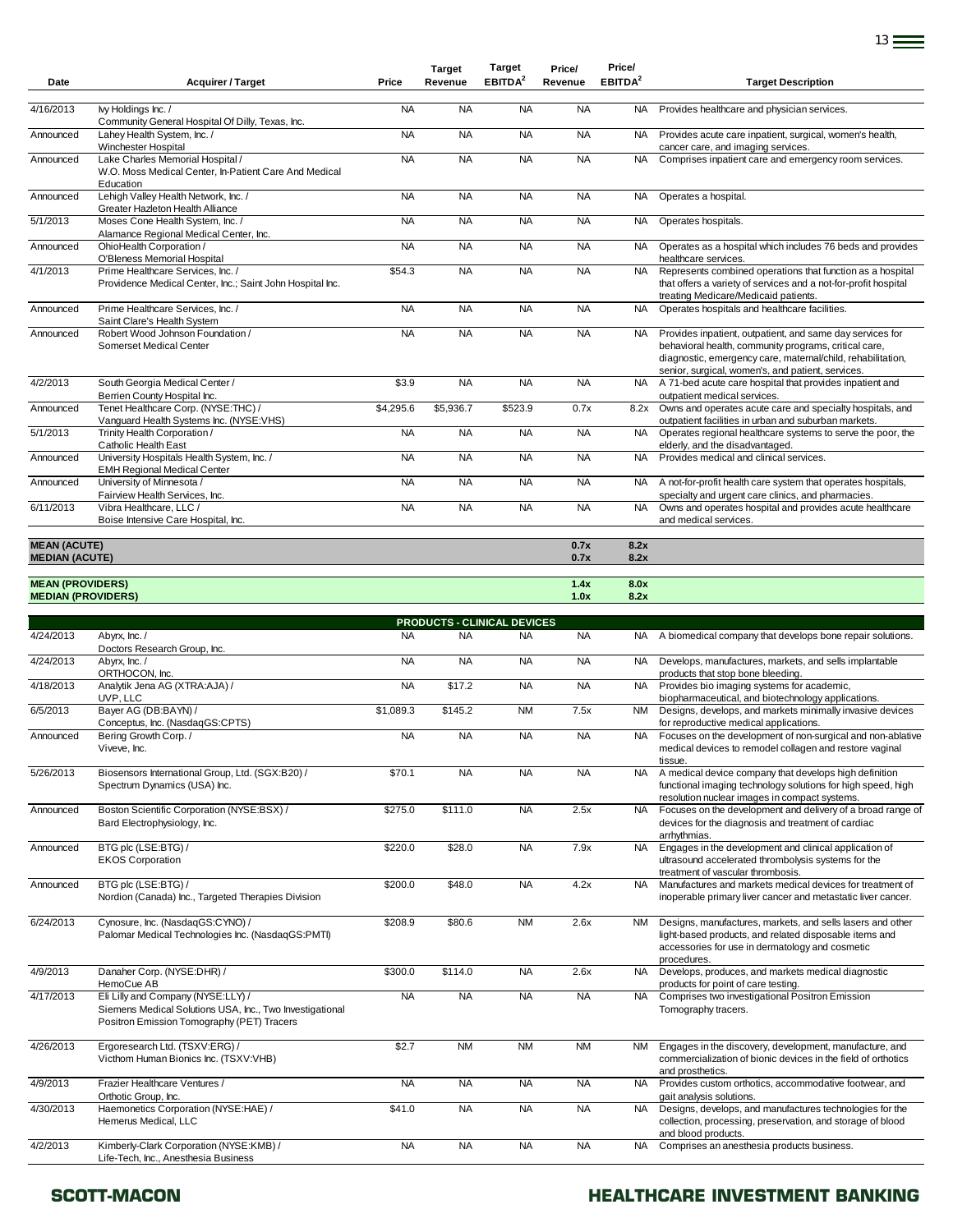| Date | Acquirer / Target | Price | Target Revenue | Target EBITDA[2] | Price/ Revenue | Price/ EBITDA[2] | Target Description |
|---|---|---|---|---|---|---|---|
| 4/16/2013 | Ivy Holdings Inc. / Community General Hospital Of Dilly, Texas, Inc. | NA | NA | NA | NA | NA | Provides healthcare and physician services. |
| Announced | Lahey Health System, Inc. / Winchester Hospital | NA | NA | NA | NA | NA | Provides acute care inpatient, surgical, women's health, cancer care, and imaging services. |
| Announced | Lake Charles Memorial Hospital / W.O. Moss Medical Center, In-Patient Care And Medical Education | NA | NA | NA | NA | NA | Comprises inpatient care and emergency room services. |
| Announced | Lehigh Valley Health Network, Inc. / Greater Hazleton Health Alliance | NA | NA | NA | NA | NA | Operates a hospital. |
| 5/1/2013 | Moses Cone Health System, Inc. / Alamance Regional Medical Center, Inc. | NA | NA | NA | NA | NA | Operates hospitals. |
| Announced | OhioHealth Corporation / O'Bleness Memorial Hospital | NA | NA | NA | NA | NA | Operates as a hospital which includes 76 beds and provides healthcare services. |
| 4/1/2013 | Prime Healthcare Services, Inc. / Providence Medical Center, Inc.; Saint John Hospital Inc. | $54.3 | NA | NA | NA | NA | Represents combined operations that function as a hospital that offers a variety of services and a not-for-profit hospital treating Medicare/Medicaid patients. |
| Announced | Prime Healthcare Services, Inc. / Saint Clare's Health System | NA | NA | NA | NA | NA | Operates hospitals and healthcare facilities. |
| Announced | Robert Wood Johnson Foundation / Somerset Medical Center | NA | NA | NA | NA | NA | Provides inpatient, outpatient, and same day services for behavioral health, community programs, critical care, diagnostic, emergency care, maternal/child, rehabilitation, senior, surgical, women's, and patient, services. |
| 4/2/2013 | South Georgia Medical Center / Berrien County Hospital Inc. | $3.9 | NA | NA | NA | NA | A 71-bed acute care hospital that provides inpatient and outpatient medical services. |
| Announced | Tenet Healthcare Corp. (NYSE:THC) / Vanguard Health Systems Inc. (NYSE:VHS) | $4,295.6 | $5,936.7 | $523.9 | 0.7x | 8.2x | Owns and operates acute care and specialty hospitals, and outpatient facilities in urban and suburban markets. |
| 5/1/2013 | Trinity Health Corporation / Catholic Health East | NA | NA | NA | NA | NA | Operates regional healthcare systems to serve the poor, the elderly, and the disadvantaged. |
| Announced | University Hospitals Health System, Inc. / EMH Regional Medical Center | NA | NA | NA | NA | NA | Provides medical and clinical services. |
| Announced | University of Minnesota / Fairview Health Services, Inc. | NA | NA | NA | NA | NA | A not-for-profit health care system that operates hospitals, specialty and urgent care clinics, and pharmacies. |
| 6/11/2013 | Vibra Healthcare, LLC / Boise Intensive Care Hospital, Inc. | NA | NA | NA | NA | NA | Owns and operates hospital and provides acute healthcare and medical services. |
| **MEAN (ACUTE)** | | | | | **0.7x** | **8.2x** | |
| **MEDIAN (ACUTE)** | | | | | **0.7x** | **8.2x** | |
| **MEAN (PROVIDERS)** | | | | | **1.4x** | **8.0x** | |
| **MEDIAN (PROVIDERS)** | | | | | **1.0x** | **8.2x** | |
| | | | **PRODUCTS - CLINICAL DEVICES** | | | | |
| 4/24/2013 | Abyrx, Inc. / Doctors Research Group, Inc. | NA | NA | NA | NA | NA | A biomedical company that develops bone repair solutions. |
| 4/24/2013 | Abyrx, Inc. / ORTHOCON, Inc. | NA | NA | NA | NA | NA | Develops, manufactures, markets, and sells implantable products that stop bone bleeding. |
| 4/18/2013 | Analytik Jena AG (XTRA:AJA) / UVP, LLC | NA | $17.2 | NA | NA | NA | Provides bio imaging systems for academic, biopharmaceutical, and biotechnology applications. |
| 6/5/2013 | Bayer AG (DB:BAYN) / Conceptus, Inc. (NasdaqGS:CPTS) | $1,089.3 | $145.2 | NM | 7.5x | NM | Designs, develops, and markets minimally invasive devices for reproductive medical applications. |
| Announced | Bering Growth Corp. / Viveve, Inc. | NA | NA | NA | NA | NA | Focuses on the development of non-surgical and non-ablative medical devices to remodel collagen and restore vaginal tissue. |
| 5/26/2013 | Biosensors International Group, Ltd. (SGX:B20) / Spectrum Dynamics (USA) Inc. | $70.1 | NA | NA | NA | NA | A medical device company that develops high definition functional imaging technology solutions for high speed, high resolution nuclear images in compact systems. |
| Announced | Boston Scientific Corporation (NYSE:BSX) / Bard Electrophysiology, Inc. | $275.0 | $111.0 | NA | 2.5x | NA | Focuses on the development and delivery of a broad range of devices for the diagnosis and treatment of cardiac arrhythmias. |
| Announced | BTG plc (LSE:BTG) / EKOS Corporation | $220.0 | $28.0 | NA | 7.9x | NA | Engages in the development and clinical application of ultrasound accelerated thrombolysis systems for the treatment of vascular thrombosis. |
| Announced | BTG plc (LSE:BTG) / Nordion (Canada) Inc., Targeted Therapies Division | $200.0 | $48.0 | NA | 4.2x | NA | Manufactures and markets medical devices for treatment of inoperable primary liver cancer and metastatic liver cancer. |
| 6/24/2013 | Cynosure, Inc. (NasdaqGS:CYNO) / Palomar Medical Technologies Inc. (NasdaqGS:PMTI) | $208.9 | $80.6 | NM | 2.6x | NM | Designs, manufactures, markets, and sells lasers and other light-based products, and related disposable items and accessories for use in dermatology and cosmetic procedures. |
| 4/9/2013 | Danaher Corp. (NYSE:DHR) / HemoCue AB | $300.0 | $114.0 | NA | 2.6x | NA | Develops, produces, and markets medical diagnostic products for point of care testing. |
| 4/17/2013 | Eli Lilly and Company (NYSE:LLY) / Siemens Medical Solutions USA, Inc., Two Investigational Positron Emission Tomography (PET) Tracers | NA | NA | NA | NA | NA | Comprises two investigational Positron Emission Tomography tracers. |
| 4/26/2013 | Ergoresearch Ltd. (TSXV:ERG) / Victhom Human Bionics Inc. (TSXV:VHB) | $2.7 | NM | NM | NM | NM | Engages in the discovery, development, manufacture, and commercialization of bionic devices in the field of orthotics and prosthetics. |
| 4/9/2013 | Frazier Healthcare Ventures / Orthotic Group, Inc. | NA | NA | NA | NA | NA | Provides custom orthotics, accommodative footwear, and gait analysis solutions. |
| 4/30/2013 | Haemonetics Corporation (NYSE:HAE) / Hemerus Medical, LLC | $41.0 | NA | NA | NA | NA | Designs, develops, and manufactures technologies for the collection, processing, preservation, and storage of blood and blood products. |
| 4/2/2013 | Kimberly-Clark Corporation (NYSE:KMB) / Life-Tech, Inc., Anesthesia Business | NA | NA | NA | NA | NA | Comprises an anesthesia products business. |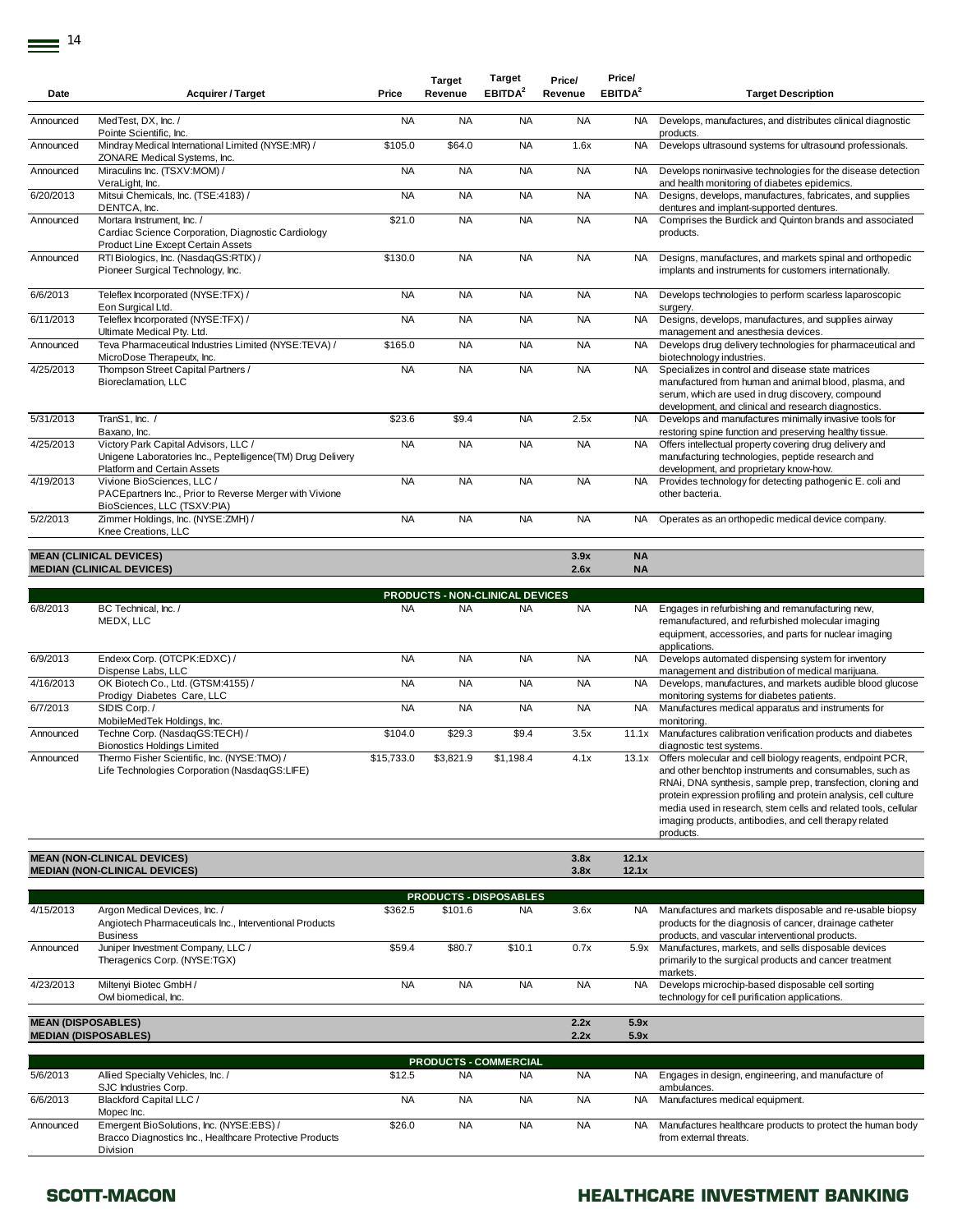| Date | Acquirer / Target | Price | Target Revenue | Target EBITDA[2] | Price/ Revenue | Price/ EBITDA[2] | Target Description |
|---|---|---|---|---|---|---|---|
| Announced | MedTest, DX, Inc. / Pointe Scientific, Inc. | NA | NA | NA | NA | NA | Develops, manufactures, and distributes clinical diagnostic products. |
| Announced | Mindray Medical International Limited (NYSE:MR) / ZONARE Medical Systems, Inc. | $105.0 | $64.0 | NA | 1.6x | NA | Develops ultrasound systems for ultrasound professionals. |
| Announced | Miraculins Inc. (TSXV:MOM) / VeraLight, Inc. | NA | NA | NA | NA | NA | Develops noninvasive technologies for the disease detection and health monitoring of diabetes epidemics. |
| 6/20/2013 | Mitsui Chemicals, Inc. (TSE:4183) / DENTCA, Inc. | NA | NA | NA | NA | NA | Designs, develops, manufactures, fabricates, and supplies dentures and implant-supported dentures. |
| Announced | Mortara Instrument, Inc. / Cardiac Science Corporation, Diagnostic Cardiology Product Line Except Certain Assets | $21.0 | NA | NA | NA | NA | Comprises the Burdick and Quinton brands and associated products. |
| Announced | RTI Biologics, Inc. (NasdaqGS:RTIX) / Pioneer Surgical Technology, Inc. | $130.0 | NA | NA | NA | NA | Designs, manufactures, and markets spinal and orthopedic implants and instruments for customers internationally. |
| 6/6/2013 | Teleflex Incorporated (NYSE:TFX) / Eon Surgical Ltd. | NA | NA | NA | NA | NA | Develops technologies to perform scarless laparoscopic surgery. |
| 6/11/2013 | Teleflex Incorporated (NYSE:TFX) / Ultimate Medical Pty. Ltd. | NA | NA | NA | NA | NA | Designs, develops, manufactures, and supplies airway management and anesthesia devices. |
| Announced | Teva Pharmaceutical Industries Limited (NYSE:TEVA) / MicroDose Therapeutx, Inc. | $165.0 | NA | NA | NA | NA | Develops drug delivery technologies for pharmaceutical and biotechnology industries. |
| 4/25/2013 | Thompson Street Capital Partners / Bioreclamation, LLC | NA | NA | NA | NA | NA | Specializes in control and disease state matrices manufactured from human and animal blood, plasma, and serum, which are used in drug discovery, compound development, and clinical and research diagnostics. |
| 5/31/2013 | TranS1, Inc. / Baxano, Inc. | $23.6 | $9.4 | NA | 2.5x | NA | Develops and manufactures minimally invasive tools for restoring spine function and preserving healthy tissue. |
| 4/25/2013 | Victory Park Capital Advisors, LLC / Unigene Laboratories Inc., Peptelligence(TM) Drug Delivery Platform and Certain Assets | NA | NA | NA | NA | NA | Offers intellectual property covering drug delivery and manufacturing technologies, peptide research and development, and proprietary know-how. |
| 4/19/2013 | Vivione BioSciences, LLC / PACEpartners Inc., Prior to Reverse Merger with Vivione BioSciences, LLC (TSXV:PIA) | NA | NA | NA | NA | NA | Provides technology for detecting pathogenic E. coli and other bacteria. |
| 5/2/2013 | Zimmer Holdings, Inc. (NYSE:ZMH) / Knee Creations, LLC | NA | NA | NA | NA | NA | Operates as an orthopedic medical device company. |
| **MEAN (CLINICAL DEVICES)** | | | | | **3.9x** | **NA** | |
| **MEDIAN (CLINICAL DEVICES)** | | | | | **2.6x** | **NA** | |
| | | | **PRODUCTS - NON-CLINICAL DEVICES** | | | | |
| 6/8/2013 | BC Technical, Inc. / MEDX, LLC | NA | NA | NA | NA | NA | Engages in refurbishing and remanufacturing new, remanufactured, and refurbished molecular imaging equipment, accessories, and parts for nuclear imaging applications. |
| 6/9/2013 | Endexx Corp. (OTCPK:EDXC) / Dispense Labs, LLC | NA | NA | NA | NA | NA | Develops automated dispensing system for inventory management and distribution of medical marijuana. |
| 4/16/2013 | OK Biotech Co., Ltd. (GTSM:4155) / Prodigy Diabetes Care, LLC | NA | NA | NA | NA | NA | Develops, manufactures, and markets audible blood glucose monitoring systems for diabetes patients. |
| 6/7/2013 | SIDIS Corp. / MobileMedTek Holdings, Inc. | NA | NA | NA | NA | NA | Manufactures medical apparatus and instruments for monitoring. |
| Announced | Techne Corp. (NasdaqGS:TECH) / Bionostics Holdings Limited | $104.0 | $29.3 | $9.4 | 3.5x | 11.1x | Manufactures calibration verification products and diabetes diagnostic test systems. |
| Announced | Thermo Fisher Scientific, Inc. (NYSE:TMO) / Life Technologies Corporation (NasdaqGS:LIFE) | $15,733.0 | $3,821.9 | $1,198.4 | 4.1x | 13.1x | Offers molecular and cell biology reagents, endpoint PCR, and other benchtop instruments and consumables, such as RNAi, DNA synthesis, sample prep, transfection, cloning and protein expression profiling and protein analysis, cell culture media used in research, stem cells and related tools, cellular imaging products, antibodies, and cell therapy related products. |
| **MEAN (NON-CLINICAL DEVICES)** | | | | | **3.8x** | **12.1x** | |
| **MEDIAN (NON-CLINICAL DEVICES)** | | | | | **3.8x** | **12.1x** | |
| | | | **PRODUCTS - DISPOSABLES** | | | | |
| 4/15/2013 | Argon Medical Devices, Inc. / Angiotech Pharmaceuticals Inc., Interventional Products Business | $362.5 | $101.6 | NA | 3.6x | NA | Manufactures and markets disposable and re-usable biopsy products for the diagnosis of cancer, drainage catheter products, and vascular interventional products. |
| Announced | Juniper Investment Company, LLC / Theragenics Corp. (NYSE:TGX) | $59.4 | $80.7 | $10.1 | 0.7x | 5.9x | Manufactures, markets, and sells disposable devices primarily to the surgical products and cancer treatment markets. |
| 4/23/2013 | Miltenyi Biotec GmbH / Owl biomedical, Inc. | NA | NA | NA | NA | NA | Develops microchip-based disposable cell sorting technology for cell purification applications. |
| **MEAN (DISPOSABLES)** | | | | | **2.2x** | **5.9x** | |
| **MEDIAN (DISPOSABLES)** | | | | | **2.2x** | **5.9x** | |
| | | | **PRODUCTS - COMMERCIAL** | | | | |
| 5/6/2013 | Allied Specialty Vehicles, Inc. / SJC Industries Corp. | $12.5 | NA | NA | NA | NA | Engages in design, engineering, and manufacture of ambulances. |
| 6/6/2013 | Blackford Capital LLC / Mopec Inc. | NA | NA | NA | NA | NA | Manufactures medical equipment. |
| Announced | Emergent BioSolutions, Inc. (NYSE:EBS) / Bracco Diagnostics Inc., Healthcare Protective Products Division | $26.0 | NA | NA | NA | NA | Manufactures healthcare products to protect the human body from external threats. |

**SCOTT-MACON** **HEALTHCARE INVESTMENT BANKING**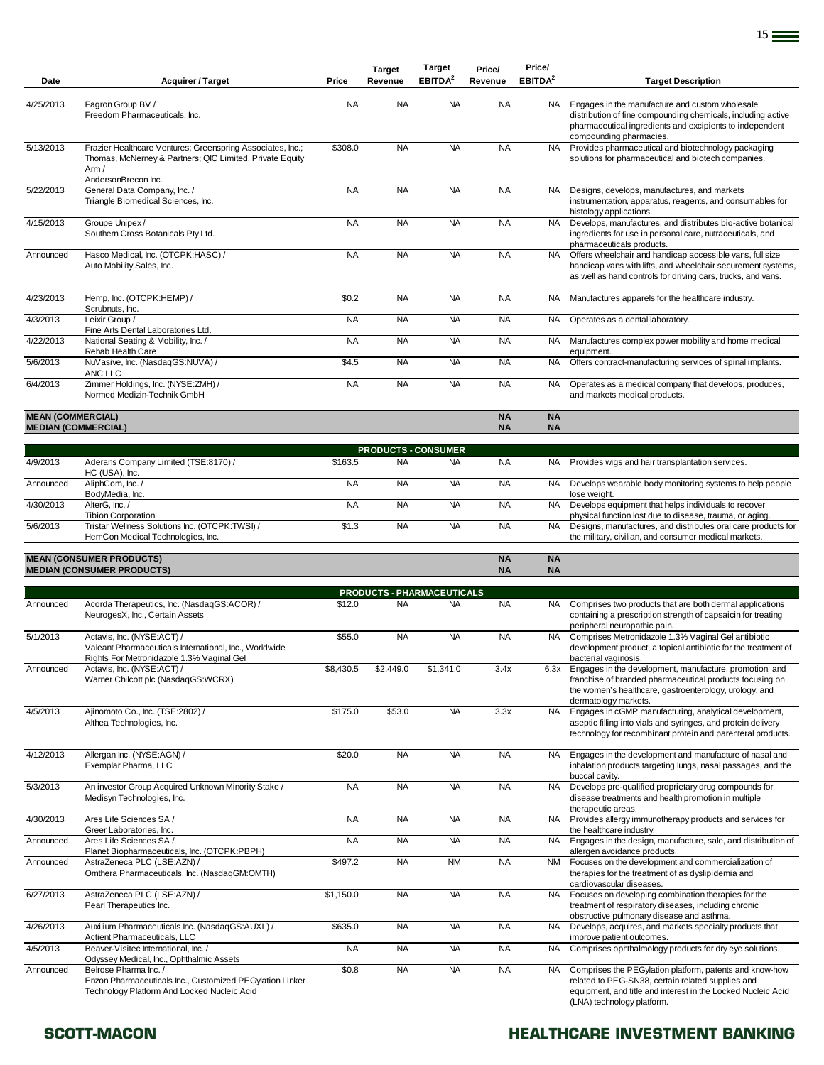| Date | Acquirer / Target | Price | Target Revenue | Target EBITDA[2] | Price/ Revenue | Price/ EBITDA[2] | Target Description |
|---|---|---|---|---|---|---|---|
| 4/25/2013 | Fagron Group BV / Freedom Pharmaceuticals, Inc. | NA | NA | NA | NA | NA | Engages in the manufacture and custom wholesale distribution of fine compounding chemicals, including active pharmaceutical ingredients and excipients to independent compounding pharmacies. |
| 5/13/2013 | Frazier Healthcare Ventures; Greenspring Associates, Inc.; Thomas, McNerney & Partners; QIC Limited, Private Equity Arm / AndersonBrecon Inc. | $308.0 | NA | NA | NA | NA | Provides pharmaceutical and biotechnology packaging solutions for pharmaceutical and biotech companies. |
| 5/22/2013 | General Data Company, Inc. / Triangle Biomedical Sciences, Inc. | NA | NA | NA | NA | NA | Designs, develops, manufactures, and markets instrumentation, apparatus, reagents, and consumables for histology applications. |
| 4/15/2013 | Groupe Unipex / Southern Cross Botanicals Pty Ltd. | NA | NA | NA | NA | NA | Develops, manufactures, and distributes bio-active botanical ingredients for use in personal care, nutraceuticals, and pharmaceuticals products. |
| Announced | Hasco Medical, Inc. (OTCPK:HASC) / Auto Mobility Sales, Inc. | NA | NA | NA | NA | NA | Offers wheelchair and handicap accessible vans, full size handicap vans with lifts, and wheelchair securement systems, as well as hand controls for driving cars, trucks, and vans. |
| 4/23/2013 | Hemp, Inc. (OTCPK:HEMP) / Scrubnuts, Inc. | $0.2 | NA | NA | NA | NA | Manufactures apparels for the healthcare industry. |
| 4/3/2013 | Leixir Group / Fine Arts Dental Laboratories Ltd. | NA | NA | NA | NA | NA | Operates as a dental laboratory. |
| 4/22/2013 | National Seating & Mobility, Inc. / Rehab Health Care | NA | NA | NA | NA | NA | Manufactures complex power mobility and home medical equipment. |
| 5/6/2013 | NuVasive, Inc. (NasdaqGS:NUVA) / ANC LLC | $4.5 | NA | NA | NA | NA | Offers contract-manufacturing services of spinal implants. |
| 6/4/2013 | Zimmer Holdings, Inc. (NYSE:ZMH) / Normed Medizin-Technik GmbH | NA | NA | NA | NA | NA | Operates as a medical company that develops, produces, and markets medical products. |
| **MEAN (COMMERCIAL)** | | | | | **NA** | **NA** | |
| **MEDIAN (COMMERCIAL)** | | | | | **NA** | **NA** | |
| | | | **PRODUCTS - CONSUMER** | | | | |
| 4/9/2013 | Aderans Company Limited (TSE:8170) / HC (USA), Inc. | $163.5 | NA | NA | NA | NA | Provides wigs and hair transplantation services. |
| Announced | AliphCom, Inc. / BodyMedia, Inc. | NA | NA | NA | NA | NA | Develops wearable body monitoring systems to help people lose weight. |
| 4/30/2013 | AlterG, Inc. / Tibion Corporation | NA | NA | NA | NA | NA | Develops equipment that helps individuals to recover physical function lost due to disease, trauma, or aging. |
| 5/6/2013 | Tristar Wellness Solutions Inc. (OTCPK:TWSI) / HemCon Medical Technologies, Inc. | $1.3 | NA | NA | NA | NA | Designs, manufactures, and distributes oral care products for the military, civilian, and consumer medical markets. |
| **MEAN (CONSUMER PRODUCTS)** | | | | | **NA** | **NA** | |
| **MEDIAN (CONSUMER PRODUCTS)** | | | | | **NA** | **NA** | |
| | | | **PRODUCTS - PHARMACEUTICALS** | | | | |
| Announced | Acorda Therapeutics, Inc. (NasdaqGS:ACOR) / NeurogesX, Inc., Certain Assets | $12.0 | NA | NA | NA | NA | Comprises two products that are both dermal applications containing a prescription strength of capsaicin for treating peripheral neuropathic pain. |
| 5/1/2013 | Actavis, Inc. (NYSE:ACT) / Valeant Pharmaceuticals International, Inc., Worldwide Rights For Metronidazole 1.3% Vaginal Gel | $55.0 | NA | NA | NA | NA | Comprises Metronidazole 1.3% Vaginal Gel antibiotic development product, a topical antibiotic for the treatment of bacterial vaginosis. |
| Announced | Actavis, Inc. (NYSE:ACT) / Warner Chilcott plc (NasdaqGS:WCRX) | $8,430.5 | $2,449.0 | $1,341.0 | 3.4x | 6.3x | Engages in the development, manufacture, promotion, and franchise of branded pharmaceutical products focusing on the women's healthcare, gastroenterology, urology, and dermatology markets. |
| 4/5/2013 | Ajinomoto Co., Inc. (TSE:2802) / Althea Technologies, Inc. | $175.0 | $53.0 | NA | 3.3x | NA | Engages in cGMP manufacturing, analytical development, aseptic filling into vials and syringes, and protein delivery technology for recombinant protein and parenteral products. |
| 4/12/2013 | Allergan Inc. (NYSE:AGN) / Exemplar Pharma, LLC | $20.0 | NA | NA | NA | NA | Engages in the development and manufacture of nasal and inhalation products targeting lungs, nasal passages, and the buccal cavity. |
| 5/3/2013 | An investor Group Acquired Unknown Minority Stake / Medisyn Technologies, Inc. | NA | NA | NA | NA | NA | Develops pre-qualified proprietary drug compounds for disease treatments and health promotion in multiple therapeutic areas. |
| 4/30/2013 | Ares Life Sciences SA / Greer Laboratories, Inc. | NA | NA | NA | NA | NA | Provides allergy immunotherapy products and services for the healthcare industry. |
| Announced | Ares Life Sciences SA / Planet Biopharmaceuticals, Inc. (OTCPK:PBPH) | NA | NA | NA | NA | NA | Engages in the design, manufacture, sale, and distribution of allergen avoidance products. |
| Announced | AstraZeneca PLC (LSE:AZN) / Omthera Pharmaceuticals, Inc. (NasdaqGM:OMTH) | $497.2 | NA | NM | NA | NM | Focuses on the development and commercialization of therapies for the treatment of as dyslipidemia and cardiovascular diseases. |
| 6/27/2013 | AstraZeneca PLC (LSE:AZN) / Pearl Therapeutics Inc. | $1,150.0 | NA | NA | NA | NA | Focuses on developing combination therapies for the treatment of respiratory diseases, including chronic obstructive pulmonary disease and asthma. |
| 4/26/2013 | Auxilium Pharmaceuticals Inc. (NasdaqGS:AUXL) / Actient Pharmaceuticals, LLC | $635.0 | NA | NA | NA | NA | Develops, acquires, and markets specialty products that improve patient outcomes. |
| 4/5/2013 | Beaver-Visitec International, Inc. / Odyssey Medical, Inc., Ophthalmic Assets | NA | NA | NA | NA | NA | Comprises ophthalmology products for dry eye solutions. |
| Announced | Belrose Pharma Inc. / Enzon Pharmaceuticals Inc., Customized PEGylation Linker Technology Platform And Locked Nucleic Acid | $0.8 | NA | NA | NA | NA | Comprises the PEGylation platform, patents and know-how related to PEG-SN38, certain related supplies and equipment, and title and interest in the Locked Nucleic Acid (LNA) technology platform. |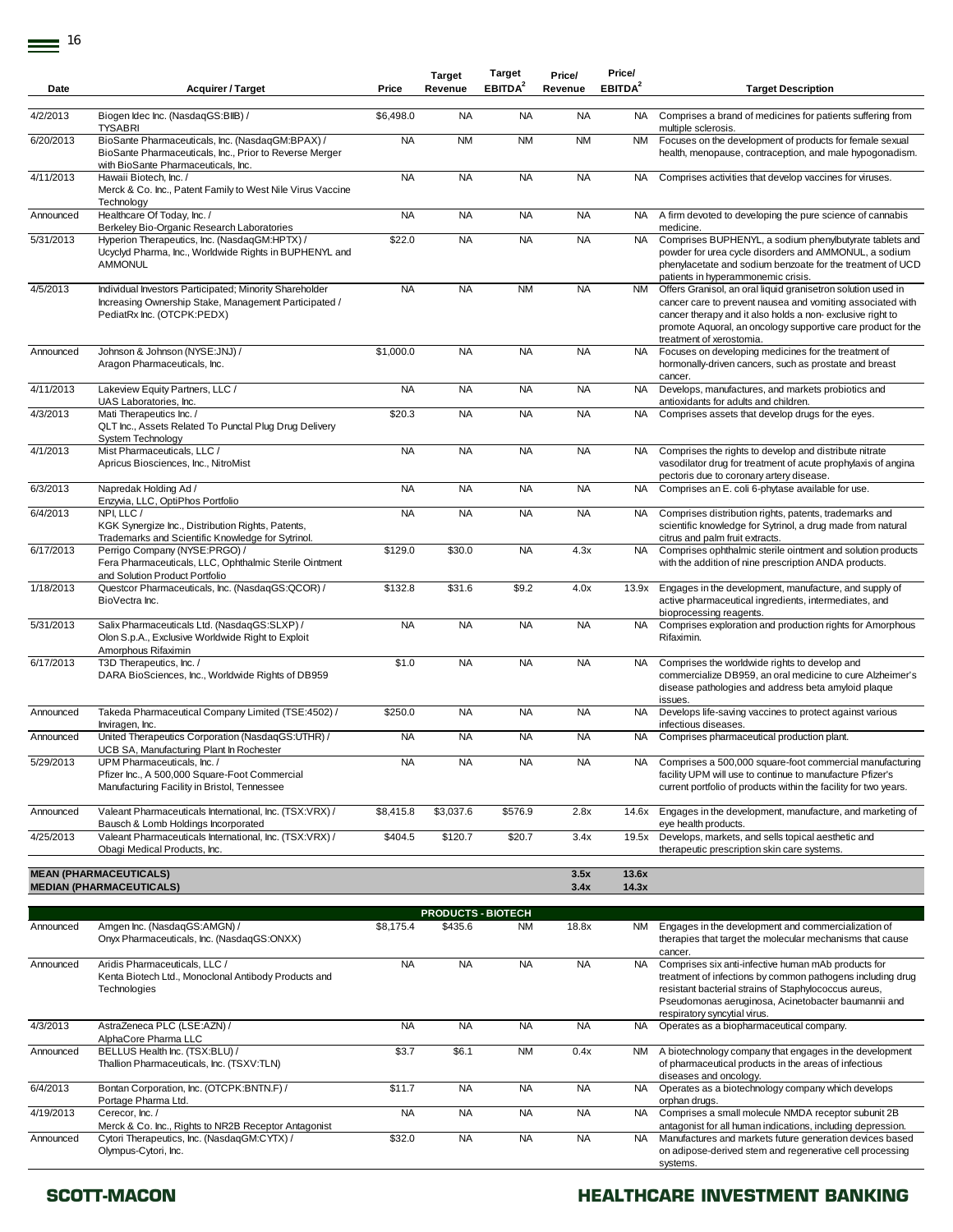| Date | Acquirer / Target | Price | Target Revenue | Target EBITDA[2] | Price/ Revenue | Price/ EBITDA[2] | Target Description |
|---|---|---|---|---|---|---|---|
| 4/2/2013 | Biogen Idec Inc. (NasdaqGS:BIIB) / TYSABRI | $6,498.0 | NA | NA | NA | NA | Comprises a brand of medicines for patients suffering from multiple sclerosis. |
| 6/20/2013 | BioSante Pharmaceuticals, Inc. (NasdaqGM:BPAX) / BioSante Pharmaceuticals, Inc., Prior to Reverse Merger with BioSante Pharmaceuticals, Inc. | NA | NM | NM | NM | NM | Focuses on the development of products for female sexual health, menopause, contraception, and male hypogonadism. |
| 4/11/2013 | Hawaii Biotech, Inc. / Merck & Co. Inc., Patent Family to West Nile Virus Vaccine Technology | NA | NA | NA | NA | NA | Comprises activities that develop vaccines for viruses. |
| Announced | Healthcare Of Today, Inc. / Berkeley Bio-Organic Research Laboratories | NA | NA | NA | NA | NA | A firm devoted to developing the pure science of cannabis medicine. |
| 5/31/2013 | Hyperion Therapeutics, Inc. (NasdaqGM:HPTX) / Ucyclyd Pharma, Inc., Worldwide Rights in BUPHENYL and AMMONUL | $22.0 | NA | NA | NA | NA | Comprises BUPHENYL, a sodium phenylbutyrate tablets and powder for urea cycle disorders and AMMONUL, a sodium phenylacetate and sodium benzoate for the treatment of UCD patients in hyperammonemic crisis. |
| 4/5/2013 | Individual Investors Participated; Minority Shareholder Increasing Ownership Stake, Management Participated / PediatRx Inc. (OTCPK:PEDX) | NA | NA | NM | NA | NM | Offers Granisol, an oral liquid granisetron solution used in cancer care to prevent nausea and vomiting associated with cancer therapy and it also holds a non- exclusive right to promote Aquoral, an oncology supportive care product for the treatment of xerostomia. |
| Announced | Johnson & Johnson (NYSE:JNJ) / Aragon Pharmaceuticals, Inc. | $1,000.0 | NA | NA | NA | NA | Focuses on developing medicines for the treatment of hormonally-driven cancers, such as prostate and breast cancer. |
| 4/11/2013 | Lakeview Equity Partners, LLC / UAS Laboratories, Inc. | NA | NA | NA | NA | NA | Develops, manufactures, and markets probiotics and antioxidants for adults and children. |
| 4/3/2013 | Mati Therapeutics Inc. / QLT Inc., Assets Related To Punctal Plug Drug Delivery System Technology | $20.3 | NA | NA | NA | NA | Comprises assets that develop drugs for the eyes. |
| 4/1/2013 | Mist Pharmaceuticals, LLC / Apricus Biosciences, Inc., NitroMist | NA | NA | NA | NA | NA | Comprises the rights to develop and distribute nitrate vasodilator drug for treatment of acute prophylaxis of angina pectoris due to coronary artery disease. |
| 6/3/2013 | Napredak Holding Ad / Enzyvia, LLC, OptiPhos Portfolio | NA | NA | NA | NA | NA | Comprises an E. coli 6-phytase available for use. |
| 6/4/2013 | NPI, LLC / KGK Synergize Inc., Distribution Rights, Patents, Trademarks and Scientific Knowledge for Sytrinol. | NA | NA | NA | NA | NA | Comprises distribution rights, patents, trademarks and scientific knowledge for Sytrinol, a drug made from natural citrus and palm fruit extracts. |
| 6/17/2013 | Perrigo Company (NYSE:PRGO) / Fera Pharmaceuticals, LLC, Ophthalmic Sterile Ointment and Solution Product Portfolio | $129.0 | $30.0 | NA | 4.3x | NA | Comprises ophthalmic sterile ointment and solution products with the addition of nine prescription ANDA products. |
| 1/18/2013 | Questcor Pharmaceuticals, Inc. (NasdaqGS:QCOR) / BioVectra Inc. | $132.8 | $31.6 | $9.2 | 4.0x | 13.9x | Engages in the development, manufacture, and supply of active pharmaceutical ingredients, intermediates, and bioprocessing reagents. |
| 5/31/2013 | Salix Pharmaceuticals Ltd. (NasdaqGS:SLXP) / Olon S.p.A., Exclusive Worldwide Right to Exploit Amorphous Rifaximin | NA | NA | NA | NA | NA | Comprises exploration and production rights for Amorphous Rifaximin. |
| 6/17/2013 | T3D Therapeutics, Inc. / DARA BioSciences, Inc., Worldwide Rights of DB959 | $1.0 | NA | NA | NA | NA | Comprises the worldwide rights to develop and commercialize DB959, an oral medicine to cure Alzheimer's disease pathologies and address beta amyloid plaque issues. |
| Announced | Takeda Pharmaceutical Company Limited (TSE:4502) / Inviragen, Inc. | $250.0 | NA | NA | NA | NA | Develops life-saving vaccines to protect against various infectious diseases. |
| Announced | United Therapeutics Corporation (NasdaqGS:UTHR) / UCB SA, Manufacturing Plant In Rochester | NA | NA | NA | NA | NA | Comprises pharmaceutical production plant. |
| 5/29/2013 | UPM Pharmaceuticals, Inc. / Pfizer Inc., A 500,000 Square-Foot Commercial Manufacturing Facility in Bristol, Tennessee | NA | NA | NA | NA | NA | Comprises a 500,000 square-foot commercial manufacturing facility UPM will use to continue to manufacture Pfizer's current portfolio of products within the facility for two years. |
| Announced | Valeant Pharmaceuticals International, Inc. (TSX:VRX) / Bausch & Lomb Holdings Incorporated | $8,415.8 | $3,037.6 | $576.9 | 2.8x | 14.6x | Engages in the development, manufacture, and marketing of eye health products. |
| 4/25/2013 | Valeant Pharmaceuticals International, Inc. (TSX:VRX) / Obagi Medical Products, Inc. | $404.5 | $120.7 | $20.7 | 3.4x | 19.5x | Develops, markets, and sells topical aesthetic and therapeutic prescription skin care systems. |
| **MEAN (PHARMACEUTICALS)** | | | | | **3.5x** | **13.6x** | |
| **MEDIAN (PHARMACEUTICALS)** | | | | | **3.4x** | **14.3x** | |
| | | | **PRODUCTS - BIOTECH** | | | | |
| Announced | Amgen Inc. (NasdaqGS:AMGN) / Onyx Pharmaceuticals, Inc. (NasdaqGS:ONXX) | $8,175.4 | $435.6 | NM | 18.8x | NM | Engages in the development and commercialization of therapies that target the molecular mechanisms that cause cancer. |
| Announced | Aridis Pharmaceuticals, LLC / Kenta Biotech Ltd., Monoclonal Antibody Products and Technologies | NA | NA | NA | NA | NA | Comprises six anti-infective human mAb products for treatment of infections by common pathogens including drug resistant bacterial strains of Staphylococcus aureus, Pseudomonas aeruginosa, Acinetobacter baumannii and respiratory syncytial virus. |
| 4/3/2013 | AstraZeneca PLC (LSE:AZN) / AlphaCore Pharma LLC | NA | NA | NA | NA | NA | Operates as a biopharmaceutical company. |
| Announced | BELLUS Health Inc. (TSX:BLU) / Thallion Pharmaceuticals, Inc. (TSXV:TLN) | $3.7 | $6.1 | NM | 0.4x | NM | A biotechnology company that engages in the development of pharmaceutical products in the areas of infectious diseases and oncology. |
| 6/4/2013 | Bontan Corporation, Inc. (OTCPK:BNTN.F) / Portage Pharma Ltd. | $11.7 | NA | NA | NA | NA | Operates as a biotechnology company which develops orphan drugs. |
| 4/19/2013 | Cerecor, Inc. / Merck & Co. Inc., Rights to NR2B Receptor Antagonist | NA | NA | NA | NA | NA | Comprises a small molecule NMDA receptor subunit 2B antagonist for all human indications, including depression. |
| Announced | Cytori Therapeutics, Inc. (NasdaqGM:CYTX) / Olympus-Cytori, Inc. | $32.0 | NA | NA | NA | NA | Manufactures and markets future generation devices based on adipose-derived stem and regenerative cell processing systems. |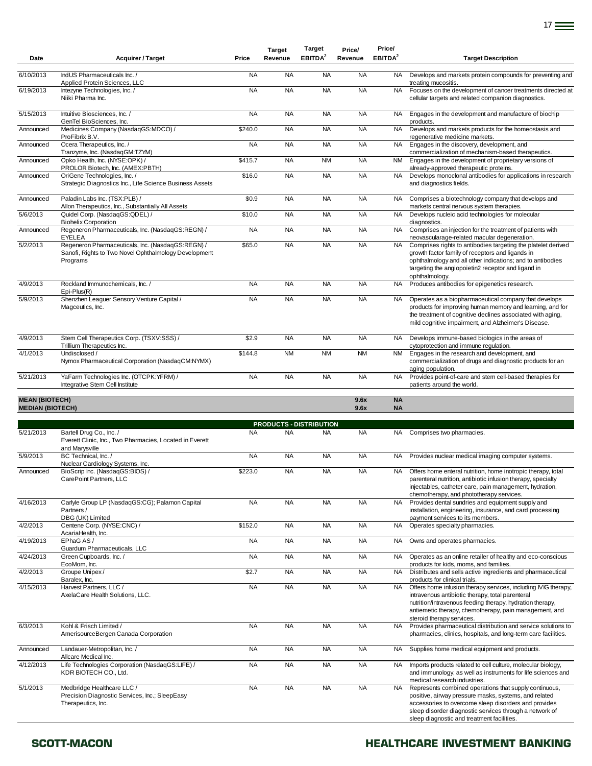| Date | Acquirer / Target | Price | Target Revenue | Target EBITDA[2] | Price/ Revenue | Price/ EBITDA[2] | Target Description |
|---|---|---|---|---|---|---|---|
| 6/10/2013 | IndUS Pharmaceuticals Inc. / Applied Protein Sciences, LLC | NA | NA | NA | NA | NA | Develops and markets protein compounds for preventing and treating mucositis. |
| 6/19/2013 | Intezyne Technologies, Inc. / Niiki Pharma Inc. | NA | NA | NA | NA | NA | Focuses on the development of cancer treatments directed at cellular targets and related companion diagnostics. |
| 5/15/2013 | Intuitive Biosciences, Inc. / GenTel BioSciences, Inc. | NA | NA | NA | NA | NA | Engages in the development and manufacture of biochip products. |
| Announced | Medicines Company (NasdaqGS:MDCO) / ProFibrix B.V. | $240.0 | NA | NA | NA | NA | Develops and markets products for the homeostasis and regenerative medicine markets. |
| Announced | Ocera Therapeutics, Inc. / Tranzyme, Inc. (NasdaqGM:TZYM) | NA | NA | NA | NA | NA | Engages in the discovery, development, and commercialization of mechanism-based therapeutics. |
| Announced | Opko Health, Inc. (NYSE:OPK) / PROLOR Biotech, Inc. (AMEX:PBTH) | $415.7 | NA | NM | NA | NM | Engages in the development of proprietary versions of already-approved therapeutic proteins. |
| Announced | OriGene Technologies, Inc. / Strategic Diagnostics Inc., Life Science Business Assets | $16.0 | NA | NA | NA | NA | Develops monoclonal antibodies for applications in research and diagnostics fields. |
| Announced | Paladin Labs Inc. (TSX:PLB) / Allon Therapeutics, Inc., Substantially All Assets | $0.9 | NA | NA | NA | NA | Comprises a biotechnology company that develops and markets central nervous system therapies. |
| 5/6/2013 | Quidel Corp. (NasdaqGS:QDEL) / Biohelix Corporation | $10.0 | NA | NA | NA | NA | Develops nucleic acid technologies for molecular diagnostics. |
| Announced | Regeneron Pharmaceuticals, Inc. (NasdaqGS:REGN) / EYELEA | NA | NA | NA | NA | NA | Comprises an injection for the treatment of patients with neovascularage-related macular degeneration. |
| 5/2/2013 | Regeneron Pharmaceuticals, Inc. (NasdaqGS:REGN) / Sanofi, Rights to Two Novel Ophthalmology Development Programs | $65.0 | NA | NA | NA | NA | Comprises rights to antibodies targeting the platelet derived growth factor family of receptors and ligands in ophthalmology and all other indications; and to antibodies targeting the angiopoietin2 receptor and ligand in ophthalmology. |
| 4/9/2013 | Rockland Immunochemicals, Inc. / Epi-Plus(R) | NA | NA | NA | NA | NA | Produces antibodies for epigenetics research. |
| 5/9/2013 | Shenzhen Leaguer Sensory Venture Capital / Magceutics, Inc. | NA | NA | NA | NA | NA | Operates as a biopharmaceutical company that develops products for improving human memory and learning, and for the treatment of cognitive declines associated with aging, mild cognitive impairment, and Alzheimer's Disease. |
| 4/9/2013 | Stem Cell Therapeutics Corp. (TSXV:SSS) / Trillium Therapeutics Inc. | $2.9 | NA | NA | NA | NA | Develops immune-based biologics in the areas of cytoprotection and immune regulation. |
| 4/1/2013 | Undisclosed / Nymox Pharmaceutical Corporation (NasdaqCM:NYMX) | $144.8 | NM | NM | NM | NM | Engages in the research and development, and commercialization of drugs and diagnostic products for an aging population. |
| 5/21/2013 | YaFarm Technologies Inc. (OTCPK:YFRM) / Integrative Stem Cell Institute | NA | NA | NA | NA | NA | Provides point-of-care and stem cell-based therapies for patients around the world. |
| **MEAN (BIOTECH)** | | | | | **9.6x** | **NA** | |
| **MEDIAN (BIOTECH)** | | | | | **9.6x** | **NA** | |
| | | | **PRODUCTS - DISTRIBUTION** | | | | |
| 5/21/2013 | Bartell Drug Co., Inc. / Everett Clinic, Inc., Two Pharmacies, Located in Everett and Marysville | NA | NA | NA | NA | NA | Comprises two pharmacies. |
| 5/9/2013 | BC Technical, Inc. / Nuclear Cardiology Systems, Inc. | NA | NA | NA | NA | NA | Provides nuclear medical imaging computer systems. |
| Announced | BioScrip Inc. (NasdaqGS:BIOS) / CarePoint Partners, LLC | $223.0 | NA | NA | NA | NA | Offers home enteral nutrition, home inotropic therapy, total parenteral nutrition, antibiotic infusion therapy, specialty injectables, catheter care, pain management, hydration, chemotherapy, and phototherapy services. |
| 4/16/2013 | Carlyle Group LP (NasdaqGS:CG); Palamon Capital Partners / DBG (UK) Limited | NA | NA | NA | NA | NA | Provides dental sundries and equipment supply and installation, engineering, insurance, and card processing payment services to its members. |
| 4/2/2013 | Centene Corp. (NYSE:CNC) / AcariaHealth, Inc. | $152.0 | NA | NA | NA | NA | Operates specialty pharmacies. |
| 4/19/2013 | EPhaG AS / Guardum Pharmaceuticals, LLC | NA | NA | NA | NA | NA | Owns and operates pharmacies. |
| 4/24/2013 | Green Cupboards, Inc. / EcoMom, Inc. | NA | NA | NA | NA | NA | Operates as an online retailer of healthy and eco-conscious products for kids, moms, and families. |
| 4/2/2013 | Groupe Unipex / Baralex, Inc. | $2.7 | NA | NA | NA | NA | Distributes and sells active ingredients and pharmaceutical products for clinical trials. |
| 4/15/2013 | Harvest Partners, LLC / AxelaCare Health Solutions, LLC. | NA | NA | NA | NA | NA | Offers home infusion therapy services, including IVIG therapy, intravenous antibiotic therapy, total parenteral nutrition/intravenous feeding therapy, hydration therapy, antiemetic therapy, chemotherapy, pain management, and steroid therapy services. |
| 6/3/2013 | Kohl & Frisch Limited / AmerisourceBergen Canada Corporation | NA | NA | NA | NA | NA | Provides pharmaceutical distribution and service solutions to pharmacies, clinics, hospitals, and long-term care facilities. |
| Announced | Landauer-Metropolitan, Inc. / Allcare Medical Inc. | NA | NA | NA | NA | NA | Supplies home medical equipment and products. |
| 4/12/2013 | Life Technologies Corporation (NasdaqGS:LIFE) / KDR BIOTECH CO., Ltd. | NA | NA | NA | NA | NA | Imports products related to cell culture, molecular biology, and immunology, as well as instruments for life sciences and medical research industries. |
| 5/1/2013 | Medbridge Healthcare LLC / Precision Diagnostic Services, Inc.; SleepEasy Therapeutics, Inc. | NA | NA | NA | NA | NA | Represents combined operations that supply continuous, positive, airway pressure masks, systems, and related accessories to overcome sleep disorders and provides sleep disorder diagnostic services through a network of sleep diagnostic and treatment facilities. |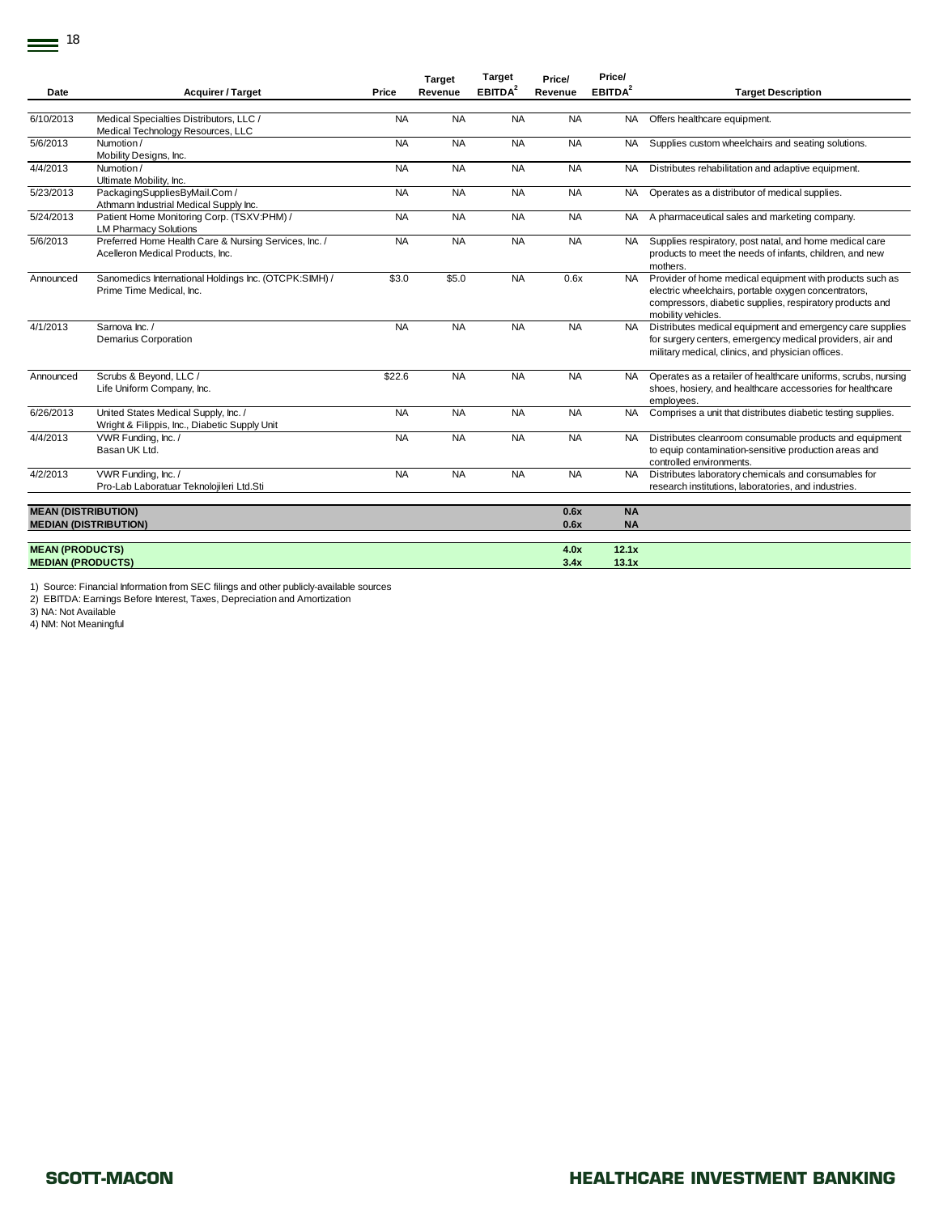| Date | Acquirer / Target | Price | Target Revenue | Target EBITDA[2] | Price/ Revenue | Price/ EBITDA[2] | Target Description |
|---|---|---|---|---|---|---|---|
| 6/10/2013 | Medical Specialties Distributors, LLC / Medical Technology Resources, LLC | NA | NA | NA | NA | NA | Offers healthcare equipment. |
| 5/6/2013 | Numotion / Mobility Designs, Inc. | NA | NA | NA | NA | NA | Supplies custom wheelchairs and seating solutions. |
| 4/4/2013 | Numotion / Ultimate Mobility, Inc. | NA | NA | NA | NA | NA | Distributes rehabilitation and adaptive equipment. |
| 5/23/2013 | PackagingSuppliesByMail.Com / Athmann Industrial Medical Supply Inc. | NA | NA | NA | NA | NA | Operates as a distributor of medical supplies. |
| 5/24/2013 | Patient Home Monitoring Corp. (TSXV:PHM) / LM Pharmacy Solutions | NA | NA | NA | NA | NA | A pharmaceutical sales and marketing company. |
| 5/6/2013 | Preferred Home Health Care & Nursing Services, Inc. / Acelleron Medical Products, Inc. | NA | NA | NA | NA | NA | Supplies respiratory, post natal, and home medical care products to meet the needs of infants, children, and new mothers. |
| Announced | Sanomedics International Holdings Inc. (OTCPK:SIMH) / Prime Time Medical, Inc. | $3.0 | $5.0 | NA | 0.6x | NA | Provider of home medical equipment with products such as electric wheelchairs, portable oxygen concentrators, compressors, diabetic supplies, respiratory products and mobility vehicles. |
| 4/1/2013 | Sarnova Inc. / Demarius Corporation | NA | NA | NA | NA | NA | Distributes medical equipment and emergency care supplies for surgery centers, emergency medical providers, air and military medical, clinics, and physician offices. |
| Announced | Scrubs & Beyond, LLC / Life Uniform Company, Inc. | $22.6 | NA | NA | NA | NA | Operates as a retailer of healthcare uniforms, scrubs, nursing shoes, hosiery, and healthcare accessories for healthcare employees. |
| 6/26/2013 | United States Medical Supply, Inc. / Wright & Filippis, Inc., Diabetic Supply Unit | NA | NA | NA | NA | NA | Comprises a unit that distributes diabetic testing supplies. |
| 4/4/2013 | VWR Funding, Inc. / Basan UK Ltd. | NA | NA | NA | NA | NA | Distributes cleanroom consumable products and equipment to equip contamination-sensitive production areas and controlled environments. |
| 4/2/2013 | VWR Funding, Inc. / Pro-Lab Laboratuar Teknolojileri Ltd.Sti | NA | NA | NA | NA | NA | Distributes laboratory chemicals and consumables for research institutions, laboratories, and industries. |
| **MEAN (DISTRIBUTION)** | | | | | **0.6x** | **NA** | |
| **MEDIAN (DISTRIBUTION)** | | | | | **0.6x** | **NA** | |
| **MEAN (PRODUCTS)** | | | | | **4.0x** | **12.1x** | |
| **MEDIAN (PRODUCTS)** | | | | | **3.4x** | **13.1x** | |

1) Source: Financial Information from SEC filings and other publicly-available sources
2) EBITDA: Earnings Before Interest, Taxes, Depreciation and Amortization
3) NA: Not Available
4) NM: Not Meaningful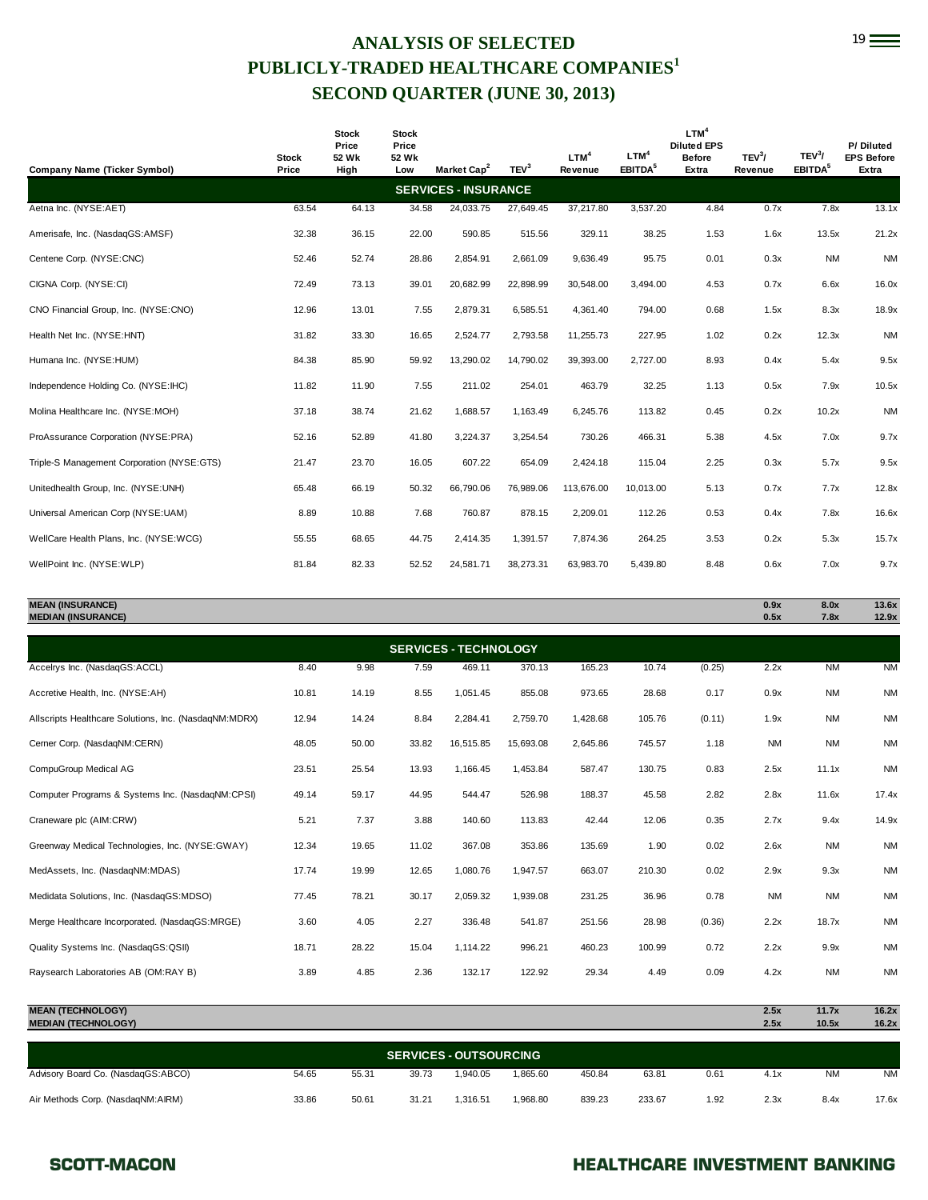# ANALYSIS OF SELECTED PUBLICLY-TRADED HEALTHCARE COMPANIES[1]

# SECOND QUARTER (JUNE 30, 2013)

| Company Name (Ticker Symbol) | Stock Price | Stock Price 52 Wk High | Stock Price 52 Wk Low | Market Cap[2] | TEV[3] | LTM[4] Revenue | LTM[4] EBITDA[5] | LTM[4] Diluted EPS Before Extra | TEV[3]/ Revenue | TEV[3]/ EBITDA[5] | P/ Diluted EPS Before Extra |
|---|---|---|---|---|---|---|---|---|---|---|---|
| **SERVICES - INSURANCE** | | | | | | | | | | | |
| Aetna Inc. (NYSE:AET) | 63.54 | 64.13 | 34.58 | 24,033.75 | 27,649.45 | 37,217.80 | 3,537.20 | 4.84 | 0.7x | 7.8x | 13.1x |
| Amerisafe, Inc. (NasdaqGS:AMSF) | 32.38 | 36.15 | 22.00 | 590.85 | 515.56 | 329.11 | 38.25 | 1.53 | 1.6x | 13.5x | 21.2x |
| Centene Corp. (NYSE:CNC) | 52.46 | 52.74 | 28.86 | 2,854.91 | 2,661.09 | 9,636.49 | 95.75 | 0.01 | 0.3x | NM | NM |
| CIGNA Corp. (NYSE:CI) | 72.49 | 73.13 | 39.01 | 20,682.99 | 22,898.99 | 30,548.00 | 3,494.00 | 4.53 | 0.7x | 6.6x | 16.0x |
| CNO Financial Group, Inc. (NYSE:CNO) | 12.96 | 13.01 | 7.55 | 2,879.31 | 6,585.51 | 4,361.40 | 794.00 | 0.68 | 1.5x | 8.3x | 18.9x |
| Health Net Inc. (NYSE:HNT) | 31.82 | 33.30 | 16.65 | 2,524.77 | 2,793.58 | 11,255.73 | 227.95 | 1.02 | 0.2x | 12.3x | NM |
| Humana Inc. (NYSE:HUM) | 84.38 | 85.90 | 59.92 | 13,290.02 | 14,790.02 | 39,393.00 | 2,727.00 | 8.93 | 0.4x | 5.4x | 9.5x |
| Independence Holding Co. (NYSE:IHC) | 11.82 | 11.90 | 7.55 | 211.02 | 254.01 | 463.79 | 32.25 | 1.13 | 0.5x | 7.9x | 10.5x |
| Molina Healthcare Inc. (NYSE:MOH) | 37.18 | 38.74 | 21.62 | 1,688.57 | 1,163.49 | 6,245.76 | 113.82 | 0.45 | 0.2x | 10.2x | NM |
| ProAssurance Corporation (NYSE:PRA) | 52.16 | 52.89 | 41.80 | 3,224.37 | 3,254.54 | 730.26 | 466.31 | 5.38 | 4.5x | 7.0x | 9.7x |
| Triple-S Management Corporation (NYSE:GTS) | 21.47 | 23.70 | 16.05 | 607.22 | 654.09 | 2,424.18 | 115.04 | 2.25 | 0.3x | 5.7x | 9.5x |
| Unitedhealth Group, Inc. (NYSE:UNH) | 65.48 | 66.19 | 50.32 | 66,790.06 | 76,989.06 | 113,676.00 | 10,013.00 | 5.13 | 0.7x | 7.7x | 12.8x |
| Universal American Corp (NYSE:UAM) | 8.89 | 10.88 | 7.68 | 760.87 | 878.15 | 2,209.01 | 112.26 | 0.53 | 0.4x | 7.8x | 16.6x |
| WellCare Health Plans, Inc. (NYSE:WCG) | 55.55 | 68.65 | 44.75 | 2,414.35 | 1,391.57 | 7,874.36 | 264.25 | 3.53 | 0.2x | 5.3x | 15.7x |
| WellPoint Inc. (NYSE:WLP) | 81.84 | 82.33 | 52.52 | 24,581.71 | 38,273.31 | 63,983.70 | 5,439.80 | 8.48 | 0.6x | 7.0x | 9.7x |
| **MEAN (INSURANCE)** | | | | | | | | | **0.9x** | **8.0x** | **13.6x** |
| **MEDIAN (INSURANCE)** | | | | | | | | | **0.5x** | **7.8x** | **12.9x** |
| **SERVICES - TECHNOLOGY** | | | | | | | | | | | |
| Accelrys Inc. (NasdaqGS:ACCL) | 8.40 | 9.98 | 7.59 | 469.11 | 370.13 | 165.23 | 10.74 | (0.25) | 2.2x | NM | NM |
| Accretive Health, Inc. (NYSE:AH) | 10.81 | 14.19 | 8.55 | 1,051.45 | 855.08 | 973.65 | 28.68 | 0.17 | 0.9x | NM | NM |
| Allscripts Healthcare Solutions, Inc. (NasdaqNM:MDRX) | 12.94 | 14.24 | 8.84 | 2,284.41 | 2,759.70 | 1,428.68 | 105.76 | (0.11) | 1.9x | NM | NM |
| Cerner Corp. (NasdaqNM:CERN) | 48.05 | 50.00 | 33.82 | 16,515.85 | 15,693.08 | 2,645.86 | 745.57 | 1.18 | NM | NM | NM |
| CompuGroup Medical AG | 23.51 | 25.54 | 13.93 | 1,166.45 | 1,453.84 | 587.47 | 130.75 | 0.83 | 2.5x | 11.1x | NM |
| Computer Programs & Systems Inc. (NasdaqNM:CPSI) | 49.14 | 59.17 | 44.95 | 544.47 | 526.98 | 188.37 | 45.58 | 2.82 | 2.8x | 11.6x | 17.4x |
| Craneware plc (AIM:CRW) | 5.21 | 7.37 | 3.88 | 140.60 | 113.83 | 42.44 | 12.06 | 0.35 | 2.7x | 9.4x | 14.9x |
| Greenway Medical Technologies, Inc. (NYSE:GWAY) | 12.34 | 19.65 | 11.02 | 367.08 | 353.86 | 135.69 | 1.90 | 0.02 | 2.6x | NM | NM |
| MedAssets, Inc. (NasdaqNM:MDAS) | 17.74 | 19.99 | 12.65 | 1,080.76 | 1,947.57 | 663.07 | 210.30 | 0.02 | 2.9x | 9.3x | NM |
| Medidata Solutions, Inc. (NasdaqGS:MDSO) | 77.45 | 78.21 | 30.17 | 2,059.32 | 1,939.08 | 231.25 | 36.96 | 0.78 | NM | NM | NM |
| Merge Healthcare Incorporated. (NasdaqGS:MRGE) | 3.60 | 4.05 | 2.27 | 336.48 | 541.87 | 251.56 | 28.98 | (0.36) | 2.2x | 18.7x | NM |
| Quality Systems Inc. (NasdaqGS:QSII) | 18.71 | 28.22 | 15.04 | 1,114.22 | 996.21 | 460.23 | 100.99 | 0.72 | 2.2x | 9.9x | NM |
| Raysearch Laboratories AB (OM:RAY B) | 3.89 | 4.85 | 2.36 | 132.17 | 122.92 | 29.34 | 4.49 | 0.09 | 4.2x | NM | NM |
| **MEAN (TECHNOLOGY)** | | | | | | | | | **2.5x** | **11.7x** | **16.2x** |
| **MEDIAN (TECHNOLOGY)** | | | | | | | | | **2.5x** | **10.5x** | **16.2x** |
| **SERVICES - OUTSOURCING** | | | | | | | | | | | |
| Advisory Board Co. (NasdaqGS:ABCO) | 54.65 | 55.31 | 39.73 | 1,940.05 | 1,865.60 | 450.84 | 63.81 | 0.61 | 4.1x | NM | NM |
| Air Methods Corp. (NasdaqNM:AIRM) | 33.86 | 50.61 | 31.21 | 1,316.51 | 1,968.80 | 839.23 | 233.67 | 1.92 | 2.3x | 8.4x | 17.6x |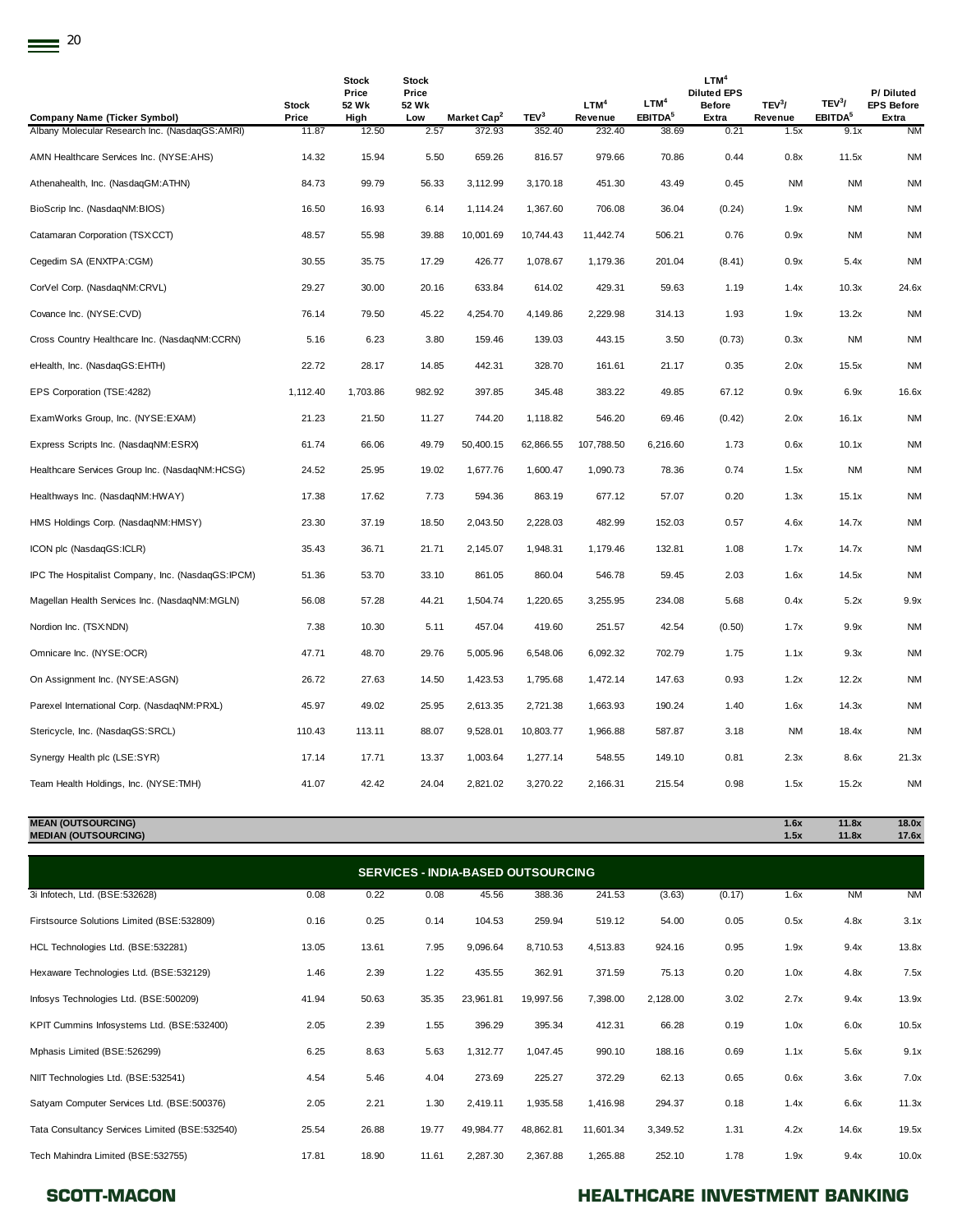| Company Name (Ticker Symbol) | Stock Price | Stock Price 52 Wk High | Stock Price 52 Wk Low | Market Cap[2] | TEV[3] | LTM[4] Revenue | LTM[4] EBITDA[5] | LTM[4] Diluted EPS Before Extra | TEV[3]/ Revenue | TEV[3]/ EBITDA[5] | P/ Diluted EPS Before Extra |
|---|---|---|---|---|---|---|---|---|---|---|---|
| Albany Molecular Research Inc. (NasdaqGS:AMRI) | 11.87 | 12.50 | 2.57 | 372.93 | 352.40 | 232.40 | 38.69 | 0.21 | 1.5x | 9.1x | NM |
| AMN Healthcare Services Inc. (NYSE:AHS) | 14.32 | 15.94 | 5.50 | 659.26 | 816.57 | 979.66 | 70.86 | 0.44 | 0.8x | 11.5x | NM |
| Athenahealth, Inc. (NasdaqGM:ATHN) | 84.73 | 99.79 | 56.33 | 3,112.99 | 3,170.18 | 451.30 | 43.49 | 0.45 | NM | NM | NM |
| BioScrip Inc. (NasdaqNM:BIOS) | 16.50 | 16.93 | 6.14 | 1,114.24 | 1,367.60 | 706.08 | 36.04 | (0.24) | 1.9x | NM | NM |
| Catamaran Corporation (TSX:CCT) | 48.57 | 55.98 | 39.88 | 10,001.69 | 10,744.43 | 11,442.74 | 506.21 | 0.76 | 0.9x | NM | NM |
| Cegedim SA (ENXTPA:CGM) | 30.55 | 35.75 | 17.29 | 426.77 | 1,078.67 | 1,179.36 | 201.04 | (8.41) | 0.9x | 5.4x | NM |
| CorVel Corp. (NasdaqNM:CRVL) | 29.27 | 30.00 | 20.16 | 633.84 | 614.02 | 429.31 | 59.63 | 1.19 | 1.4x | 10.3x | 24.6x |
| Covance Inc. (NYSE:CVD) | 76.14 | 79.50 | 45.22 | 4,254.70 | 4,149.86 | 2,229.98 | 314.13 | 1.93 | 1.9x | 13.2x | NM |
| Cross Country Healthcare Inc. (NasdaqNM:CCRN) | 5.16 | 6.23 | 3.80 | 159.46 | 139.03 | 443.15 | 3.50 | (0.73) | 0.3x | NM | NM |
| eHealth, Inc. (NasdaqGS:EHTH) | 22.72 | 28.17 | 14.85 | 442.31 | 328.70 | 161.61 | 21.17 | 0.35 | 2.0x | 15.5x | NM |
| EPS Corporation (TSE:4282) | 1,112.40 | 1,703.86 | 982.92 | 397.85 | 345.48 | 383.22 | 49.85 | 67.12 | 0.9x | 6.9x | 16.6x |
| ExamWorks Group, Inc. (NYSE:EXAM) | 21.23 | 21.50 | 11.27 | 744.20 | 1,118.82 | 546.20 | 69.46 | (0.42) | 2.0x | 16.1x | NM |
| Express Scripts Inc. (NasdaqNM:ESRX) | 61.74 | 66.06 | 49.79 | 50,400.15 | 62,866.55 | 107,788.50 | 6,216.60 | 1.73 | 0.6x | 10.1x | NM |
| Healthcare Services Group Inc. (NasdaqNM:HCSG) | 24.52 | 25.95 | 19.02 | 1,677.76 | 1,600.47 | 1,090.73 | 78.36 | 0.74 | 1.5x | NM | NM |
| Healthways Inc. (NasdaqNM:HWAY) | 17.38 | 17.62 | 7.73 | 594.36 | 863.19 | 677.12 | 57.07 | 0.20 | 1.3x | 15.1x | NM |
| HMS Holdings Corp. (NasdaqNM:HMSY) | 23.30 | 37.19 | 18.50 | 2,043.50 | 2,228.03 | 482.99 | 152.03 | 0.57 | 4.6x | 14.7x | NM |
| ICON plc (NasdaqGS:ICLR) | 35.43 | 36.71 | 21.71 | 2,145.07 | 1,948.31 | 1,179.46 | 132.81 | 1.08 | 1.7x | 14.7x | NM |
| IPC The Hospitalist Company, Inc. (NasdaqGS:IPCM) | 51.36 | 53.70 | 33.10 | 861.05 | 860.04 | 546.78 | 59.45 | 2.03 | 1.6x | 14.5x | NM |
| Magellan Health Services Inc. (NasdaqNM:MGLN) | 56.08 | 57.28 | 44.21 | 1,504.74 | 1,220.65 | 3,255.95 | 234.08 | 5.68 | 0.4x | 5.2x | 9.9x |
| Nordion Inc. (TSX:NDN) | 7.38 | 10.30 | 5.11 | 457.04 | 419.60 | 251.57 | 42.54 | (0.50) | 1.7x | 9.9x | NM |
| Omnicare Inc. (NYSE:OCR) | 47.71 | 48.70 | 29.76 | 5,005.96 | 6,548.06 | 6,092.32 | 702.79 | 1.75 | 1.1x | 9.3x | NM |
| On Assignment Inc. (NYSE:ASGN) | 26.72 | 27.63 | 14.50 | 1,423.53 | 1,795.68 | 1,472.14 | 147.63 | 0.93 | 1.2x | 12.2x | NM |
| Parexel International Corp. (NasdaqNM:PRXL) | 45.97 | 49.02 | 25.95 | 2,613.35 | 2,721.38 | 1,663.93 | 190.24 | 1.40 | 1.6x | 14.3x | NM |
| Stericycle, Inc. (NasdaqGS:SRCL) | 110.43 | 113.11 | 88.07 | 9,528.01 | 10,803.77 | 1,966.88 | 587.87 | 3.18 | NM | 18.4x | NM |
| Synergy Health plc (LSE:SYR) | 17.14 | 17.71 | 13.37 | 1,003.64 | 1,277.14 | 548.55 | 149.10 | 0.81 | 2.3x | 8.6x | 21.3x |
| Team Health Holdings, Inc. (NYSE:TMH) | 41.07 | 42.42 | 24.04 | 2,821.02 | 3,270.22 | 2,166.31 | 215.54 | 0.98 | 1.5x | 15.2x | NM |
| **MEAN (OUTSOURCING)** | | | | | | | | | **1.6x** | **11.8x** | **18.0x** |
| **MEDIAN (OUTSOURCING)** | | | | | | | | | **1.5x** | **11.8x** | **17.6x** |
| **SERVICES - INDIA-BASED OUTSOURCING** | | | | | | | | | | | |
| 3i Infotech, Ltd. (BSE:532628) | 0.08 | 0.22 | 0.08 | 45.56 | 388.36 | 241.53 | (3.63) | (0.17) | 1.6x | NM | NM |
| Firstsource Solutions Limited (BSE:532809) | 0.16 | 0.25 | 0.14 | 104.53 | 259.94 | 519.12 | 54.00 | 0.05 | 0.5x | 4.8x | 3.1x |
| HCL Technologies Ltd. (BSE:532281) | 13.05 | 13.61 | 7.95 | 9,096.64 | 8,710.53 | 4,513.83 | 924.16 | 0.95 | 1.9x | 9.4x | 13.8x |
| Hexaware Technologies Ltd. (BSE:532129) | 1.46 | 2.39 | 1.22 | 435.55 | 362.91 | 371.59 | 75.13 | 0.20 | 1.0x | 4.8x | 7.5x |
| Infosys Technologies Ltd. (BSE:500209) | 41.94 | 50.63 | 35.35 | 23,961.81 | 19,997.56 | 7,398.00 | 2,128.00 | 3.02 | 2.7x | 9.4x | 13.9x |
| KPIT Cummins Infosystems Ltd. (BSE:532400) | 2.05 | 2.39 | 1.55 | 396.29 | 395.34 | 412.31 | 66.28 | 0.19 | 1.0x | 6.0x | 10.5x |
| Mphasis Limited (BSE:526299) | 6.25 | 8.63 | 5.63 | 1,312.77 | 1,047.45 | 990.10 | 188.16 | 0.69 | 1.1x | 5.6x | 9.1x |
| NIIT Technologies Ltd. (BSE:532541) | 4.54 | 5.46 | 4.04 | 273.69 | 225.27 | 372.29 | 62.13 | 0.65 | 0.6x | 3.6x | 7.0x |
| Satyam Computer Services Ltd. (BSE:500376) | 2.05 | 2.21 | 1.30 | 2,419.11 | 1,935.58 | 1,416.98 | 294.37 | 0.18 | 1.4x | 6.6x | 11.3x |
| Tata Consultancy Services Limited (BSE:532540) | 25.54 | 26.88 | 19.77 | 49,984.77 | 48,862.81 | 11,601.34 | 3,349.52 | 1.31 | 4.2x | 14.6x | 19.5x |
| Tech Mahindra Limited (BSE:532755) | 17.81 | 18.90 | 11.61 | 2,287.30 | 2,367.88 | 1,265.88 | 252.10 | 1.78 | 1.9x | 9.4x | 10.0x |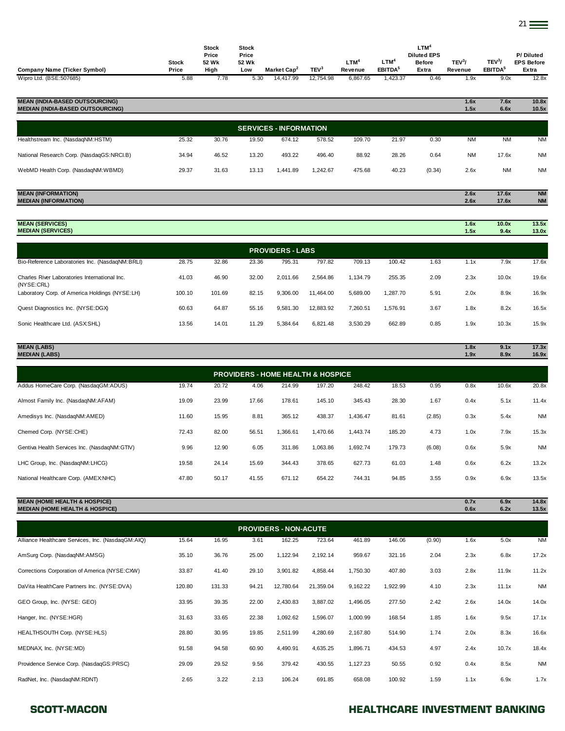| Company Name (Ticker Symbol) | Stock Price | Stock Price 52 Wk High | Stock Price 52 Wk Low | Market Cap[2] | TEV[3] | LTM[4] Revenue | LTM[4] EBITDA[5] | LTM[4] Diluted EPS Before Extra | TEV[3]/ Revenue | TEV[3]/ EBITDA[5] | P/ Diluted EPS Before Extra |
|---|---|---|---|---|---|---|---|---|---|---|---|
| Wipro Ltd. (BSE:507685) | 5.88 | 7.78 | 5.30 | 14,417.99 | 12,754.98 | 6,867.65 | 1,423.37 | 0.46 | 1.9x | 9.0x | 12.8x |
| **MEAN (INDIA-BASED OUTSOURCING)** | | | | | | | | | **1.6x** | **7.6x** | **10.8x** |
| **MEDIAN (INDIA-BASED OUTSOURCING)** | | | | | | | | | **1.5x** | **6.6x** | **10.5x** |
| **SERVICES - INFORMATION** | | | | | | | | | | | |
| Healthstream Inc. (NasdaqNM:HSTM) | 25.32 | 30.76 | 19.50 | 674.12 | 578.52 | 109.70 | 21.97 | 0.30 | NM | NM | NM |
| National Research Corp. (NasdaqGS:NRCI.B) | 34.94 | 46.52 | 13.20 | 493.22 | 496.40 | 88.92 | 28.26 | 0.64 | NM | 17.6x | NM |
| WebMD Health Corp. (NasdaqNM:WBMD) | 29.37 | 31.63 | 13.13 | 1,441.89 | 1,242.67 | 475.68 | 40.23 | (0.34) | 2.6x | NM | NM |
| **MEAN (INFORMATION)** | | | | | | | | | **2.6x** | **17.6x** | **NM** |
| **MEDIAN (INFORMATION)** | | | | | | | | | **2.6x** | **17.6x** | **NM** |
| **MEAN (SERVICES)** | | | | | | | | | **1.6x** | **10.0x** | **13.5x** |
| **MEDIAN (SERVICES)** | | | | | | | | | **1.5x** | **9.4x** | **13.0x** |
| **PROVIDERS - LABS** | | | | | | | | | | | |
| Bio-Reference Laboratories Inc. (NasdaqNM:BRLI) | 28.75 | 32.86 | 23.36 | 795.31 | 797.82 | 709.13 | 100.42 | 1.63 | 1.1x | 7.9x | 17.6x |
| Charles River Laboratories International Inc. (NYSE:CRL) | 41.03 | 46.90 | 32.00 | 2,011.66 | 2,564.86 | 1,134.79 | 255.35 | 2.09 | 2.3x | 10.0x | 19.6x |
| Laboratory Corp. of America Holdings (NYSE:LH) | 100.10 | 101.69 | 82.15 | 9,306.00 | 11,464.00 | 5,689.00 | 1,287.70 | 5.91 | 2.0x | 8.9x | 16.9x |
| Quest Diagnostics Inc. (NYSE:DGX) | 60.63 | 64.87 | 55.16 | 9,581.30 | 12,883.92 | 7,260.51 | 1,576.91 | 3.67 | 1.8x | 8.2x | 16.5x |
| Sonic Healthcare Ltd. (ASX:SHL) | 13.56 | 14.01 | 11.29 | 5,384.64 | 6,821.48 | 3,530.29 | 662.89 | 0.85 | 1.9x | 10.3x | 15.9x |
| **MEAN (LABS)** | | | | | | | | | **1.8x** | **9.1x** | **17.3x** |
| **MEDIAN (LABS)** | | | | | | | | | **1.9x** | **8.9x** | **16.9x** |
| **PROVIDERS - HOME HEALTH & HOSPICE** | | | | | | | | | | | |
| Addus HomeCare Corp. (NasdaqGM:ADUS) | 19.74 | 20.72 | 4.06 | 214.99 | 197.20 | 248.42 | 18.53 | 0.95 | 0.8x | 10.6x | 20.8x |
| Almost Family Inc. (NasdaqNM:AFAM) | 19.09 | 23.99 | 17.66 | 178.61 | 145.10 | 345.43 | 28.30 | 1.67 | 0.4x | 5.1x | 11.4x |
| Amedisys Inc. (NasdaqNM:AMED) | 11.60 | 15.95 | 8.81 | 365.12 | 438.37 | 1,436.47 | 81.61 | (2.85) | 0.3x | 5.4x | NM |
| Chemed Corp. (NYSE:CHE) | 72.43 | 82.00 | 56.51 | 1,366.61 | 1,470.66 | 1,443.74 | 185.20 | 4.73 | 1.0x | 7.9x | 15.3x |
| Gentiva Health Services Inc. (NasdaqNM:GTIV) | 9.96 | 12.90 | 6.05 | 311.86 | 1,063.86 | 1,692.74 | 179.73 | (6.08) | 0.6x | 5.9x | NM |
| LHC Group, Inc. (NasdaqNM:LHCG) | 19.58 | 24.14 | 15.69 | 344.43 | 378.65 | 627.73 | 61.03 | 1.48 | 0.6x | 6.2x | 13.2x |
| National Healthcare Corp. (AMEX:NHC) | 47.80 | 50.17 | 41.55 | 671.12 | 654.22 | 744.31 | 94.85 | 3.55 | 0.9x | 6.9x | 13.5x |
| **MEAN (HOME HEALTH & HOSPICE)** | | | | | | | | | **0.7x** | **6.9x** | **14.8x** |
| **MEDIAN (HOME HEALTH & HOSPICE)** | | | | | | | | | **0.6x** | **6.2x** | **13.5x** |
| **PROVIDERS - NON-ACUTE** | | | | | | | | | | | |
| Alliance Healthcare Services, Inc. (NasdaqGM:AIQ) | 15.64 | 16.95 | 3.61 | 162.25 | 723.64 | 461.89 | 146.06 | (0.90) | 1.6x | 5.0x | NM |
| AmSurg Corp. (NasdaqNM:AMSG) | 35.10 | 36.76 | 25.00 | 1,122.94 | 2,192.14 | 959.67 | 321.16 | 2.04 | 2.3x | 6.8x | 17.2x |
| Corrections Corporation of America (NYSE:CXW) | 33.87 | 41.40 | 29.10 | 3,901.82 | 4,858.44 | 1,750.30 | 407.80 | 3.03 | 2.8x | 11.9x | 11.2x |
| DaVita HealthCare Partners Inc. (NYSE:DVA) | 120.80 | 131.33 | 94.21 | 12,780.64 | 21,359.04 | 9,162.22 | 1,922.99 | 4.10 | 2.3x | 11.1x | NM |
| GEO Group, Inc. (NYSE: GEO) | 33.95 | 39.35 | 22.00 | 2,430.83 | 3,887.02 | 1,496.05 | 277.50 | 2.42 | 2.6x | 14.0x | 14.0x |
| Hanger, Inc. (NYSE:HGR) | 31.63 | 33.65 | 22.38 | 1,092.62 | 1,596.07 | 1,000.99 | 168.54 | 1.85 | 1.6x | 9.5x | 17.1x |
| HEALTHSOUTH Corp. (NYSE:HLS) | 28.80 | 30.95 | 19.85 | 2,511.99 | 4,280.69 | 2,167.80 | 514.90 | 1.74 | 2.0x | 8.3x | 16.6x |
| MEDNAX, Inc. (NYSE:MD) | 91.58 | 94.58 | 60.90 | 4,490.91 | 4,635.25 | 1,896.71 | 434.53 | 4.97 | 2.4x | 10.7x | 18.4x |
| Providence Service Corp. (NasdaqGS:PRSC) | 29.09 | 29.52 | 9.56 | 379.42 | 430.55 | 1,127.23 | 50.55 | 0.92 | 0.4x | 8.5x | NM |
| RadNet, Inc. (NasdaqNM:RDNT) | 2.65 | 3.22 | 2.13 | 106.24 | 691.85 | 658.08 | 100.92 | 1.59 | 1.1x | 6.9x | 1.7x |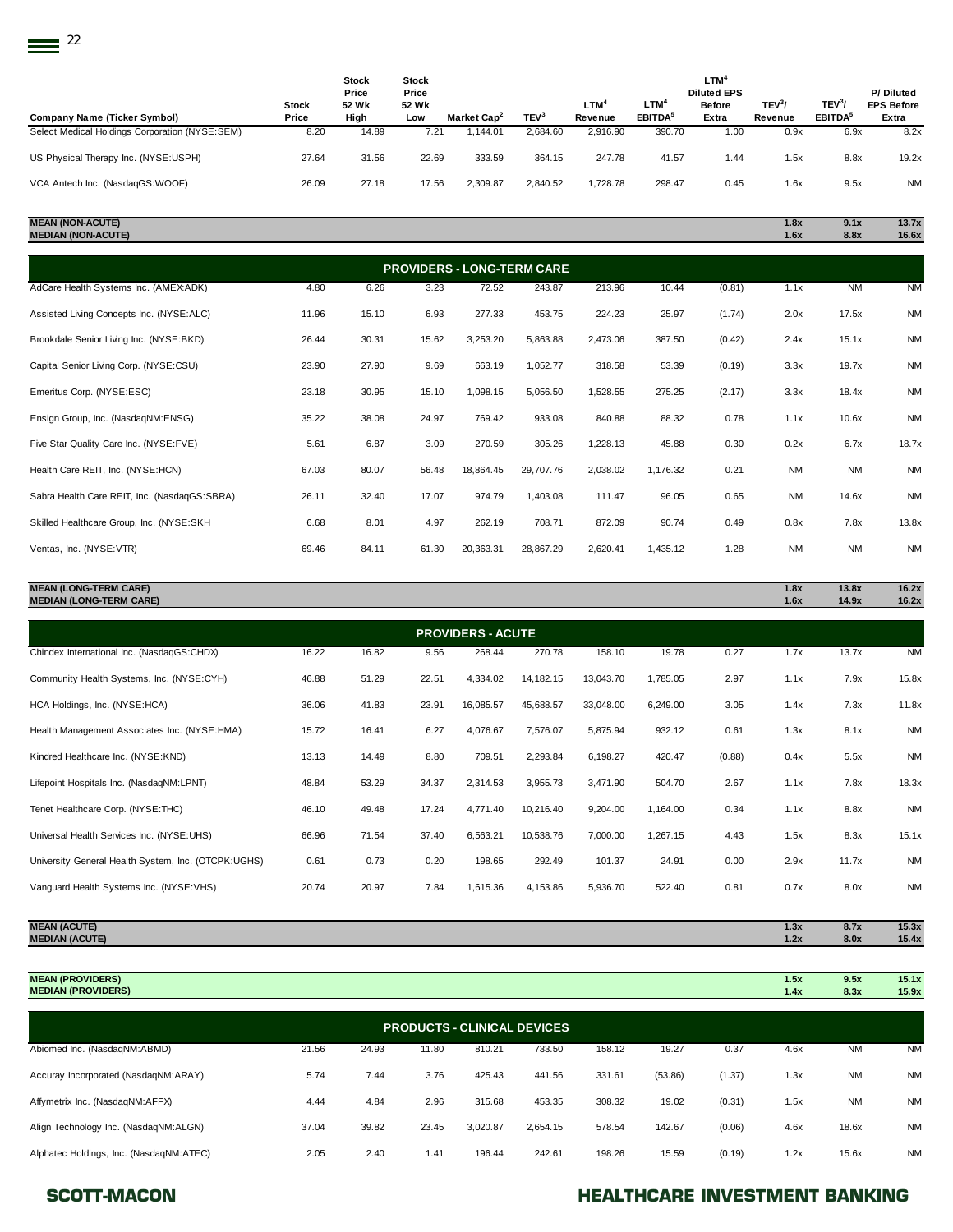| Company Name (Ticker Symbol) | Stock Price | Stock Price 52 Wk High | Stock Price 52 Wk Low | Market Cap[2] | TEV[3] | LTM[4] Revenue | LTM[4] EBITDA[5] | LTM[4] Diluted EPS Before Extra | TEV[3]/ Revenue | TEV[3]/ EBITDA[5] | P/ Diluted EPS Before Extra |
|---|---|---|---|---|---|---|---|---|---|---|---|
| Select Medical Holdings Corporation (NYSE:SEM) | 8.20 | 14.89 | 7.21 | 1,144.01 | 2,684.60 | 2,916.90 | 390.70 | 1.00 | 0.9x | 6.9x | 8.2x |
| US Physical Therapy Inc. (NYSE:USPH) | 27.64 | 31.56 | 22.69 | 333.59 | 364.15 | 247.78 | 41.57 | 1.44 | 1.5x | 8.8x | 19.2x |
| VCA Antech Inc. (NasdaqGS:WOOF) | 26.09 | 27.18 | 17.56 | 2,309.87 | 2,840.52 | 1,728.78 | 298.47 | 0.45 | 1.6x | 9.5x | NM |
| **MEAN (NON-ACUTE)** | | | | | | | | | **1.8x** | **9.1x** | **13.7x** |
| **MEDIAN (NON-ACUTE)** | | | | | | | | | **1.6x** | **8.8x** | **16.6x** |
| **PROVIDERS - LONG-TERM CARE** | | | | | | | | | | | |
| AdCare Health Systems Inc. (AMEX:ADK) | 4.80 | 6.26 | 3.23 | 72.52 | 243.87 | 213.96 | 10.44 | (0.81) | 1.1x | NM | NM |
| Assisted Living Concepts Inc. (NYSE:ALC) | 11.96 | 15.10 | 6.93 | 277.33 | 453.75 | 224.23 | 25.97 | (1.74) | 2.0x | 17.5x | NM |
| Brookdale Senior Living Inc. (NYSE:BKD) | 26.44 | 30.31 | 15.62 | 3,253.20 | 5,863.88 | 2,473.06 | 387.50 | (0.42) | 2.4x | 15.1x | NM |
| Capital Senior Living Corp. (NYSE:CSU) | 23.90 | 27.90 | 9.69 | 663.19 | 1,052.77 | 318.58 | 53.39 | (0.19) | 3.3x | 19.7x | NM |
| Emeritus Corp. (NYSE:ESC) | 23.18 | 30.95 | 15.10 | 1,098.15 | 5,056.50 | 1,528.55 | 275.25 | (2.17) | 3.3x | 18.4x | NM |
| Ensign Group, Inc. (NasdaqNM:ENSG) | 35.22 | 38.08 | 24.97 | 769.42 | 933.08 | 840.88 | 88.32 | 0.78 | 1.1x | 10.6x | NM |
| Five Star Quality Care Inc. (NYSE:FVE) | 5.61 | 6.87 | 3.09 | 270.59 | 305.26 | 1,228.13 | 45.88 | 0.30 | 0.2x | 6.7x | 18.7x |
| Health Care REIT, Inc. (NYSE:HCN) | 67.03 | 80.07 | 56.48 | 18,864.45 | 29,707.76 | 2,038.02 | 1,176.32 | 0.21 | NM | NM | NM |
| Sabra Health Care REIT, Inc. (NasdaqGS:SBRA) | 26.11 | 32.40 | 17.07 | 974.79 | 1,403.08 | 111.47 | 96.05 | 0.65 | NM | 14.6x | NM |
| Skilled Healthcare Group, Inc. (NYSE:SKH | 6.68 | 8.01 | 4.97 | 262.19 | 708.71 | 872.09 | 90.74 | 0.49 | 0.8x | 7.8x | 13.8x |
| Ventas, Inc. (NYSE:VTR) | 69.46 | 84.11 | 61.30 | 20,363.31 | 28,867.29 | 2,620.41 | 1,435.12 | 1.28 | NM | NM | NM |
| **MEAN (LONG-TERM CARE)** | | | | | | | | | **1.8x** | **13.8x** | **16.2x** |
| **MEDIAN (LONG-TERM CARE)** | | | | | | | | | **1.6x** | **14.9x** | **16.2x** |
| **PROVIDERS - ACUTE** | | | | | | | | | | | |
| Chindex International Inc. (NasdaqGS:CHDX) | 16.22 | 16.82 | 9.56 | 268.44 | 270.78 | 158.10 | 19.78 | 0.27 | 1.7x | 13.7x | NM |
| Community Health Systems, Inc. (NYSE:CYH) | 46.88 | 51.29 | 22.51 | 4,334.02 | 14,182.15 | 13,043.70 | 1,785.05 | 2.97 | 1.1x | 7.9x | 15.8x |
| HCA Holdings, Inc. (NYSE:HCA) | 36.06 | 41.83 | 23.91 | 16,085.57 | 45,688.57 | 33,048.00 | 6,249.00 | 3.05 | 1.4x | 7.3x | 11.8x |
| Health Management Associates Inc. (NYSE:HMA) | 15.72 | 16.41 | 6.27 | 4,076.67 | 7,576.07 | 5,875.94 | 932.12 | 0.61 | 1.3x | 8.1x | NM |
| Kindred Healthcare Inc. (NYSE:KND) | 13.13 | 14.49 | 8.80 | 709.51 | 2,293.84 | 6,198.27 | 420.47 | (0.88) | 0.4x | 5.5x | NM |
| Lifepoint Hospitals Inc. (NasdaqNM:LPNT) | 48.84 | 53.29 | 34.37 | 2,314.53 | 3,955.73 | 3,471.90 | 504.70 | 2.67 | 1.1x | 7.8x | 18.3x |
| Tenet Healthcare Corp. (NYSE:THC) | 46.10 | 49.48 | 17.24 | 4,771.40 | 10,216.40 | 9,204.00 | 1,164.00 | 0.34 | 1.1x | 8.8x | NM |
| Universal Health Services Inc. (NYSE:UHS) | 66.96 | 71.54 | 37.40 | 6,563.21 | 10,538.76 | 7,000.00 | 1,267.15 | 4.43 | 1.5x | 8.3x | 15.1x |
| University General Health System, Inc. (OTCPK:UGHS) | 0.61 | 0.73 | 0.20 | 198.65 | 292.49 | 101.37 | 24.91 | 0.00 | 2.9x | 11.7x | NM |
| Vanguard Health Systems Inc. (NYSE:VHS) | 20.74 | 20.97 | 7.84 | 1,615.36 | 4,153.86 | 5,936.70 | 522.40 | 0.81 | 0.7x | 8.0x | NM |
| **MEAN (ACUTE)** | | | | | | | | | **1.3x** | **8.7x** | **15.3x** |
| **MEDIAN (ACUTE)** | | | | | | | | | **1.2x** | **8.0x** | **15.4x** |
| **MEAN (PROVIDERS)** | | | | | | | | | **1.5x** | **9.5x** | **15.1x** |
| **MEDIAN (PROVIDERS)** | | | | | | | | | **1.4x** | **8.3x** | **15.9x** |
| **PRODUCTS - CLINICAL DEVICES** | | | | | | | | | | | |
| Abiomed Inc. (NasdaqNM:ABMD) | 21.56 | 24.93 | 11.80 | 810.21 | 733.50 | 158.12 | 19.27 | 0.37 | 4.6x | NM | NM |
| Accuray Incorporated (NasdaqNM:ARAY) | 5.74 | 7.44 | 3.76 | 425.43 | 441.56 | 331.61 | (53.86) | (1.37) | 1.3x | NM | NM |
| Affymetrix Inc. (NasdaqNM:AFFX) | 4.44 | 4.84 | 2.96 | 315.68 | 453.35 | 308.32 | 19.02 | (0.31) | 1.5x | NM | NM |
| Align Technology Inc. (NasdaqNM:ALGN) | 37.04 | 39.82 | 23.45 | 3,020.87 | 2,654.15 | 578.54 | 142.67 | (0.06) | 4.6x | 18.6x | NM |
| Alphatec Holdings, Inc. (NasdaqNM:ATEC) | 2.05 | 2.40 | 1.41 | 196.44 | 242.61 | 198.26 | 15.59 | (0.19) | 1.2x | 15.6x | NM |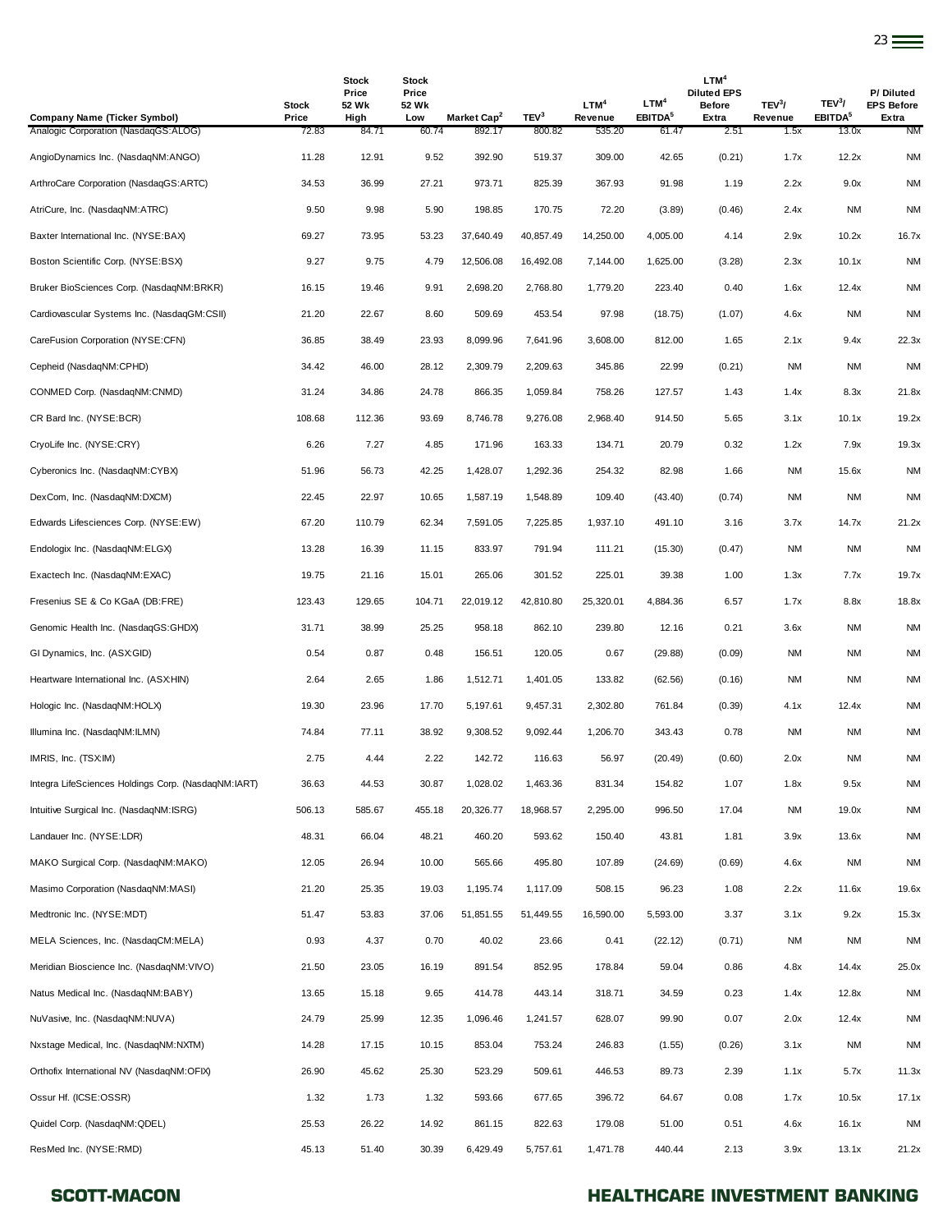| Company Name (Ticker Symbol) | Stock Price | Stock Price 52 Wk High | Stock Price 52 Wk Low | Market Cap[2] | TEV[3] | LTM[4] Revenue | LTM[4] EBITDA[5] | LTM[4] Diluted EPS Before Extra | TEV[3]/ Revenue | TEV[3]/ EBITDA[5] | P/ Diluted EPS Before Extra |
|---|---|---|---|---|---|---|---|---|---|---|---|
| Analogic Corporation (NasdaqGS:ALOG) | 72.83 | 84.71 | 60.74 | 892.17 | 800.82 | 535.20 | 61.47 | 2.51 | 1.5x | 13.0x | NM |
| AngioDynamics Inc. (NasdaqNM:ANGO) | 11.28 | 12.91 | 9.52 | 392.90 | 519.37 | 309.00 | 42.65 | (0.21) | 1.7x | 12.2x | NM |
| ArthroCare Corporation (NasdaqGS:ARTC) | 34.53 | 36.99 | 27.21 | 973.71 | 825.39 | 367.93 | 91.98 | 1.19 | 2.2x | 9.0x | NM |
| AtriCure, Inc. (NasdaqNM:ATRC) | 9.50 | 9.98 | 5.90 | 198.85 | 170.75 | 72.20 | (3.89) | (0.46) | 2.4x | NM | NM |
| Baxter International Inc. (NYSE:BAX) | 69.27 | 73.95 | 53.23 | 37,640.49 | 40,857.49 | 14,250.00 | 4,005.00 | 4.14 | 2.9x | 10.2x | 16.7x |
| Boston Scientific Corp. (NYSE:BSX) | 9.27 | 9.75 | 4.79 | 12,506.08 | 16,492.08 | 7,144.00 | 1,625.00 | (3.28) | 2.3x | 10.1x | NM |
| Bruker BioSciences Corp. (NasdaqNM:BRKR) | 16.15 | 19.46 | 9.91 | 2,698.20 | 2,768.80 | 1,779.20 | 223.40 | 0.40 | 1.6x | 12.4x | NM |
| Cardiovascular Systems Inc. (NasdaqGM:CSII) | 21.20 | 22.67 | 8.60 | 509.69 | 453.54 | 97.98 | (18.75) | (1.07) | 4.6x | NM | NM |
| CareFusion Corporation (NYSE:CFN) | 36.85 | 38.49 | 23.93 | 8,099.96 | 7,641.96 | 3,608.00 | 812.00 | 1.65 | 2.1x | 9.4x | 22.3x |
| Cepheid (NasdaqNM:CPHD) | 34.42 | 46.00 | 28.12 | 2,309.79 | 2,209.63 | 345.86 | 22.99 | (0.21) | NM | NM | NM |
| CONMED Corp. (NasdaqNM:CNMD) | 31.24 | 34.86 | 24.78 | 866.35 | 1,059.84 | 758.26 | 127.57 | 1.43 | 1.4x | 8.3x | 21.8x |
| CR Bard Inc. (NYSE:BCR) | 108.68 | 112.36 | 93.69 | 8,746.78 | 9,276.08 | 2,968.40 | 914.50 | 5.65 | 3.1x | 10.1x | 19.2x |
| CryoLife Inc. (NYSE:CRY) | 6.26 | 7.27 | 4.85 | 171.96 | 163.33 | 134.71 | 20.79 | 0.32 | 1.2x | 7.9x | 19.3x |
| Cyberonics Inc. (NasdaqNM:CYBX) | 51.96 | 56.73 | 42.25 | 1,428.07 | 1,292.36 | 254.32 | 82.98 | 1.66 | NM | 15.6x | NM |
| DexCom, Inc. (NasdaqNM:DXCM) | 22.45 | 22.97 | 10.65 | 1,587.19 | 1,548.89 | 109.40 | (43.40) | (0.74) | NM | NM | NM |
| Edwards Lifesciences Corp. (NYSE:EW) | 67.20 | 110.79 | 62.34 | 7,591.05 | 7,225.85 | 1,937.10 | 491.10 | 3.16 | 3.7x | 14.7x | 21.2x |
| Endologix Inc. (NasdaqNM:ELGX) | 13.28 | 16.39 | 11.15 | 833.97 | 791.94 | 111.21 | (15.30) | (0.47) | NM | NM | NM |
| Exactech Inc. (NasdaqNM:EXAC) | 19.75 | 21.16 | 15.01 | 265.06 | 301.52 | 225.01 | 39.38 | 1.00 | 1.3x | 7.7x | 19.7x |
| Fresenius SE & Co KGaA (DB:FRE) | 123.43 | 129.65 | 104.71 | 22,019.12 | 42,810.80 | 25,320.01 | 4,884.36 | 6.57 | 1.7x | 8.8x | 18.8x |
| Genomic Health Inc. (NasdaqGS:GHDX) | 31.71 | 38.99 | 25.25 | 958.18 | 862.10 | 239.80 | 12.16 | 0.21 | 3.6x | NM | NM |
| GI Dynamics, Inc. (ASX:GID) | 0.54 | 0.87 | 0.48 | 156.51 | 120.05 | 0.67 | (29.88) | (0.09) | NM | NM | NM |
| Heartware International Inc. (ASX:HIN) | 2.64 | 2.65 | 1.86 | 1,512.71 | 1,401.05 | 133.82 | (62.56) | (0.16) | NM | NM | NM |
| Hologic Inc. (NasdaqNM:HOLX) | 19.30 | 23.96 | 17.70 | 5,197.61 | 9,457.31 | 2,302.80 | 761.84 | (0.39) | 4.1x | 12.4x | NM |
| Illumina Inc. (NasdaqNM:ILMN) | 74.84 | 77.11 | 38.92 | 9,308.52 | 9,092.44 | 1,206.70 | 343.43 | 0.78 | NM | NM | NM |
| IMRIS, Inc. (TSX:IM) | 2.75 | 4.44 | 2.22 | 142.72 | 116.63 | 56.97 | (20.49) | (0.60) | 2.0x | NM | NM |
| Integra LifeSciences Holdings Corp. (NasdaqNM:IART) | 36.63 | 44.53 | 30.87 | 1,028.02 | 1,463.36 | 831.34 | 154.82 | 1.07 | 1.8x | 9.5x | NM |
| Intuitive Surgical Inc. (NasdaqNM:ISRG) | 506.13 | 585.67 | 455.18 | 20,326.77 | 18,968.57 | 2,295.00 | 996.50 | 17.04 | NM | 19.0x | NM |
| Landauer Inc. (NYSE:LDR) | 48.31 | 66.04 | 48.21 | 460.20 | 593.62 | 150.40 | 43.81 | 1.81 | 3.9x | 13.6x | NM |
| MAKO Surgical Corp. (NasdaqNM:MAKO) | 12.05 | 26.94 | 10.00 | 565.66 | 495.80 | 107.89 | (24.69) | (0.69) | 4.6x | NM | NM |
| Masimo Corporation (NasdaqNM:MASI) | 21.20 | 25.35 | 19.03 | 1,195.74 | 1,117.09 | 508.15 | 96.23 | 1.08 | 2.2x | 11.6x | 19.6x |
| Medtronic Inc. (NYSE:MDT) | 51.47 | 53.83 | 37.06 | 51,851.55 | 51,449.55 | 16,590.00 | 5,593.00 | 3.37 | 3.1x | 9.2x | 15.3x |
| MELA Sciences, Inc. (NasdaqCM:MELA) | 0.93 | 4.37 | 0.70 | 40.02 | 23.66 | 0.41 | (22.12) | (0.71) | NM | NM | NM |
| Meridian Bioscience Inc. (NasdaqNM:VIVO) | 21.50 | 23.05 | 16.19 | 891.54 | 852.95 | 178.84 | 59.04 | 0.86 | 4.8x | 14.4x | 25.0x |
| Natus Medical Inc. (NasdaqNM:BABY) | 13.65 | 15.18 | 9.65 | 414.78 | 443.14 | 318.71 | 34.59 | 0.23 | 1.4x | 12.8x | NM |
| NuVasive, Inc. (NasdaqNM:NUVA) | 24.79 | 25.99 | 12.35 | 1,096.46 | 1,241.57 | 628.07 | 99.90 | 0.07 | 2.0x | 12.4x | NM |
| Nxstage Medical, Inc. (NasdaqNM:NXTM) | 14.28 | 17.15 | 10.15 | 853.04 | 753.24 | 246.83 | (1.55) | (0.26) | 3.1x | NM | NM |
| Orthofix International NV (NasdaqNM:OFIX) | 26.90 | 45.62 | 25.30 | 523.29 | 509.61 | 446.53 | 89.73 | 2.39 | 1.1x | 5.7x | 11.3x |
| Ossur Hf. (ICSE:OSSR) | 1.32 | 1.73 | 1.32 | 593.66 | 677.65 | 396.72 | 64.67 | 0.08 | 1.7x | 10.5x | 17.1x |
| Quidel Corp. (NasdaqNM:QDEL) | 25.53 | 26.22 | 14.92 | 861.15 | 822.63 | 179.08 | 51.00 | 0.51 | 4.6x | 16.1x | NM |
| ResMed Inc. (NYSE:RMD) | 45.13 | 51.40 | 30.39 | 6,429.49 | 5,757.61 | 1,471.78 | 440.44 | 2.13 | 3.9x | 13.1x | 21.2x |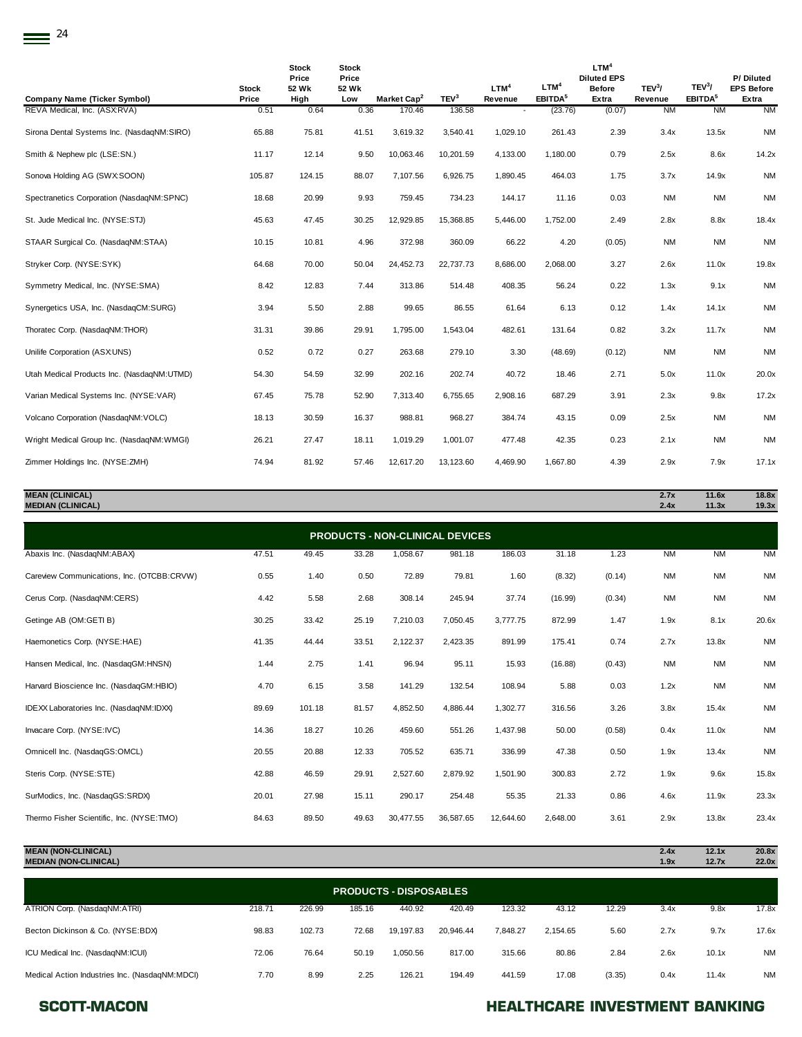| Company Name (Ticker Symbol) | Stock Price | Stock Price 52 Wk High | Stock Price 52 Wk Low | Market Cap[2] | TEV[3] | LTM[4] Revenue | LTM[4] EBITDA[5] | LTM[4] Diluted EPS Before Extra | TEV[3]/ Revenue | TEV[3]/ EBITDA[5] | P/ Diluted EPS Before Extra |
|---|---|---|---|---|---|---|---|---|---|---|---|
| REVA Medical, Inc. (ASX:RVA) | 0.51 | 0.64 | 0.36 | 170.46 | 136.58 | - | (23.76) | (0.07) | NM | NM | NM |
| Sirona Dental Systems Inc. (NasdaqNM:SIRO) | 65.88 | 75.81 | 41.51 | 3,619.32 | 3,540.41 | 1,029.10 | 261.43 | 2.39 | 3.4x | 13.5x | NM |
| Smith & Nephew plc (LSE:SN.) | 11.17 | 12.14 | 9.50 | 10,063.46 | 10,201.59 | 4,133.00 | 1,180.00 | 0.79 | 2.5x | 8.6x | 14.2x |
| Sonova Holding AG (SWX:SOON) | 105.87 | 124.15 | 88.07 | 7,107.56 | 6,926.75 | 1,890.45 | 464.03 | 1.75 | 3.7x | 14.9x | NM |
| Spectranetics Corporation (NasdaqNM:SPNC) | 18.68 | 20.99 | 9.93 | 759.45 | 734.23 | 144.17 | 11.16 | 0.03 | NM | NM | NM |
| St. Jude Medical Inc. (NYSE:STJ) | 45.63 | 47.45 | 30.25 | 12,929.85 | 15,368.85 | 5,446.00 | 1,752.00 | 2.49 | 2.8x | 8.8x | 18.4x |
| STAAR Surgical Co. (NasdaqNM:STAA) | 10.15 | 10.81 | 4.96 | 372.98 | 360.09 | 66.22 | 4.20 | (0.05) | NM | NM | NM |
| Stryker Corp. (NYSE:SYK) | 64.68 | 70.00 | 50.04 | 24,452.73 | 22,737.73 | 8,686.00 | 2,068.00 | 3.27 | 2.6x | 11.0x | 19.8x |
| Symmetry Medical, Inc. (NYSE:SMA) | 8.42 | 12.83 | 7.44 | 313.86 | 514.48 | 408.35 | 56.24 | 0.22 | 1.3x | 9.1x | NM |
| Synergetics USA, Inc. (NasdaqCM:SURG) | 3.94 | 5.50 | 2.88 | 99.65 | 86.55 | 61.64 | 6.13 | 0.12 | 1.4x | 14.1x | NM |
| Thoratec Corp. (NasdaqNM:THOR) | 31.31 | 39.86 | 29.91 | 1,795.00 | 1,543.04 | 482.61 | 131.64 | 0.82 | 3.2x | 11.7x | NM |
| Unilife Corporation (ASX:UNS) | 0.52 | 0.72 | 0.27 | 263.68 | 279.10 | 3.30 | (48.69) | (0.12) | NM | NM | NM |
| Utah Medical Products Inc. (NasdaqNM:UTMD) | 54.30 | 54.59 | 32.99 | 202.16 | 202.74 | 40.72 | 18.46 | 2.71 | 5.0x | 11.0x | 20.0x |
| Varian Medical Systems Inc. (NYSE:VAR) | 67.45 | 75.78 | 52.90 | 7,313.40 | 6,755.65 | 2,908.16 | 687.29 | 3.91 | 2.3x | 9.8x | 17.2x |
| Volcano Corporation (NasdaqNM:VOLC) | 18.13 | 30.59 | 16.37 | 988.81 | 968.27 | 384.74 | 43.15 | 0.09 | 2.5x | NM | NM |
| Wright Medical Group Inc. (NasdaqNM:WMGI) | 26.21 | 27.47 | 18.11 | 1,019.29 | 1,001.07 | 477.48 | 42.35 | 0.23 | 2.1x | NM | NM |
| Zimmer Holdings Inc. (NYSE:ZMH) | 74.94 | 81.92 | 57.46 | 12,617.20 | 13,123.60 | 4,469.90 | 1,667.80 | 4.39 | 2.9x | 7.9x | 17.1x |
| **MEAN (CLINICAL)** | | | | | | | | | **2.7x** | **11.6x** | **18.8x** |
| **MEDIAN (CLINICAL)** | | | | | | | | | **2.4x** | **11.3x** | **19.3x** |
| **PRODUCTS - NON-CLINICAL DEVICES** | | | | | | | | | | | |
| Abaxis Inc. (NasdaqNM:ABAX) | 47.51 | 49.45 | 33.28 | 1,058.67 | 981.18 | 186.03 | 31.18 | 1.23 | NM | NM | NM |
| Careview Communications, Inc. (OTCBB:CRVW) | 0.55 | 1.40 | 0.50 | 72.89 | 79.81 | 1.60 | (8.32) | (0.14) | NM | NM | NM |
| Cerus Corp. (NasdaqNM:CERS) | 4.42 | 5.58 | 2.68 | 308.14 | 245.94 | 37.74 | (16.99) | (0.34) | NM | NM | NM |
| Getinge AB (OM:GETI B) | 30.25 | 33.42 | 25.19 | 7,210.03 | 7,050.45 | 3,777.75 | 872.99 | 1.47 | 1.9x | 8.1x | 20.6x |
| Haemonetics Corp. (NYSE:HAE) | 41.35 | 44.44 | 33.51 | 2,122.37 | 2,423.35 | 891.99 | 175.41 | 0.74 | 2.7x | 13.8x | NM |
| Hansen Medical, Inc. (NasdaqGM:HNSN) | 1.44 | 2.75 | 1.41 | 96.94 | 95.11 | 15.93 | (16.88) | (0.43) | NM | NM | NM |
| Harvard Bioscience Inc. (NasdaqGM:HBIO) | 4.70 | 6.15 | 3.58 | 141.29 | 132.54 | 108.94 | 5.88 | 0.03 | 1.2x | NM | NM |
| IDEXX Laboratories Inc. (NasdaqNM:IDXX) | 89.69 | 101.18 | 81.57 | 4,852.50 | 4,886.44 | 1,302.77 | 316.56 | 3.26 | 3.8x | 15.4x | NM |
| Invacare Corp. (NYSE:IVC) | 14.36 | 18.27 | 10.26 | 459.60 | 551.26 | 1,437.98 | 50.00 | (0.58) | 0.4x | 11.0x | NM |
| Omnicell Inc. (NasdaqGS:OMCL) | 20.55 | 20.88 | 12.33 | 705.52 | 635.71 | 336.99 | 47.38 | 0.50 | 1.9x | 13.4x | NM |
| Steris Corp. (NYSE:STE) | 42.88 | 46.59 | 29.91 | 2,527.60 | 2,879.92 | 1,501.90 | 300.83 | 2.72 | 1.9x | 9.6x | 15.8x |
| SurModics, Inc. (NasdaqGS:SRDX) | 20.01 | 27.98 | 15.11 | 290.17 | 254.48 | 55.35 | 21.33 | 0.86 | 4.6x | 11.9x | 23.3x |
| Thermo Fisher Scientific, Inc. (NYSE:TMO) | 84.63 | 89.50 | 49.63 | 30,477.55 | 36,587.65 | 12,644.60 | 2,648.00 | 3.61 | 2.9x | 13.8x | 23.4x |
| **MEAN (NON-CLINICAL)** | | | | | | | | | **2.4x** | **12.1x** | **20.8x** |
| **MEDIAN (NON-CLINICAL)** | | | | | | | | | **1.9x** | **12.7x** | **22.0x** |
| **PRODUCTS - DISPOSABLES** | | | | | | | | | | | |
| ATRION Corp. (NasdaqNM:ATRI) | 218.71 | 226.99 | 185.16 | 440.92 | 420.49 | 123.32 | 43.12 | 12.29 | 3.4x | 9.8x | 17.8x |
| Becton Dickinson & Co. (NYSE:BDX) | 98.83 | 102.73 | 72.68 | 19,197.83 | 20,946.44 | 7,848.27 | 2,154.65 | 5.60 | 2.7x | 9.7x | 17.6x |
| ICU Medical Inc. (NasdaqNM:ICUI) | 72.06 | 76.64 | 50.19 | 1,050.56 | 817.00 | 315.66 | 80.86 | 2.84 | 2.6x | 10.1x | NM |
| Medical Action Industries Inc. (NasdaqNM:MDCI) | 7.70 | 8.99 | 2.25 | 126.21 | 194.49 | 441.59 | 17.08 | (3.35) | 0.4x | 11.4x | NM |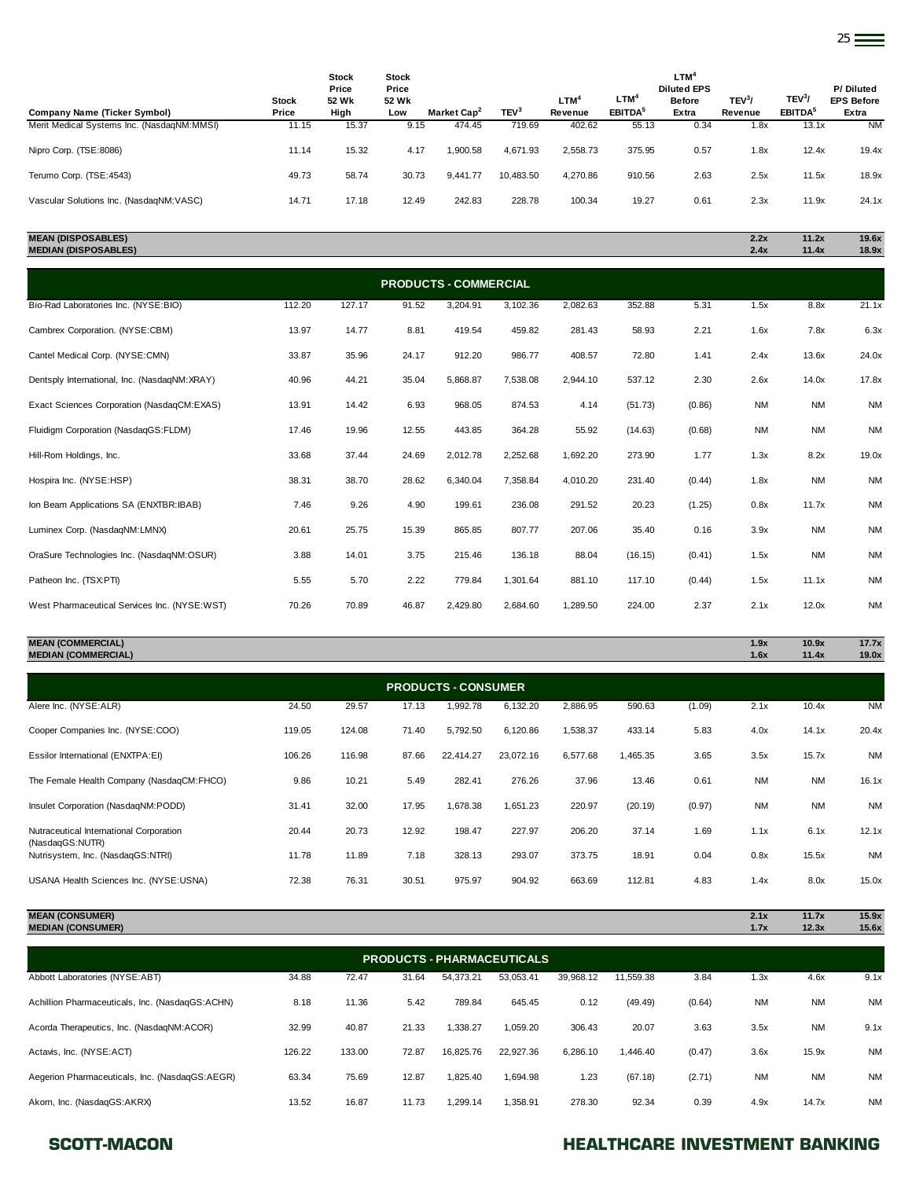| Company Name (Ticker Symbol) | Stock Price | Stock Price 52 Wk High | Stock Price 52 Wk Low | Market Cap[2] | TEV[3] | LTM[4] Revenue | LTM[4] EBITDA[5] | LTM[4] Diluted EPS Before Extra | TEV[3]/ Revenue | TEV[3]/ EBITDA[5] | P/ Diluted EPS Before Extra |
|---|---|---|---|---|---|---|---|---|---|---|---|
| Merit Medical Systems Inc. (NasdaqNM:MMSI) | 11.15 | 15.37 | 9.15 | 474.45 | 719.69 | 402.62 | 55.13 | 0.34 | 1.8x | 13.1x | NM |
| Nipro Corp. (TSE:8086) | 11.14 | 15.32 | 4.17 | 1,900.58 | 4,671.93 | 2,558.73 | 375.95 | 0.57 | 1.8x | 12.4x | 19.4x |
| Terumo Corp. (TSE:4543) | 49.73 | 58.74 | 30.73 | 9,441.77 | 10,483.50 | 4,270.86 | 910.56 | 2.63 | 2.5x | 11.5x | 18.9x |
| Vascular Solutions Inc. (NasdaqNM:VASC) | 14.71 | 17.18 | 12.49 | 242.83 | 228.78 | 100.34 | 19.27 | 0.61 | 2.3x | 11.9x | 24.1x |
| **MEAN (DISPOSABLES)** | | | | | | | | | **2.2x** | **11.2x** | **19.6x** |
| **MEDIAN (DISPOSABLES)** | | | | | | | | | **2.4x** | **11.4x** | **18.9x** |
| **PRODUCTS - COMMERCIAL** | | | | | | | | | | | |
| Bio-Rad Laboratories Inc. (NYSE:BIO) | 112.20 | 127.17 | 91.52 | 3,204.91 | 3,102.36 | 2,082.63 | 352.88 | 5.31 | 1.5x | 8.8x | 21.1x |
| Cambrex Corporation. (NYSE:CBM) | 13.97 | 14.77 | 8.81 | 419.54 | 459.82 | 281.43 | 58.93 | 2.21 | 1.6x | 7.8x | 6.3x |
| Cantel Medical Corp. (NYSE:CMN) | 33.87 | 35.96 | 24.17 | 912.20 | 986.77 | 408.57 | 72.80 | 1.41 | 2.4x | 13.6x | 24.0x |
| Dentsply International, Inc. (NasdaqNM:XRAY) | 40.96 | 44.21 | 35.04 | 5,868.87 | 7,538.08 | 2,944.10 | 537.12 | 2.30 | 2.6x | 14.0x | 17.8x |
| Exact Sciences Corporation (NasdaqCM:EXAS) | 13.91 | 14.42 | 6.93 | 968.05 | 874.53 | 4.14 | (51.73) | (0.86) | NM | NM | NM |
| Fluidigm Corporation (NasdaqGS:FLDM) | 17.46 | 19.96 | 12.55 | 443.85 | 364.28 | 55.92 | (14.63) | (0.68) | NM | NM | NM |
| Hill-Rom Holdings, Inc. | 33.68 | 37.44 | 24.69 | 2,012.78 | 2,252.68 | 1,692.20 | 273.90 | 1.77 | 1.3x | 8.2x | 19.0x |
| Hospira Inc. (NYSE:HSP) | 38.31 | 38.70 | 28.62 | 6,340.04 | 7,358.84 | 4,010.20 | 231.40 | (0.44) | 1.8x | NM | NM |
| Ion Beam Applications SA (ENXTBR:IBAB) | 7.46 | 9.26 | 4.90 | 199.61 | 236.08 | 291.52 | 20.23 | (1.25) | 0.8x | 11.7x | NM |
| Luminex Corp. (NasdaqNM:LMNX) | 20.61 | 25.75 | 15.39 | 865.85 | 807.77 | 207.06 | 35.40 | 0.16 | 3.9x | NM | NM |
| OraSure Technologies Inc. (NasdaqNM:OSUR) | 3.88 | 14.01 | 3.75 | 215.46 | 136.18 | 88.04 | (16.15) | (0.41) | 1.5x | NM | NM |
| Patheon Inc. (TSX:PTI) | 5.55 | 5.70 | 2.22 | 779.84 | 1,301.64 | 881.10 | 117.10 | (0.44) | 1.5x | 11.1x | NM |
| West Pharmaceutical Services Inc. (NYSE:WST) | 70.26 | 70.89 | 46.87 | 2,429.80 | 2,684.60 | 1,289.50 | 224.00 | 2.37 | 2.1x | 12.0x | NM |
| **MEAN (COMMERCIAL)** | | | | | | | | | **1.9x** | **10.9x** | **17.7x** |
| **MEDIAN (COMMERCIAL)** | | | | | | | | | **1.6x** | **11.4x** | **19.0x** |
| **PRODUCTS - CONSUMER** | | | | | | | | | | | |
| Alere Inc. (NYSE:ALR) | 24.50 | 29.57 | 17.13 | 1,992.78 | 6,132.20 | 2,886.95 | 590.63 | (1.09) | 2.1x | 10.4x | NM |
| Cooper Companies Inc. (NYSE:COO) | 119.05 | 124.08 | 71.40 | 5,792.50 | 6,120.86 | 1,538.37 | 433.14 | 5.83 | 4.0x | 14.1x | 20.4x |
| Essilor International (ENXTPA:EI) | 106.26 | 116.98 | 87.66 | 22,414.27 | 23,072.16 | 6,577.68 | 1,465.35 | 3.65 | 3.5x | 15.7x | NM |
| The Female Health Company (NasdaqCM:FHCO) | 9.86 | 10.21 | 5.49 | 282.41 | 276.26 | 37.96 | 13.46 | 0.61 | NM | NM | 16.1x |
| Insulet Corporation (NasdaqNM:PODD) | 31.41 | 32.00 | 17.95 | 1,678.38 | 1,651.23 | 220.97 | (20.19) | (0.97) | NM | NM | NM |
| Nutraceutical International Corporation (NasdaqGS:NUTR) | 20.44 | 20.73 | 12.92 | 198.47 | 227.97 | 206.20 | 37.14 | 1.69 | 1.1x | 6.1x | 12.1x |
| Nutrisystem, Inc. (NasdaqGS:NTRI) | 11.78 | 11.89 | 7.18 | 328.13 | 293.07 | 373.75 | 18.91 | 0.04 | 0.8x | 15.5x | NM |
| USANA Health Sciences Inc. (NYSE:USNA) | 72.38 | 76.31 | 30.51 | 975.97 | 904.92 | 663.69 | 112.81 | 4.83 | 1.4x | 8.0x | 15.0x |
| **MEAN (CONSUMER)** | | | | | | | | | **2.1x** | **11.7x** | **15.9x** |
| **MEDIAN (CONSUMER)** | | | | | | | | | **1.7x** | **12.3x** | **15.6x** |
| **PRODUCTS - PHARMACEUTICALS** | | | | | | | | | | | |
| Abbott Laboratories (NYSE:ABT) | 34.88 | 72.47 | 31.64 | 54,373.21 | 53,053.41 | 39,968.12 | 11,559.38 | 3.84 | 1.3x | 4.6x | 9.1x |
| Achillion Pharmaceuticals, Inc. (NasdaqGS:ACHN) | 8.18 | 11.36 | 5.42 | 789.84 | 645.45 | 0.12 | (49.49) | (0.64) | NM | NM | NM |
| Acorda Therapeutics, Inc. (NasdaqNM:ACOR) | 32.99 | 40.87 | 21.33 | 1,338.27 | 1,059.20 | 306.43 | 20.07 | 3.63 | 3.5x | NM | 9.1x |
| Actavis, Inc. (NYSE:ACT) | 126.22 | 133.00 | 72.87 | 16,825.76 | 22,927.36 | 6,286.10 | 1,446.40 | (0.47) | 3.6x | 15.9x | NM |
| Aegerion Pharmaceuticals, Inc. (NasdaqGS:AEGR) | 63.34 | 75.69 | 12.87 | 1,825.40 | 1,694.98 | 1.23 | (67.18) | (2.71) | NM | NM | NM |
| Akorn, Inc. (NasdaqGS:AKRX) | 13.52 | 16.87 | 11.73 | 1,299.14 | 1,358.91 | 278.30 | 92.34 | 0.39 | 4.9x | 14.7x | NM |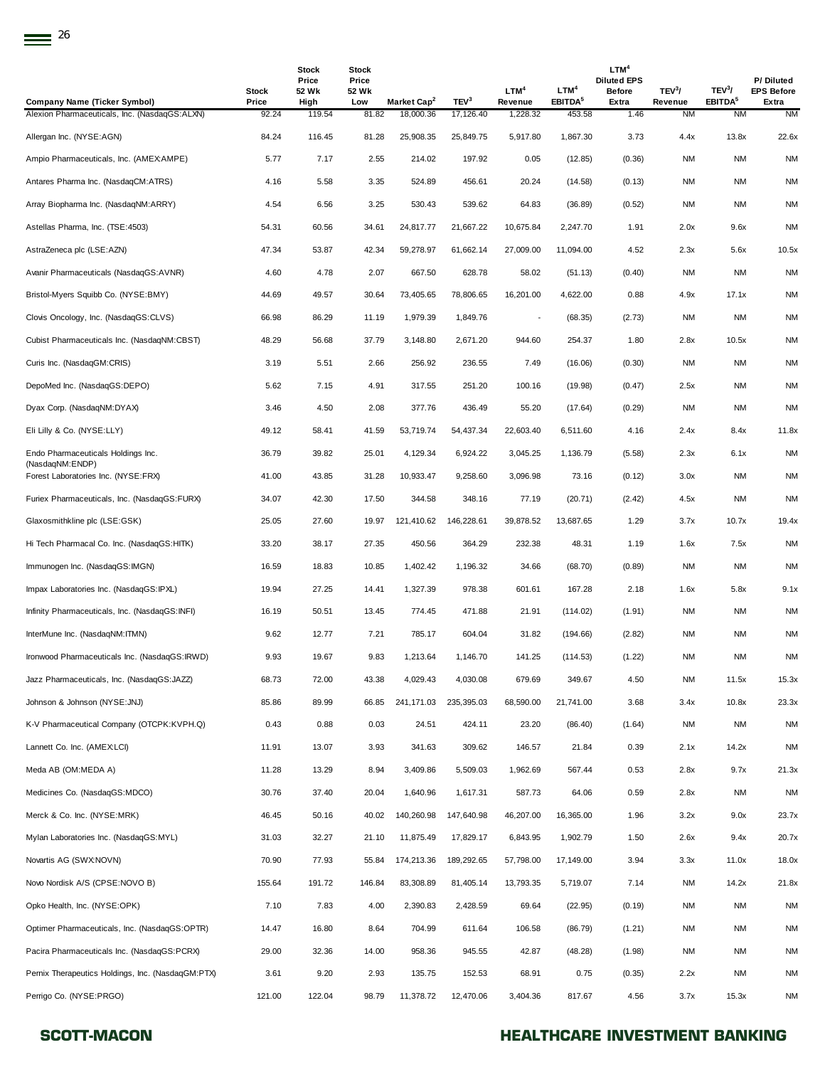| Company Name (Ticker Symbol) | Stock Price | Stock Price 52 Wk High | Stock Price 52 Wk Low | Market Cap[2] | TEV[3] | LTM[4] Revenue | LTM[4] EBITDA[5] | LTM[4] Diluted EPS Before Extra | TEV[3]/ Revenue | TEV[3]/ EBITDA[5] | P/ Diluted EPS Before Extra |
|---|---|---|---|---|---|---|---|---|---|---|---|
| Alexion Pharmaceuticals, Inc. (NasdaqGS:ALXN) | 92.24 | 119.54 | 81.82 | 18,000.36 | 17,126.40 | 1,228.32 | 453.58 | 1.46 | NM | NM | NM |
| Allergan Inc. (NYSE:AGN) | 84.24 | 116.45 | 81.28 | 25,908.35 | 25,849.75 | 5,917.80 | 1,867.30 | 3.73 | 4.4x | 13.8x | 22.6x |
| Ampio Pharmaceuticals, Inc. (AMEX:AMPE) | 5.77 | 7.17 | 2.55 | 214.02 | 197.92 | 0.05 | (12.85) | (0.36) | NM | NM | NM |
| Antares Pharma Inc. (NasdaqCM:ATRS) | 4.16 | 5.58 | 3.35 | 524.89 | 456.61 | 20.24 | (14.58) | (0.13) | NM | NM | NM |
| Array Biopharma Inc. (NasdaqNM:ARRY) | 4.54 | 6.56 | 3.25 | 530.43 | 539.62 | 64.83 | (36.89) | (0.52) | NM | NM | NM |
| Astellas Pharma, Inc. (TSE:4503) | 54.31 | 60.56 | 34.61 | 24,817.77 | 21,667.22 | 10,675.84 | 2,247.70 | 1.91 | 2.0x | 9.6x | NM |
| AstraZeneca plc (LSE:AZN) | 47.34 | 53.87 | 42.34 | 59,278.97 | 61,662.14 | 27,009.00 | 11,094.00 | 4.52 | 2.3x | 5.6x | 10.5x |
| Avanir Pharmaceuticals (NasdaqGS:AVNR) | 4.60 | 4.78 | 2.07 | 667.50 | 628.78 | 58.02 | (51.13) | (0.40) | NM | NM | NM |
| Bristol-Myers Squibb Co. (NYSE:BMY) | 44.69 | 49.57 | 30.64 | 73,405.65 | 78,806.65 | 16,201.00 | 4,622.00 | 0.88 | 4.9x | 17.1x | NM |
| Clovis Oncology, Inc. (NasdaqGS:CLVS) | 66.98 | 86.29 | 11.19 | 1,979.39 | 1,849.76 | - | (68.35) | (2.73) | NM | NM | NM |
| Cubist Pharmaceuticals Inc. (NasdaqNM:CBST) | 48.29 | 56.68 | 37.79 | 3,148.80 | 2,671.20 | 944.60 | 254.37 | 1.80 | 2.8x | 10.5x | NM |
| Curis Inc. (NasdaqGM:CRIS) | 3.19 | 5.51 | 2.66 | 256.92 | 236.55 | 7.49 | (16.06) | (0.30) | NM | NM | NM |
| DepoMed Inc. (NasdaqGS:DEPO) | 5.62 | 7.15 | 4.91 | 317.55 | 251.20 | 100.16 | (19.98) | (0.47) | 2.5x | NM | NM |
| Dyax Corp. (NasdaqNM:DYAX) | 3.46 | 4.50 | 2.08 | 377.76 | 436.49 | 55.20 | (17.64) | (0.29) | NM | NM | NM |
| Eli Lilly & Co. (NYSE:LLY) | 49.12 | 58.41 | 41.59 | 53,719.74 | 54,437.34 | 22,603.40 | 6,511.60 | 4.16 | 2.4x | 8.4x | 11.8x |
| Endo Pharmaceuticals Holdings Inc. (NasdaqNM:ENDP) | 36.79 | 39.82 | 25.01 | 4,129.34 | 6,924.22 | 3,045.25 | 1,136.79 | (5.58) | 2.3x | 6.1x | NM |
| Forest Laboratories Inc. (NYSE:FRX) | 41.00 | 43.85 | 31.28 | 10,933.47 | 9,258.60 | 3,096.98 | 73.16 | (0.12) | 3.0x | NM | NM |
| Furiex Pharmaceuticals, Inc. (NasdaqGS:FURX) | 34.07 | 42.30 | 17.50 | 344.58 | 348.16 | 77.19 | (20.71) | (2.42) | 4.5x | NM | NM |
| Glaxosmithkline plc (LSE:GSK) | 25.05 | 27.60 | 19.97 | 121,410.62 | 146,228.61 | 39,878.52 | 13,687.65 | 1.29 | 3.7x | 10.7x | 19.4x |
| Hi Tech Pharmacal Co. Inc. (NasdaqGS:HITK) | 33.20 | 38.17 | 27.35 | 450.56 | 364.29 | 232.38 | 48.31 | 1.19 | 1.6x | 7.5x | NM |
| Immunogen Inc. (NasdaqGS:IMGN) | 16.59 | 18.83 | 10.85 | 1,402.42 | 1,196.32 | 34.66 | (68.70) | (0.89) | NM | NM | NM |
| Impax Laboratories Inc. (NasdaqGS:IPXL) | 19.94 | 27.25 | 14.41 | 1,327.39 | 978.38 | 601.61 | 167.28 | 2.18 | 1.6x | 5.8x | 9.1x |
| Infinity Pharmaceuticals, Inc. (NasdaqGS:INFI) | 16.19 | 50.51 | 13.45 | 774.45 | 471.88 | 21.91 | (114.02) | (1.91) | NM | NM | NM |
| InterMune Inc. (NasdaqNM:ITMN) | 9.62 | 12.77 | 7.21 | 785.17 | 604.04 | 31.82 | (194.66) | (2.82) | NM | NM | NM |
| Ironwood Pharmaceuticals Inc. (NasdaqGS:IRWD) | 9.93 | 19.67 | 9.83 | 1,213.64 | 1,146.70 | 141.25 | (114.53) | (1.22) | NM | NM | NM |
| Jazz Pharmaceuticals, Inc. (NasdaqGS:JAZZ) | 68.73 | 72.00 | 43.38 | 4,029.43 | 4,030.08 | 679.69 | 349.67 | 4.50 | NM | 11.5x | 15.3x |
| Johnson & Johnson (NYSE:JNJ) | 85.86 | 89.99 | 66.85 | 241,171.03 | 235,395.03 | 68,590.00 | 21,741.00 | 3.68 | 3.4x | 10.8x | 23.3x |
| K-V Pharmaceutical Company (OTCPK:KVPH.Q) | 0.43 | 0.88 | 0.03 | 24.51 | 424.11 | 23.20 | (86.40) | (1.64) | NM | NM | NM |
| Lannett Co. Inc. (AMEX:LCI) | 11.91 | 13.07 | 3.93 | 341.63 | 309.62 | 146.57 | 21.84 | 0.39 | 2.1x | 14.2x | NM |
| Meda AB (OM:MEDA A) | 11.28 | 13.29 | 8.94 | 3,409.86 | 5,509.03 | 1,962.69 | 567.44 | 0.53 | 2.8x | 9.7x | 21.3x |
| Medicines Co. (NasdaqGS:MDCO) | 30.76 | 37.40 | 20.04 | 1,640.96 | 1,617.31 | 587.73 | 64.06 | 0.59 | 2.8x | NM | NM |
| Merck & Co. Inc. (NYSE:MRK) | 46.45 | 50.16 | 40.02 | 140,260.98 | 147,640.98 | 46,207.00 | 16,365.00 | 1.96 | 3.2x | 9.0x | 23.7x |
| Mylan Laboratories Inc. (NasdaqGS:MYL) | 31.03 | 32.27 | 21.10 | 11,875.49 | 17,829.17 | 6,843.95 | 1,902.79 | 1.50 | 2.6x | 9.4x | 20.7x |
| Novartis AG (SWX:NOVN) | 70.90 | 77.93 | 55.84 | 174,213.36 | 189,292.65 | 57,798.00 | 17,149.00 | 3.94 | 3.3x | 11.0x | 18.0x |
| Novo Nordisk A/S (CPSE:NOVO B) | 155.64 | 191.72 | 146.84 | 83,308.89 | 81,405.14 | 13,793.35 | 5,719.07 | 7.14 | NM | 14.2x | 21.8x |
| Opko Health, Inc. (NYSE:OPK) | 7.10 | 7.83 | 4.00 | 2,390.83 | 2,428.59 | 69.64 | (22.95) | (0.19) | NM | NM | NM |
| Optimer Pharmaceuticals, Inc. (NasdaqGS:OPTR) | 14.47 | 16.80 | 8.64 | 704.99 | 611.64 | 106.58 | (86.79) | (1.21) | NM | NM | NM |
| Pacira Pharmaceuticals Inc. (NasdaqGS:PCRX) | 29.00 | 32.36 | 14.00 | 958.36 | 945.55 | 42.87 | (48.28) | (1.98) | NM | NM | NM |
| Pernix Therapeutics Holdings, Inc. (NasdaqGM:PTX) | 3.61 | 9.20 | 2.93 | 135.75 | 152.53 | 68.91 | 0.75 | (0.35) | 2.2x | NM | NM |
| Perrigo Co. (NYSE:PRGO) | 121.00 | 122.04 | 98.79 | 11,378.72 | 12,470.06 | 3,404.36 | 817.67 | 4.56 | 3.7x | 15.3x | NM |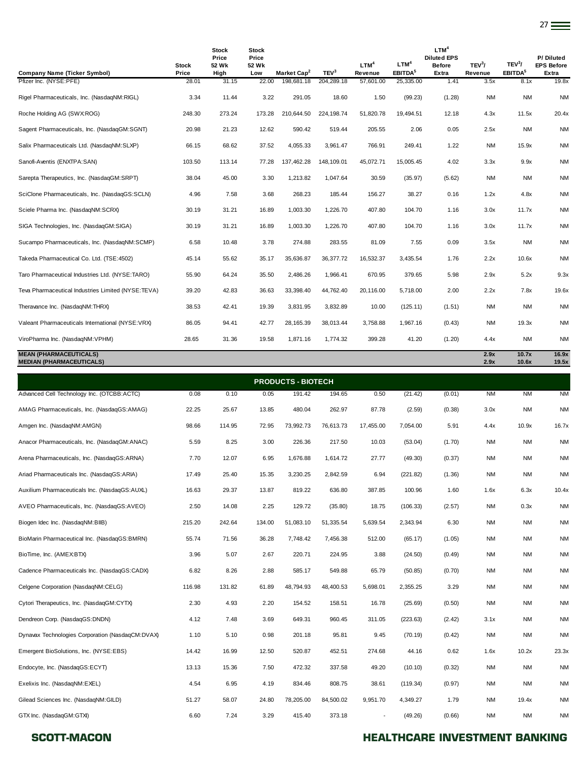| Company Name (Ticker Symbol) | Stock Price | Stock Price 52 Wk High | Stock Price 52 Wk Low | Market Cap[2] | TEV[3] | LTM[4] Revenue | LTM[4] EBITDA[5] | LTM[4] Diluted EPS Before Extra | TEV[3]/ Revenue | TEV[3]/ EBITDA[5] | P/ Diluted EPS Before Extra |
|---|---|---|---|---|---|---|---|---|---|---|---|
| Pfizer Inc. (NYSE:PFE) | 28.01 | 31.15 | 22.00 | 198,681.18 | 204,289.18 | 57,601.00 | 25,335.00 | 1.41 | 3.5x | 8.1x | 19.8x |
| Rigel Pharmaceuticals, Inc. (NasdaqNM:RIGL) | 3.34 | 11.44 | 3.22 | 291.05 | 18.60 | 1.50 | (99.23) | (1.28) | NM | NM | NM |
| Roche Holding AG (SWX:ROG) | 248.30 | 273.24 | 173.28 | 210,644.50 | 224,198.74 | 51,820.78 | 19,494.51 | 12.18 | 4.3x | 11.5x | 20.4x |
| Sagent Pharmaceuticals, Inc. (NasdaqGM:SGNT) | 20.98 | 21.23 | 12.62 | 590.42 | 519.44 | 205.55 | 2.06 | 0.05 | 2.5x | NM | NM |
| Salix Pharmaceuticals Ltd. (NasdaqNM:SLXP) | 66.15 | 68.62 | 37.52 | 4,055.33 | 3,961.47 | 766.91 | 249.41 | 1.22 | NM | 15.9x | NM |
| Sanofi-Aventis (ENXTPA:SAN) | 103.50 | 113.14 | 77.28 | 137,462.28 | 148,109.01 | 45,072.71 | 15,005.45 | 4.02 | 3.3x | 9.9x | NM |
| Sarepta Therapeutics, Inc. (NasdaqGM:SRPT) | 38.04 | 45.00 | 3.30 | 1,213.82 | 1,047.64 | 30.59 | (35.97) | (5.62) | NM | NM | NM |
| SciClone Pharmaceuticals, Inc. (NasdaqGS:SCLN) | 4.96 | 7.58 | 3.68 | 268.23 | 185.44 | 156.27 | 38.27 | 0.16 | 1.2x | 4.8x | NM |
| Sciele Pharma Inc. (NasdaqNM:SCRX) | 30.19 | 31.21 | 16.89 | 1,003.30 | 1,226.70 | 407.80 | 104.70 | 1.16 | 3.0x | 11.7x | NM |
| SIGA Technologies, Inc. (NasdaqGM:SIGA) | 30.19 | 31.21 | 16.89 | 1,003.30 | 1,226.70 | 407.80 | 104.70 | 1.16 | 3.0x | 11.7x | NM |
| Sucampo Pharmaceuticals, Inc. (NasdaqNM:SCMP) | 6.58 | 10.48 | 3.78 | 274.88 | 283.55 | 81.09 | 7.55 | 0.09 | 3.5x | NM | NM |
| Takeda Pharmaceutical Co. Ltd. (TSE:4502) | 45.14 | 55.62 | 35.17 | 35,636.87 | 36,377.72 | 16,532.37 | 3,435.54 | 1.76 | 2.2x | 10.6x | NM |
| Taro Pharmaceutical Industries Ltd. (NYSE:TARO) | 55.90 | 64.24 | 35.50 | 2,486.26 | 1,966.41 | 670.95 | 379.65 | 5.98 | 2.9x | 5.2x | 9.3x |
| Teva Pharmaceutical Industries Limited (NYSE:TEVA) | 39.20 | 42.83 | 36.63 | 33,398.40 | 44,762.40 | 20,116.00 | 5,718.00 | 2.00 | 2.2x | 7.8x | 19.6x |
| Theravance Inc. (NasdaqNM:THRX) | 38.53 | 42.41 | 19.39 | 3,831.95 | 3,832.89 | 10.00 | (125.11) | (1.51) | NM | NM | NM |
| Valeant Pharmaceuticals International (NYSE:VRX) | 86.05 | 94.41 | 42.77 | 28,165.39 | 38,013.44 | 3,758.88 | 1,967.16 | (0.43) | NM | 19.3x | NM |
| ViroPharma Inc. (NasdaqNM:VPHM) | 28.65 | 31.36 | 19.58 | 1,871.16 | 1,774.32 | 399.28 | 41.20 | (1.20) | 4.4x | NM | NM |
| **MEAN (PHARMACEUTICALS)** | | | | | | | | | **2.9x** | **10.7x** | **16.9x** |
| **MEDIAN (PHARMACEUTICALS)** | | | | | | | | | **2.9x** | **10.6x** | **19.5x** |
| **PRODUCTS - BIOTECH** | | | | | | | | | | | |
| Advanced Cell Technology Inc. (OTCBB:ACTC) | 0.08 | 0.10 | 0.05 | 191.42 | 194.65 | 0.50 | (21.42) | (0.01) | NM | NM | NM |
| AMAG Pharmaceuticals, Inc. (NasdaqGS:AMAG) | 22.25 | 25.67 | 13.85 | 480.04 | 262.97 | 87.78 | (2.59) | (0.38) | 3.0x | NM | NM |
| Amgen Inc. (NasdaqNM:AMGN) | 98.66 | 114.95 | 72.95 | 73,992.73 | 76,613.73 | 17,455.00 | 7,054.00 | 5.91 | 4.4x | 10.9x | 16.7x |
| Anacor Pharmaceuticals, Inc. (NasdaqGM:ANAC) | 5.59 | 8.25 | 3.00 | 226.36 | 217.50 | 10.03 | (53.04) | (1.70) | NM | NM | NM |
| Arena Pharmaceuticals, Inc. (NasdaqGS:ARNA) | 7.70 | 12.07 | 6.95 | 1,676.88 | 1,614.72 | 27.77 | (49.30) | (0.37) | NM | NM | NM |
| Ariad Pharmaceuticals Inc. (NasdaqGS:ARIA) | 17.49 | 25.40 | 15.35 | 3,230.25 | 2,842.59 | 6.94 | (221.82) | (1.36) | NM | NM | NM |
| Auxilium Pharmaceuticals Inc. (NasdaqGS:AUXL) | 16.63 | 29.37 | 13.87 | 819.22 | 636.80 | 387.85 | 100.96 | 1.60 | 1.6x | 6.3x | 10.4x |
| AVEO Pharmaceuticals, Inc. (NasdaqGS:AVEO) | 2.50 | 14.08 | 2.25 | 129.72 | (35.80) | 18.75 | (106.33) | (2.57) | NM | 0.3x | NM |
| Biogen Idec Inc. (NasdaqNM:BIIB) | 215.20 | 242.64 | 134.00 | 51,083.10 | 51,335.54 | 5,639.54 | 2,343.94 | 6.30 | NM | NM | NM |
| BioMarin Pharmaceutical Inc. (NasdaqGS:BMRN) | 55.74 | 71.56 | 36.28 | 7,748.42 | 7,456.38 | 512.00 | (65.17) | (1.05) | NM | NM | NM |
| BioTime, Inc. (AMEX:BTX) | 3.96 | 5.07 | 2.67 | 220.71 | 224.95 | 3.88 | (24.50) | (0.49) | NM | NM | NM |
| Cadence Pharmaceuticals Inc. (NasdaqGS:CADX) | 6.82 | 8.26 | 2.88 | 585.17 | 549.88 | 65.79 | (50.85) | (0.70) | NM | NM | NM |
| Celgene Corporation (NasdaqNM:CELG) | 116.98 | 131.82 | 61.89 | 48,794.93 | 48,400.53 | 5,698.01 | 2,355.25 | 3.29 | NM | NM | NM |
| Cytori Therapeutics, Inc. (NasdaqGM:CYTX) | 2.30 | 4.93 | 2.20 | 154.52 | 158.51 | 16.78 | (25.69) | (0.50) | NM | NM | NM |
| Dendreon Corp. (NasdaqGS:DNDN) | 4.12 | 7.48 | 3.69 | 649.31 | 960.45 | 311.05 | (223.63) | (2.42) | 3.1x | NM | NM |
| Dynavax Technologies Corporation (NasdaqCM:DVAX) | 1.10 | 5.10 | 0.98 | 201.18 | 95.81 | 9.45 | (70.19) | (0.42) | NM | NM | NM |
| Emergent BioSolutions, Inc. (NYSE:EBS) | 14.42 | 16.99 | 12.50 | 520.87 | 452.51 | 274.68 | 44.16 | 0.62 | 1.6x | 10.2x | 23.3x |
| Endocyte, Inc. (NasdaqGS:ECYT) | 13.13 | 15.36 | 7.50 | 472.32 | 337.58 | 49.20 | (10.10) | (0.32) | NM | NM | NM |
| Exelixis Inc. (NasdaqNM:EXEL) | 4.54 | 6.95 | 4.19 | 834.46 | 808.75 | 38.61 | (119.34) | (0.97) | NM | NM | NM |
| Gilead Sciences Inc. (NasdaqNM:GILD) | 51.27 | 58.07 | 24.80 | 78,205.00 | 84,500.02 | 9,951.70 | 4,349.27 | 1.79 | NM | 19.4x | NM |
| GTX Inc. (NasdaqGM:GTXI) | 6.60 | 7.24 | 3.29 | 415.40 | 373.18 | - | (49.26) | (0.66) | NM | NM | NM |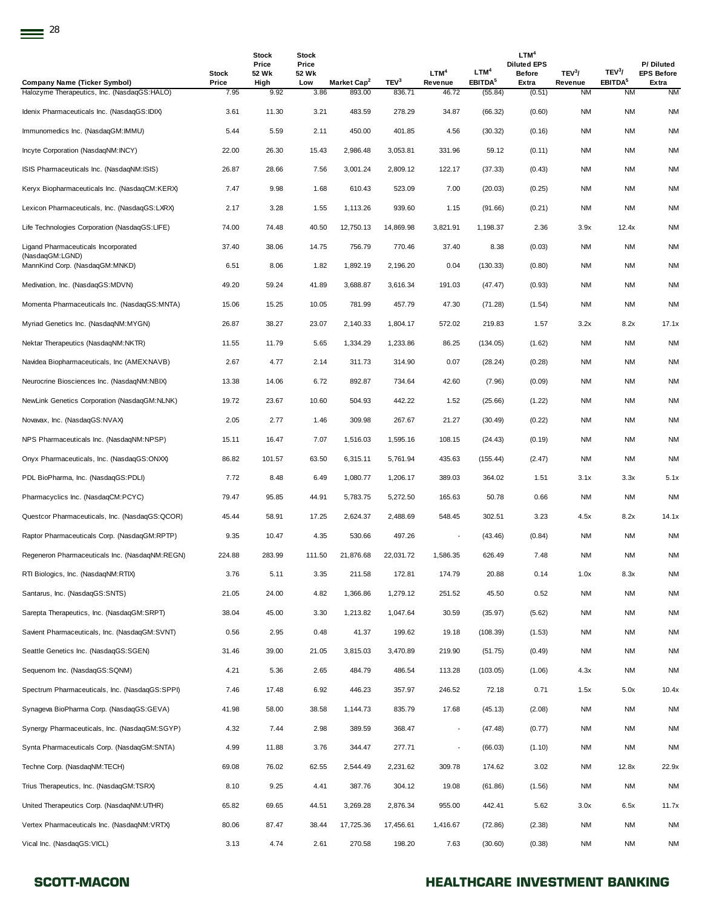| Company Name (Ticker Symbol) | Stock Price | Stock Price 52 Wk High | Stock Price 52 Wk Low | Market Cap[2] | TEV[3] | LTM[4] Revenue | LTM[4] EBITDA[5] | LTM[4] Diluted EPS Before Extra | TEV[3]/ Revenue | TEV[3]/ EBITDA[5] | P/ Diluted EPS Before Extra |
|---|---|---|---|---|---|---|---|---|---|---|---|
| Halozyme Therapeutics, Inc. (NasdaqGS:HALO) | 7.95 | 9.92 | 3.86 | 893.00 | 836.71 | 46.72 | (55.84) | (0.51) | NM | NM | NM |
| Idenix Pharmaceuticals Inc. (NasdaqGS:IDIX) | 3.61 | 11.30 | 3.21 | 483.59 | 278.29 | 34.87 | (66.32) | (0.60) | NM | NM | NM |
| Immunomedics Inc. (NasdaqGM:IMMU) | 5.44 | 5.59 | 2.11 | 450.00 | 401.85 | 4.56 | (30.32) | (0.16) | NM | NM | NM |
| Incyte Corporation (NasdaqNM:INCY) | 22.00 | 26.30 | 15.43 | 2,986.48 | 3,053.81 | 331.96 | 59.12 | (0.11) | NM | NM | NM |
| ISIS Pharmaceuticals Inc. (NasdaqNM:ISIS) | 26.87 | 28.66 | 7.56 | 3,001.24 | 2,809.12 | 122.17 | (37.33) | (0.43) | NM | NM | NM |
| Keryx Biopharmaceuticals Inc. (NasdaqCM:KERX) | 7.47 | 9.98 | 1.68 | 610.43 | 523.09 | 7.00 | (20.03) | (0.25) | NM | NM | NM |
| Lexicon Pharmaceuticals, Inc. (NasdaqGS:LXRX) | 2.17 | 3.28 | 1.55 | 1,113.26 | 939.60 | 1.15 | (91.66) | (0.21) | NM | NM | NM |
| Life Technologies Corporation (NasdaqGS:LIFE) | 74.00 | 74.48 | 40.50 | 12,750.13 | 14,869.98 | 3,821.91 | 1,198.37 | 2.36 | 3.9x | 12.4x | NM |
| Ligand Pharmaceuticals Incorporated (NasdaqGM:LGND) | 37.40 | 38.06 | 14.75 | 756.79 | 770.46 | 37.40 | 8.38 | (0.03) | NM | NM | NM |
| MannKind Corp. (NasdaqGM:MNKD) | 6.51 | 8.06 | 1.82 | 1,892.19 | 2,196.20 | 0.04 | (130.33) | (0.80) | NM | NM | NM |
| Medivation, Inc. (NasdaqGS:MDVN) | 49.20 | 59.24 | 41.89 | 3,688.87 | 3,616.34 | 191.03 | (47.47) | (0.93) | NM | NM | NM |
| Momenta Pharmaceuticals Inc. (NasdaqGS:MNTA) | 15.06 | 15.25 | 10.05 | 781.99 | 457.79 | 47.30 | (71.28) | (1.54) | NM | NM | NM |
| Myriad Genetics Inc. (NasdaqNM:MYGN) | 26.87 | 38.27 | 23.07 | 2,140.33 | 1,804.17 | 572.02 | 219.83 | 1.57 | 3.2x | 8.2x | 17.1x |
| Nektar Therapeutics (NasdaqNM:NKTR) | 11.55 | 11.79 | 5.65 | 1,334.29 | 1,233.86 | 86.25 | (134.05) | (1.62) | NM | NM | NM |
| Navidea Biopharmaceuticals, Inc (AMEX:NAVB) | 2.67 | 4.77 | 2.14 | 311.73 | 314.90 | 0.07 | (28.24) | (0.28) | NM | NM | NM |
| Neurocrine Biosciences Inc. (NasdaqNM:NBIX) | 13.38 | 14.06 | 6.72 | 892.87 | 734.64 | 42.60 | (7.96) | (0.09) | NM | NM | NM |
| NewLink Genetics Corporation (NasdaqGM:NLNK) | 19.72 | 23.67 | 10.60 | 504.93 | 442.22 | 1.52 | (25.66) | (1.22) | NM | NM | NM |
| Novavax, Inc. (NasdaqGS:NVAX) | 2.05 | 2.77 | 1.46 | 309.98 | 267.67 | 21.27 | (30.49) | (0.22) | NM | NM | NM |
| NPS Pharmaceuticals Inc. (NasdaqNM:NPSP) | 15.11 | 16.47 | 7.07 | 1,516.03 | 1,595.16 | 108.15 | (24.43) | (0.19) | NM | NM | NM |
| Onyx Pharmaceuticals, Inc. (NasdaqGS:ONXX) | 86.82 | 101.57 | 63.50 | 6,315.11 | 5,761.94 | 435.63 | (155.44) | (2.47) | NM | NM | NM |
| PDL BioPharma, Inc. (NasdaqGS:PDLI) | 7.72 | 8.48 | 6.49 | 1,080.77 | 1,206.17 | 389.03 | 364.02 | 1.51 | 3.1x | 3.3x | 5.1x |
| Pharmacyclics Inc. (NasdaqCM:PCYC) | 79.47 | 95.85 | 44.91 | 5,783.75 | 5,272.50 | 165.63 | 50.78 | 0.66 | NM | NM | NM |
| Questcor Pharmaceuticals, Inc. (NasdaqGS:QCOR) | 45.44 | 58.91 | 17.25 | 2,624.37 | 2,488.69 | 548.45 | 302.51 | 3.23 | 4.5x | 8.2x | 14.1x |
| Raptor Pharmaceuticals Corp. (NasdaqGM:RPTP) | 9.35 | 10.47 | 4.35 | 530.66 | 497.26 | - | (43.46) | (0.84) | NM | NM | NM |
| Regeneron Pharmaceuticals Inc. (NasdaqNM:REGN) | 224.88 | 283.99 | 111.50 | 21,876.68 | 22,031.72 | 1,586.35 | 626.49 | 7.48 | NM | NM | NM |
| RTI Biologics, Inc. (NasdaqNM:RTIX) | 3.76 | 5.11 | 3.35 | 211.58 | 172.81 | 174.79 | 20.88 | 0.14 | 1.0x | 8.3x | NM |
| Santarus, Inc. (NasdaqGS:SNTS) | 21.05 | 24.00 | 4.82 | 1,366.86 | 1,279.12 | 251.52 | 45.50 | 0.52 | NM | NM | NM |
| Sarepta Therapeutics, Inc. (NasdaqGM:SRPT) | 38.04 | 45.00 | 3.30 | 1,213.82 | 1,047.64 | 30.59 | (35.97) | (5.62) | NM | NM | NM |
| Savient Pharmaceuticals, Inc. (NasdaqGM:SVNT) | 0.56 | 2.95 | 0.48 | 41.37 | 199.62 | 19.18 | (108.39) | (1.53) | NM | NM | NM |
| Seattle Genetics Inc. (NasdaqGS:SGEN) | 31.46 | 39.00 | 21.05 | 3,815.03 | 3,470.89 | 219.90 | (51.75) | (0.49) | NM | NM | NM |
| Sequenom Inc. (NasdaqGS:SQNM) | 4.21 | 5.36 | 2.65 | 484.79 | 486.54 | 113.28 | (103.05) | (1.06) | 4.3x | NM | NM |
| Spectrum Pharmaceuticals, Inc. (NasdaqGS:SPPI) | 7.46 | 17.48 | 6.92 | 446.23 | 357.97 | 246.52 | 72.18 | 0.71 | 1.5x | 5.0x | 10.4x |
| Synageva BioPharma Corp. (NasdaqGS:GEVA) | 41.98 | 58.00 | 38.58 | 1,144.73 | 835.79 | 17.68 | (45.13) | (2.08) | NM | NM | NM |
| Synergy Pharmaceuticals, Inc. (NasdaqGM:SGYP) | 4.32 | 7.44 | 2.98 | 389.59 | 368.47 | - | (47.48) | (0.77) | NM | NM | NM |
| Synta Pharmaceuticals Corp. (NasdaqGM:SNTA) | 4.99 | 11.88 | 3.76 | 344.47 | 277.71 | - | (66.03) | (1.10) | NM | NM | NM |
| Techne Corp. (NasdaqNM:TECH) | 69.08 | 76.02 | 62.55 | 2,544.49 | 2,231.62 | 309.78 | 174.62 | 3.02 | NM | 12.8x | 22.9x |
| Trius Therapeutics, Inc. (NasdaqGM:TSRX) | 8.10 | 9.25 | 4.41 | 387.76 | 304.12 | 19.08 | (61.86) | (1.56) | NM | NM | NM |
| United Therapeutics Corp. (NasdaqNM:UTHR) | 65.82 | 69.65 | 44.51 | 3,269.28 | 2,876.34 | 955.00 | 442.41 | 5.62 | 3.0x | 6.5x | 11.7x |
| Vertex Pharmaceuticals Inc. (NasdaqNM:VRTX) | 80.06 | 87.47 | 38.44 | 17,725.36 | 17,456.61 | 1,416.67 | (72.86) | (2.38) | NM | NM | NM |
| Vical Inc. (NasdaqGS:VICL) | 3.13 | 4.74 | 2.61 | 270.58 | 198.20 | 7.63 | (30.60) | (0.38) | NM | NM | NM |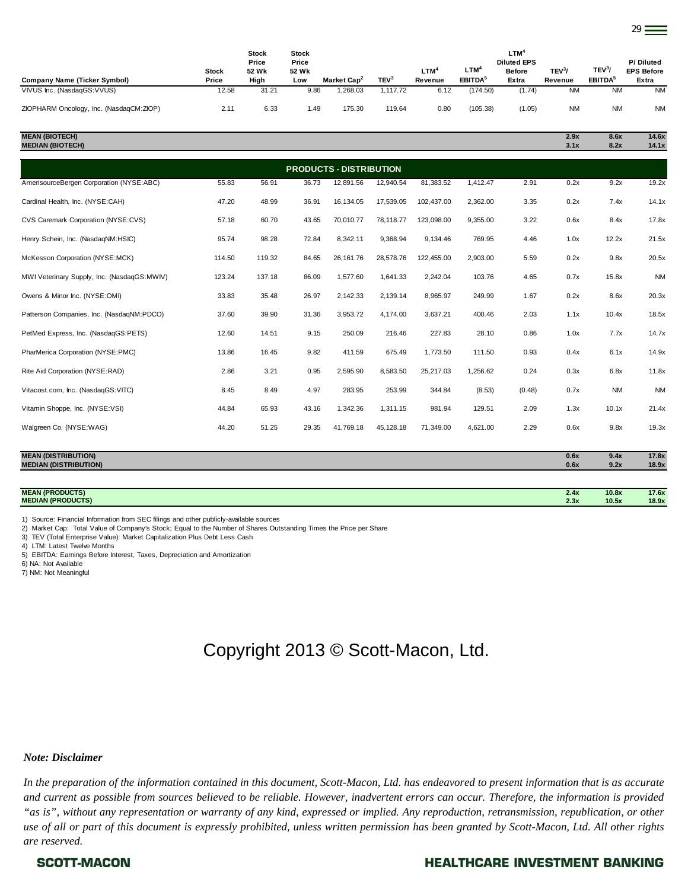| Company Name (Ticker Symbol) | Stock Price | Stock Price 52 Wk High | Stock Price 52 Wk Low | Market Cap[2] | TEV[3] | LTM[4] Revenue | LTM[4] EBITDA[5] | LTM[4] Diluted EPS Before Extra | TEV[3]/ Revenue | TEV[3]/ EBITDA[5] | P/ Diluted EPS Before Extra |
|---|---|---|---|---|---|---|---|---|---|---|---|
| VIVUS Inc. (NasdaqGS:VVUS) | 12.58 | 31.21 | 9.86 | 1,268.03 | 1,117.72 | 6.12 | (174.50) | (1.74) | NM | NM | NM |
| ZIOPHARM Oncology, Inc. (NasdaqCM:ZIOP) | 2.11 | 6.33 | 1.49 | 175.30 | 119.64 | 0.80 | (105.38) | (1.05) | NM | NM | NM |
| **MEAN (BIOTECH)** | | | | | | | | | **2.9x** | **8.6x** | **14.6x** |
| **MEDIAN (BIOTECH)** | | | | | | | | | **3.1x** | **8.2x** | **14.1x** |
| **PRODUCTS - DISTRIBUTION** | | | | | | | | | | | |
| AmerisourceBergen Corporation (NYSE:ABC) | 55.83 | 56.91 | 36.73 | 12,891.56 | 12,940.54 | 81,383.52 | 1,412.47 | 2.91 | 0.2x | 9.2x | 19.2x |
| Cardinal Health, Inc. (NYSE:CAH) | 47.20 | 48.99 | 36.91 | 16,134.05 | 17,539.05 | 102,437.00 | 2,362.00 | 3.35 | 0.2x | 7.4x | 14.1x |
| CVS Caremark Corporation (NYSE:CVS) | 57.18 | 60.70 | 43.65 | 70,010.77 | 78,118.77 | 123,098.00 | 9,355.00 | 3.22 | 0.6x | 8.4x | 17.8x |
| Henry Schein, Inc. (NasdaqNM:HSIC) | 95.74 | 98.28 | 72.84 | 8,342.11 | 9,368.94 | 9,134.46 | 769.95 | 4.46 | 1.0x | 12.2x | 21.5x |
| McKesson Corporation (NYSE:MCK) | 114.50 | 119.32 | 84.65 | 26,161.76 | 28,578.76 | 122,455.00 | 2,903.00 | 5.59 | 0.2x | 9.8x | 20.5x |
| MWI Veterinary Supply, Inc. (NasdaqGS:MWIV) | 123.24 | 137.18 | 86.09 | 1,577.60 | 1,641.33 | 2,242.04 | 103.76 | 4.65 | 0.7x | 15.8x | NM |
| Owens & Minor Inc. (NYSE:OMI) | 33.83 | 35.48 | 26.97 | 2,142.33 | 2,139.14 | 8,965.97 | 249.99 | 1.67 | 0.2x | 8.6x | 20.3x |
| Patterson Companies, Inc. (NasdaqNM:PDCO) | 37.60 | 39.90 | 31.36 | 3,953.72 | 4,174.00 | 3,637.21 | 400.46 | 2.03 | 1.1x | 10.4x | 18.5x |
| PetMed Express, Inc. (NasdaqGS:PETS) | 12.60 | 14.51 | 9.15 | 250.09 | 216.46 | 227.83 | 28.10 | 0.86 | 1.0x | 7.7x | 14.7x |
| PharMerica Corporation (NYSE:PMC) | 13.86 | 16.45 | 9.82 | 411.59 | 675.49 | 1,773.50 | 111.50 | 0.93 | 0.4x | 6.1x | 14.9x |
| Rite Aid Corporation (NYSE:RAD) | 2.86 | 3.21 | 0.95 | 2,595.90 | 8,583.50 | 25,217.03 | 1,256.62 | 0.24 | 0.3x | 6.8x | 11.8x |
| Vitacost.com, Inc. (NasdaqGS:VITC) | 8.45 | 8.49 | 4.97 | 283.95 | 253.99 | 344.84 | (8.53) | (0.48) | 0.7x | NM | NM |
| Vitamin Shoppe, Inc. (NYSE:VSI) | 44.84 | 65.93 | 43.16 | 1,342.36 | 1,311.15 | 981.94 | 129.51 | 2.09 | 1.3x | 10.1x | 21.4x |
| Walgreen Co. (NYSE:WAG) | 44.20 | 51.25 | 29.35 | 41,769.18 | 45,128.18 | 71,349.00 | 4,621.00 | 2.29 | 0.6x | 9.8x | 19.3x |
| **MEAN (DISTRIBUTION)** | | | | | | | | | **0.6x** | **9.4x** | **17.8x** |
| **MEDIAN (DISTRIBUTION)** | | | | | | | | | **0.6x** | **9.2x** | **18.9x** |
| **MEAN (PRODUCTS)** | | | | | | | | | **2.4x** | **10.8x** | **17.6x** |
| **MEDIAN (PRODUCTS)** | | | | | | | | | **2.3x** | **10.5x** | **18.9x** |

1) Source: Financial Information from SEC filings and other publicly-available sources
2) Market Cap: Total Value of Company's Stock; Equal to the Number of Shares Outstanding Times the Price per Share
3) TEV (Total Enterprise Value): Market Capitalization Plus Debt Less Cash
4) LTM: Latest Twelve Months
5) EBITDA: Earnings Before Interest, Taxes, Depreciation and Amortization
6) NA: Not Available
7) NM: Not Meaningful

Copyright 2013 © Scott-Macon, Ltd.

***Note: Disclaimer***

*In the preparation of the information contained in this document, Scott-Macon, Ltd. has endeavored to present information that is as accurate and current as possible from sources believed to be reliable. However, inadvertent errors can occur. Therefore, the information is provided "as is", without any representation or warranty of any kind, expressed or implied. Any reproduction, retransmission, republication, or other use of all or part of this document is expressly prohibited, unless written permission has been granted by Scott-Macon, Ltd. All other rights are reserved.*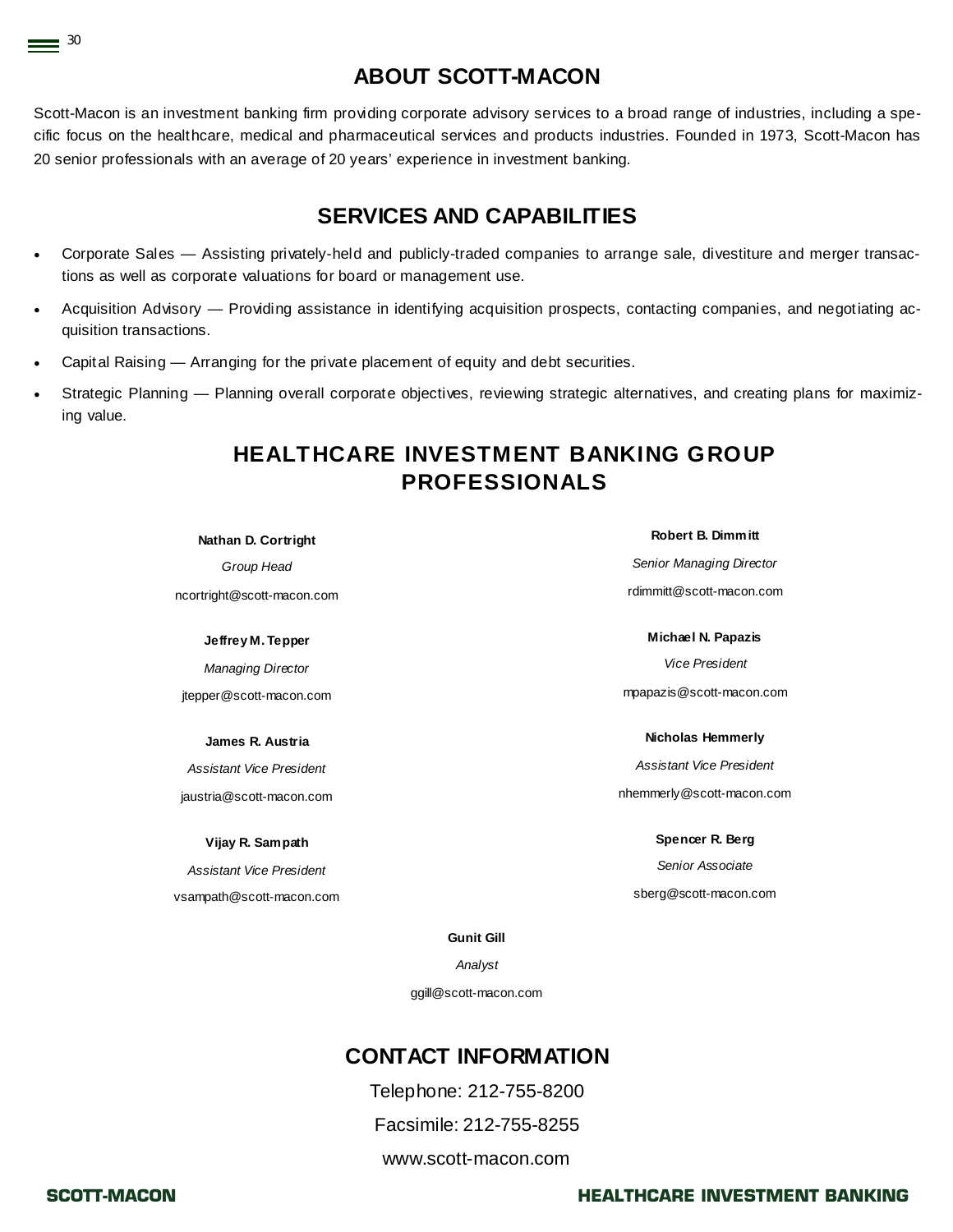# ABOUT SCOTT-MACON

Scott-Macon is an investment banking firm providing corporate advisory services to a broad range of industries, including a specific focus on the healthcare, medical and pharmaceutical services and products industries. Founded in 1973, Scott-Macon has 20 senior professionals with an average of 20 years' experience in investment banking.

# SERVICES AND CAPABILITIES

- Corporate Sales — Assisting privately-held and publicly-traded companies to arrange sale, divestiture and merger transactions as well as corporate valuations for board or management use.
- Acquisition Advisory — Providing assistance in identifying acquisition prospects, contacting companies, and negotiating acquisition transactions.
- Capital Raising — Arranging for the private placement of equity and debt securities.
- Strategic Planning — Planning overall corporate objectives, reviewing strategic alternatives, and creating plans for maximizing value.

# HEALTHCARE INVESTMENT BANKING GROUP PROFESSIONALS

**Nathan D. Cortright**
*Group Head*
ncortright@scott-macon.com

**Robert B. Dimmitt**
*Senior Managing Director*
rdimmitt@scott-macon.com

**Jeffrey M. Tepper**
*Managing Director*
jtepper@scott-macon.com

**Michael N. Papazis**
*Vice President*
mpapazis@scott-macon.com

**James R. Austria**
*Assistant Vice President*
jaustria@scott-macon.com

**Nicholas Hemmerly**
*Assistant Vice President*
nhemmerly@scott-macon.com

**Vijay R. Sampath**
*Assistant Vice President*
vsampath@scott-macon.com

**Spencer R. Berg**
*Senior Associate*
sberg@scott-macon.com

**Gunit Gill**
*Analyst*
ggill@scott-macon.com

# CONTACT INFORMATION

Telephone: 212-755-8200

Facsimile: 212-755-8255

www.scott-macon.com